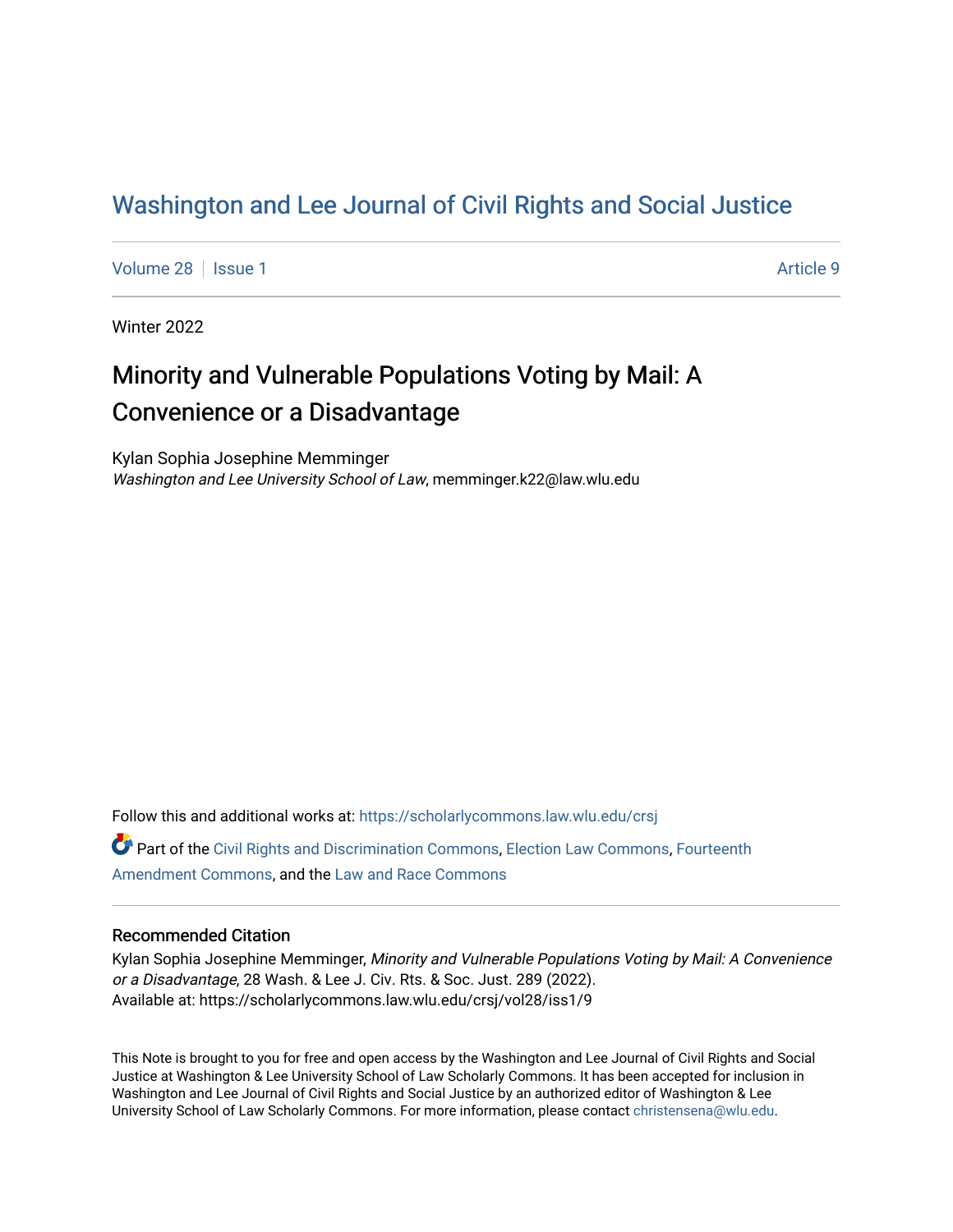# Washington and Lee Journal of Civil Rights and Social Justice

Volume 28 | Issue 1 | Article 9

Winter 2022

## Minority and Vulnerable Populations Voting by Mail: A Convenience or a Disadvantage

Kylan Sophia Josephine Memminger
*Washington and Lee University School of Law*, memminger.k22@law.wlu.edu

Follow this and additional works at: https://scholarlycommons.law.wlu.edu/crsj

Part of the Civil Rights and Discrimination Commons, Election Law Commons, Fourteenth Amendment Commons, and the Law and Race Commons

### Recommended Citation

Kylan Sophia Josephine Memminger, *Minority and Vulnerable Populations Voting by Mail: A Convenience or a Disadvantage*, 28 Wash. & Lee J. Civ. Rts. & Soc. Just. 289 (2022).
Available at: https://scholarlycommons.law.wlu.edu/crsj/vol28/iss1/9

This Note is brought to you for free and open access by the Washington and Lee Journal of Civil Rights and Social Justice at Washington & Lee University School of Law Scholarly Commons. It has been accepted for inclusion in Washington and Lee Journal of Civil Rights and Social Justice by an authorized editor of Washington & Lee University School of Law Scholarly Commons. For more information, please contact christensena@wlu.edu.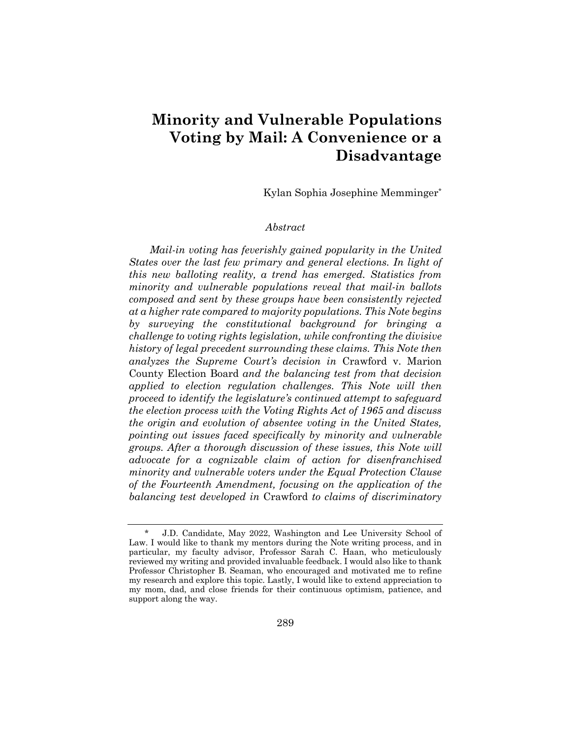# Minority and Vulnerable Populations Voting by Mail: A Convenience or a Disadvantage

Kylan Sophia Josephine Memminger*

*Abstract*

*Mail-in voting has feverishly gained popularity in the United States over the last few primary and general elections. In light of this new balloting reality, a trend has emerged. Statistics from minority and vulnerable populations reveal that mail-in ballots composed and sent by these groups have been consistently rejected at a higher rate compared to majority populations. This Note begins by surveying the constitutional background for bringing a challenge to voting rights legislation, while confronting the divisive history of legal precedent surrounding these claims. This Note then analyzes the Supreme Court's decision in* Crawford v. Marion County Election Board *and the balancing test from that decision applied to election regulation challenges. This Note will then proceed to identify the legislature's continued attempt to safeguard the election process with the Voting Rights Act of 1965 and discuss the origin and evolution of absentee voting in the United States, pointing out issues faced specifically by minority and vulnerable groups. After a thorough discussion of these issues, this Note will advocate for a cognizable claim of action for disenfranchised minority and vulnerable voters under the Equal Protection Clause of the Fourteenth Amendment, focusing on the application of the balancing test developed in* Crawford *to claims of discriminatory*

---

\* J.D. Candidate, May 2022, Washington and Lee University School of Law. I would like to thank my mentors during the Note writing process, and in particular, my faculty advisor, Professor Sarah C. Haan, who meticulously reviewed my writing and provided invaluable feedback. I would also like to thank Professor Christopher B. Seaman, who encouraged and motivated me to refine my research and explore this topic. Lastly, I would like to extend appreciation to my mom, dad, and close friends for their continuous optimism, patience, and support along the way.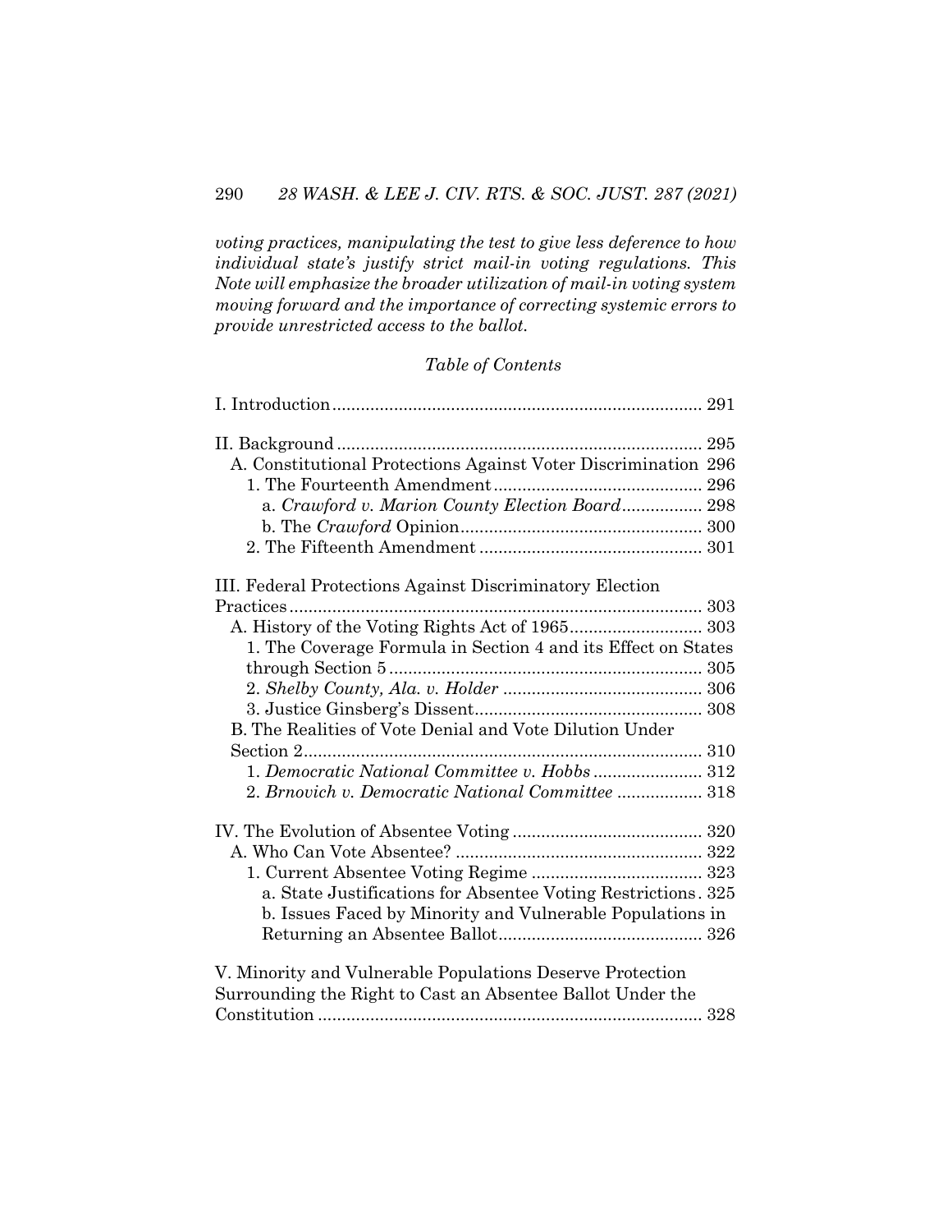*voting practices, manipulating the test to give less deference to how individual state's justify strict mail-in voting regulations. This Note will emphasize the broader utilization of mail-in voting system moving forward and the importance of correcting systemic errors to provide unrestricted access to the ballot.*

*Table of Contents*

I. Introduction .............................................................................. 291

II. Background .............................................................................. 295
- A. Constitutional Protections Against Voter Discrimination 296
  - 1. The Fourteenth Amendment ............................................ 296
    - a. *Crawford v. Marion County Election Board* ................. 298
    - b. The *Crawford* Opinion .................................................... 300
  - 2. The Fifteenth Amendment ............................................... 301

III. Federal Protections Against Discriminatory Election Practices ....................................................................................... 303
- A. History of the Voting Rights Act of 1965 ............................ 303
  - 1. The Coverage Formula in Section 4 and its Effect on States through Section 5 .................................................................. 305
  - 2. *Shelby County, Ala. v. Holder* .......................................... 306
  - 3. Justice Ginsberg's Dissent ................................................ 308
- B. The Realities of Vote Denial and Vote Dilution Under Section 2 ..................................................................................... 310
  - 1. *Democratic National Committee v. Hobbs* ...................... 312
  - 2. *Brnovich v. Democratic National Committee* .................. 318

IV. The Evolution of Absentee Voting ........................................ 320
- A. Who Can Vote Absentee? .................................................... 322
  - 1. Current Absentee Voting Regime .................................... 323
    - a. State Justifications for Absentee Voting Restrictions . 325
    - b. Issues Faced by Minority and Vulnerable Populations in Returning an Absentee Ballot ........................................... 326

V. Minority and Vulnerable Populations Deserve Protection Surrounding the Right to Cast an Absentee Ballot Under the Constitution ................................................................................. 328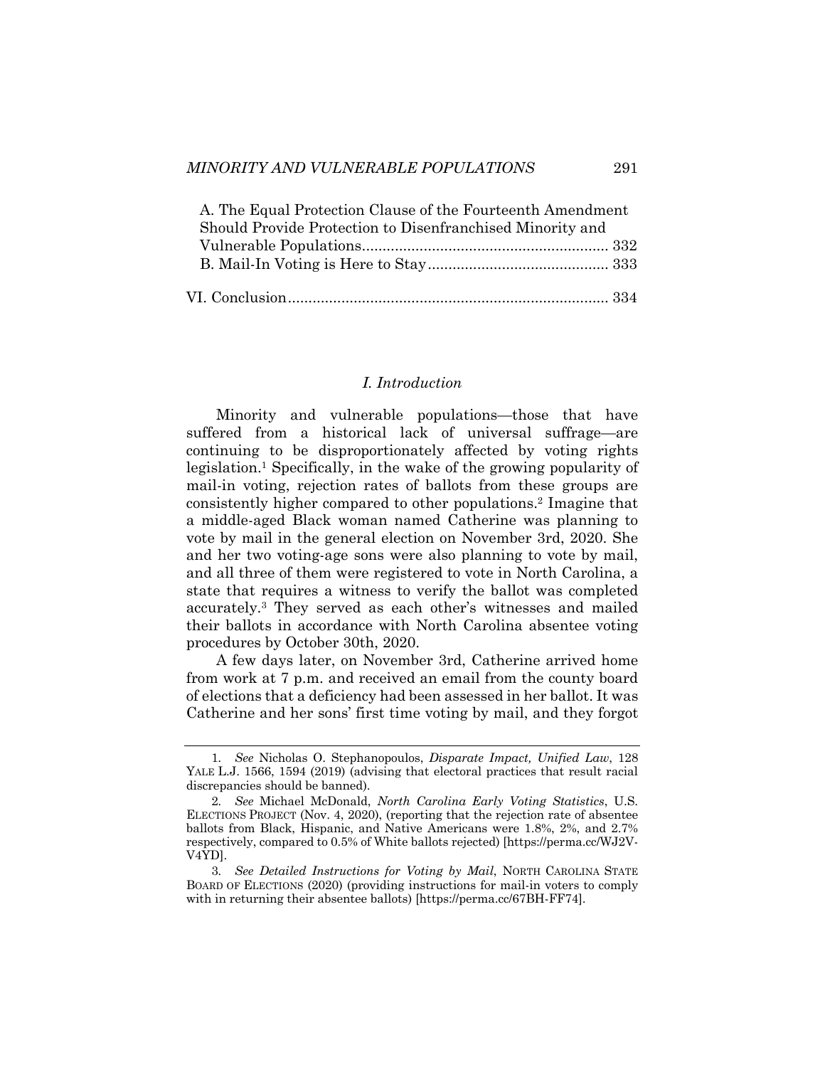A. The Equal Protection Clause of the Fourteenth Amendment Should Provide Protection to Disenfranchised Minority and Vulnerable Populations............................................................ 332

B. Mail-In Voting is Here to Stay............................................ 333

VI. Conclusion.............................................................................. 334

## *I. Introduction*

Minority and vulnerable populations—those that have suffered from a historical lack of universal suffrage—are continuing to be disproportionately affected by voting rights legislation.[1] Specifically, in the wake of the growing popularity of mail-in voting, rejection rates of ballots from these groups are consistently higher compared to other populations.[2] Imagine that a middle-aged Black woman named Catherine was planning to vote by mail in the general election on November 3rd, 2020. She and her two voting-age sons were also planning to vote by mail, and all three of them were registered to vote in North Carolina, a state that requires a witness to verify the ballot was completed accurately.[3] They served as each other's witnesses and mailed their ballots in accordance with North Carolina absentee voting procedures by October 30th, 2020.

A few days later, on November 3rd, Catherine arrived home from work at 7 p.m. and received an email from the county board of elections that a deficiency had been assessed in her ballot. It was Catherine and her sons' first time voting by mail, and they forgot

---

1. *See* Nicholas O. Stephanopoulos, *Disparate Impact, Unified Law*, 128 YALE L.J. 1566, 1594 (2019) (advising that electoral practices that result racial discrepancies should be banned).

2. *See* Michael McDonald, *North Carolina Early Voting Statistics*, U.S. ELECTIONS PROJECT (Nov. 4, 2020), (reporting that the rejection rate of absentee ballots from Black, Hispanic, and Native Americans were 1.8%, 2%, and 2.7% respectively, compared to 0.5% of White ballots rejected) [https://perma.cc/WJ2V-V4YD].

3. *See Detailed Instructions for Voting by Mail*, NORTH CAROLINA STATE BOARD OF ELECTIONS (2020) (providing instructions for mail-in voters to comply with in returning their absentee ballots) [https://perma.cc/67BH-FF74].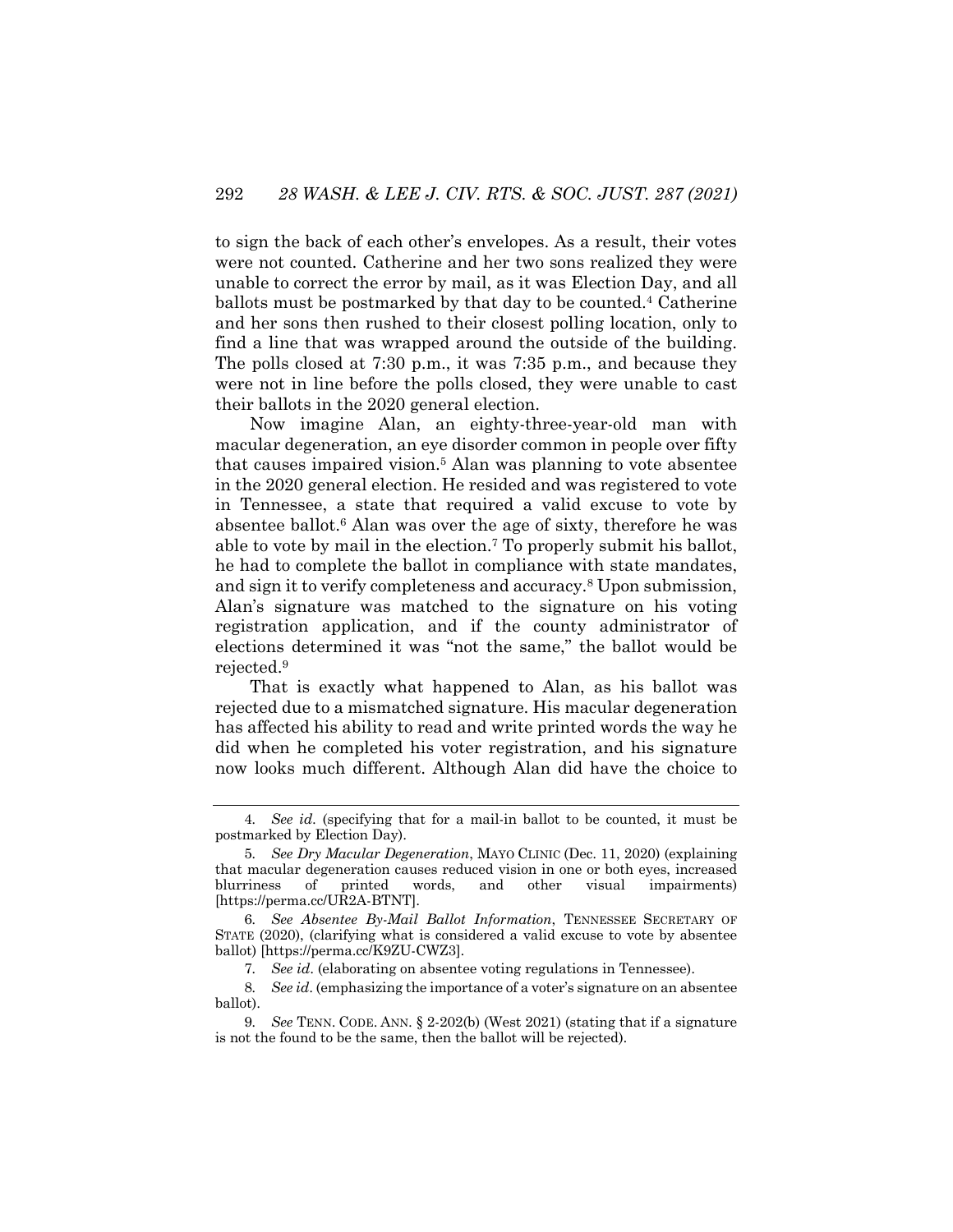to sign the back of each other's envelopes. As a result, their votes were not counted. Catherine and her two sons realized they were unable to correct the error by mail, as it was Election Day, and all ballots must be postmarked by that day to be counted.[4] Catherine and her sons then rushed to their closest polling location, only to find a line that was wrapped around the outside of the building. The polls closed at 7:30 p.m., it was 7:35 p.m., and because they were not in line before the polls closed, they were unable to cast their ballots in the 2020 general election.

Now imagine Alan, an eighty-three-year-old man with macular degeneration, an eye disorder common in people over fifty that causes impaired vision.[5] Alan was planning to vote absentee in the 2020 general election. He resided and was registered to vote in Tennessee, a state that required a valid excuse to vote by absentee ballot.[6] Alan was over the age of sixty, therefore he was able to vote by mail in the election.[7] To properly submit his ballot, he had to complete the ballot in compliance with state mandates, and sign it to verify completeness and accuracy.[8] Upon submission, Alan's signature was matched to the signature on his voting registration application, and if the county administrator of elections determined it was "not the same," the ballot would be rejected.[9]

That is exactly what happened to Alan, as his ballot was rejected due to a mismatched signature. His macular degeneration has affected his ability to read and write printed words the way he did when he completed his voter registration, and his signature now looks much different. Although Alan did have the choice to

---

4. *See id.* (specifying that for a mail-in ballot to be counted, it must be postmarked by Election Day).

5. *See Dry Macular Degeneration*, MAYO CLINIC (Dec. 11, 2020) (explaining that macular degeneration causes reduced vision in one or both eyes, increased blurriness of printed words, and other visual impairments) [https://perma.cc/UR2A-BTNT].

6. *See Absentee By-Mail Ballot Information*, TENNESSEE SECRETARY OF STATE (2020), (clarifying what is considered a valid excuse to vote by absentee ballot) [https://perma.cc/K9ZU-CWZ3].

7. *See id.* (elaborating on absentee voting regulations in Tennessee).

8. *See id.* (emphasizing the importance of a voter's signature on an absentee ballot).

9. *See* TENN. CODE. ANN. § 2-202(b) (West 2021) (stating that if a signature is not the found to be the same, then the ballot will be rejected).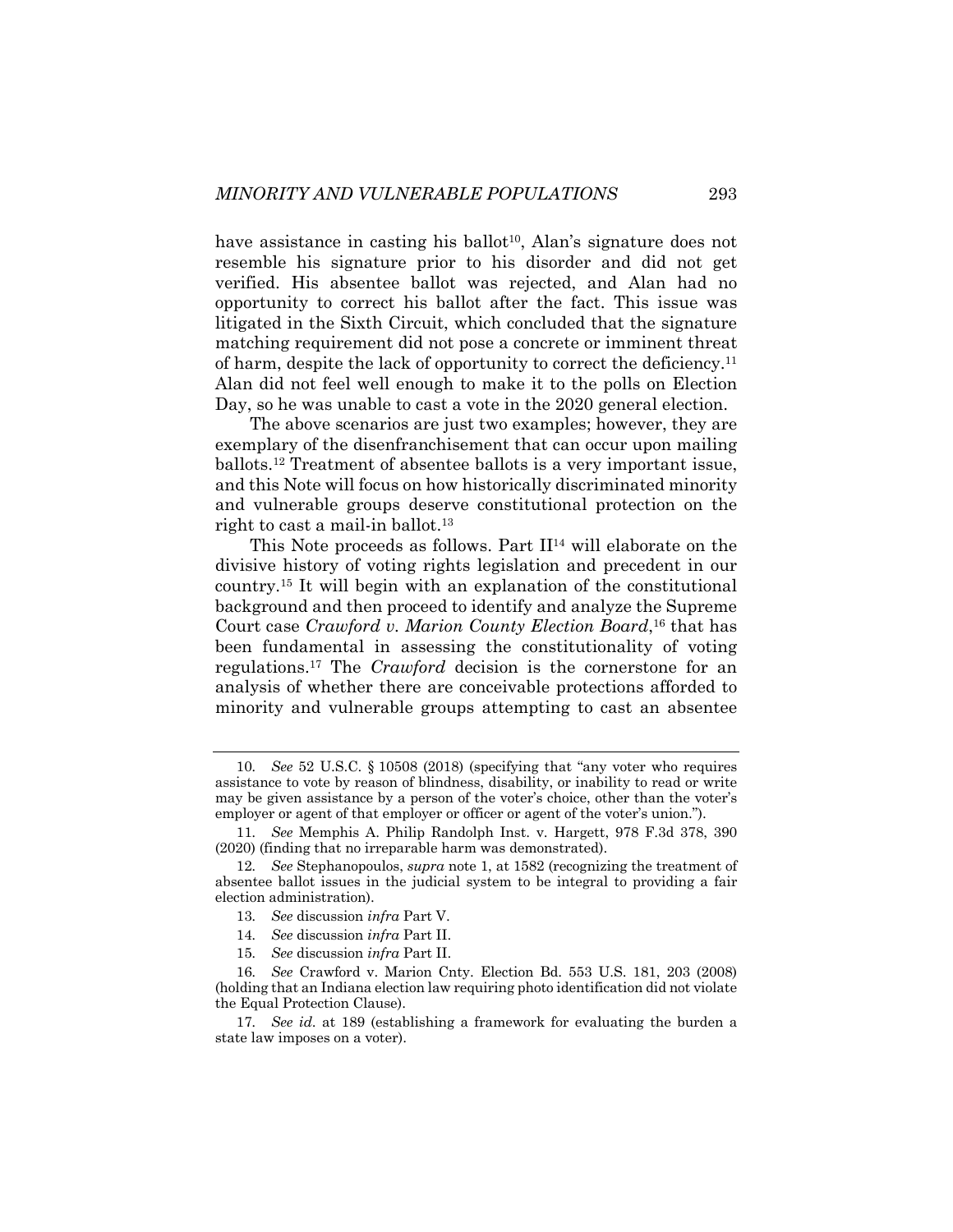have assistance in casting his ballot[10], Alan's signature does not resemble his signature prior to his disorder and did not get verified. His absentee ballot was rejected, and Alan had no opportunity to correct his ballot after the fact. This issue was litigated in the Sixth Circuit, which concluded that the signature matching requirement did not pose a concrete or imminent threat of harm, despite the lack of opportunity to correct the deficiency.[11] Alan did not feel well enough to make it to the polls on Election Day, so he was unable to cast a vote in the 2020 general election.

The above scenarios are just two examples; however, they are exemplary of the disenfranchisement that can occur upon mailing ballots.[12] Treatment of absentee ballots is a very important issue, and this Note will focus on how historically discriminated minority and vulnerable groups deserve constitutional protection on the right to cast a mail-in ballot.[13]

This Note proceeds as follows. Part II[14] will elaborate on the divisive history of voting rights legislation and precedent in our country.[15] It will begin with an explanation of the constitutional background and then proceed to identify and analyze the Supreme Court case *Crawford v. Marion County Election Board*,[16] that has been fundamental in assessing the constitutionality of voting regulations.[17] The *Crawford* decision is the cornerstone for an analysis of whether there are conceivable protections afforded to minority and vulnerable groups attempting to cast an absentee

---

10. *See* 52 U.S.C. § 10508 (2018) (specifying that "any voter who requires assistance to vote by reason of blindness, disability, or inability to read or write may be given assistance by a person of the voter's choice, other than the voter's employer or agent of that employer or officer or agent of the voter's union.").

11. *See* Memphis A. Philip Randolph Inst. v. Hargett, 978 F.3d 378, 390 (2020) (finding that no irreparable harm was demonstrated).

12. *See* Stephanopoulos, *supra* note 1, at 1582 (recognizing the treatment of absentee ballot issues in the judicial system to be integral to providing a fair election administration).

13. *See* discussion *infra* Part V.

14. *See* discussion *infra* Part II.

15. *See* discussion *infra* Part II.

16. *See* Crawford v. Marion Cnty. Election Bd. 553 U.S. 181, 203 (2008) (holding that an Indiana election law requiring photo identification did not violate the Equal Protection Clause).

17. *See id.* at 189 (establishing a framework for evaluating the burden a state law imposes on a voter).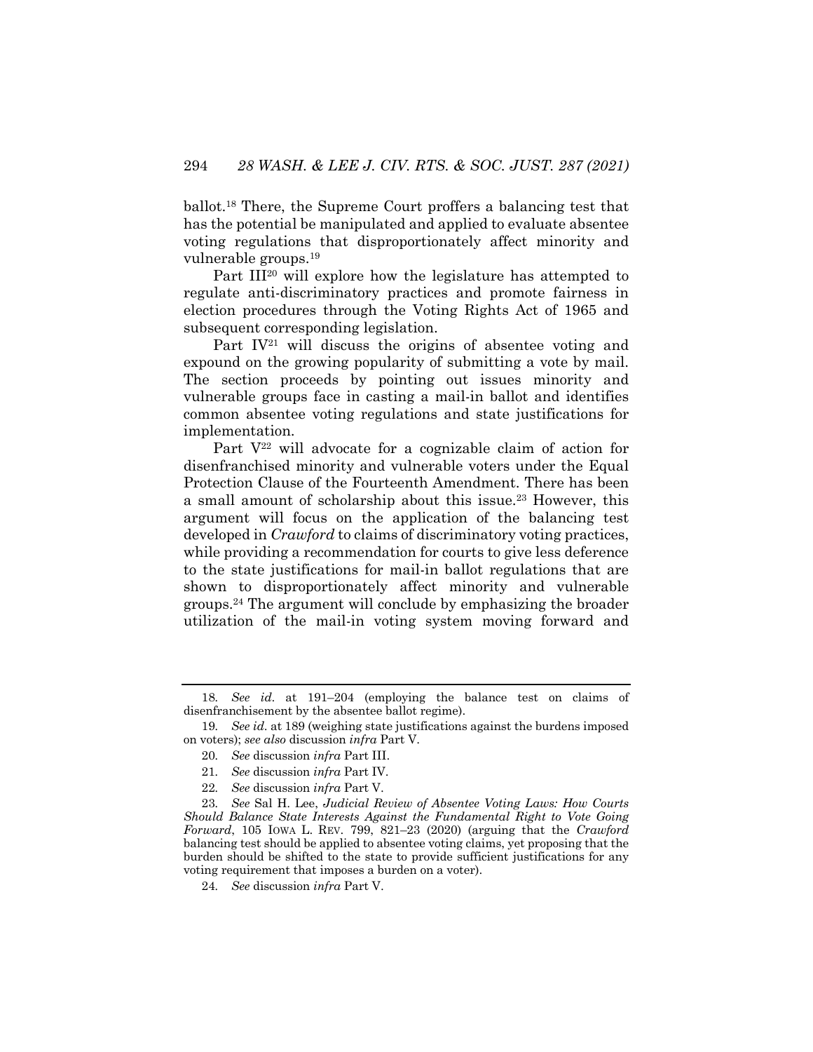ballot.[18] There, the Supreme Court proffers a balancing test that has the potential be manipulated and applied to evaluate absentee voting regulations that disproportionately affect minority and vulnerable groups.[19]

Part III[20] will explore how the legislature has attempted to regulate anti-discriminatory practices and promote fairness in election procedures through the Voting Rights Act of 1965 and subsequent corresponding legislation.

Part IV[21] will discuss the origins of absentee voting and expound on the growing popularity of submitting a vote by mail. The section proceeds by pointing out issues minority and vulnerable groups face in casting a mail-in ballot and identifies common absentee voting regulations and state justifications for implementation.

Part V[22] will advocate for a cognizable claim of action for disenfranchised minority and vulnerable voters under the Equal Protection Clause of the Fourteenth Amendment. There has been a small amount of scholarship about this issue.[23] However, this argument will focus on the application of the balancing test developed in *Crawford* to claims of discriminatory voting practices, while providing a recommendation for courts to give less deference to the state justifications for mail-in ballot regulations that are shown to disproportionately affect minority and vulnerable groups.[24] The argument will conclude by emphasizing the broader utilization of the mail-in voting system moving forward and

---

18. *See id.* at 191–204 (employing the balance test on claims of disenfranchisement by the absentee ballot regime).

19. *See id.* at 189 (weighing state justifications against the burdens imposed on voters); *see also* discussion *infra* Part V.

20. *See* discussion *infra* Part III.

21. *See* discussion *infra* Part IV.

22. *See* discussion *infra* Part V.

23. *See* Sal H. Lee, *Judicial Review of Absentee Voting Laws: How Courts Should Balance State Interests Against the Fundamental Right to Vote Going Forward*, 105 IOWA L. REV. 799, 821–23 (2020) (arguing that the *Crawford* balancing test should be applied to absentee voting claims, yet proposing that the burden should be shifted to the state to provide sufficient justifications for any voting requirement that imposes a burden on a voter).

24. *See* discussion *infra* Part V.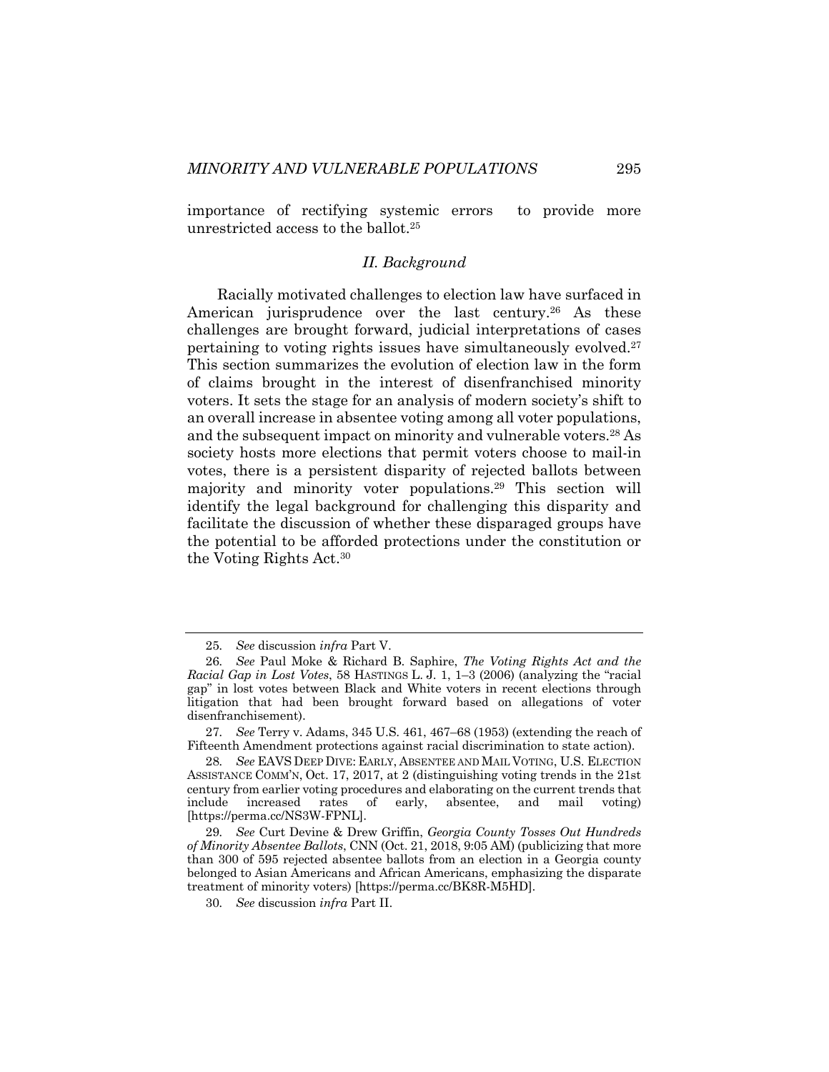importance of rectifying systemic errors to provide more unrestricted access to the ballot.[25]

## *II. Background*

Racially motivated challenges to election law have surfaced in American jurisprudence over the last century.[26] As these challenges are brought forward, judicial interpretations of cases pertaining to voting rights issues have simultaneously evolved.[27] This section summarizes the evolution of election law in the form of claims brought in the interest of disenfranchised minority voters. It sets the stage for an analysis of modern society's shift to an overall increase in absentee voting among all voter populations, and the subsequent impact on minority and vulnerable voters.[28] As society hosts more elections that permit voters choose to mail-in votes, there is a persistent disparity of rejected ballots between majority and minority voter populations.[29] This section will identify the legal background for challenging this disparity and facilitate the discussion of whether these disparaged groups have the potential to be afforded protections under the constitution or the Voting Rights Act.[30]

---

25. *See* discussion *infra* Part V.

26. *See* Paul Moke & Richard B. Saphire, *The Voting Rights Act and the Racial Gap in Lost Votes*, 58 HASTINGS L. J. 1, 1–3 (2006) (analyzing the "racial gap" in lost votes between Black and White voters in recent elections through litigation that had been brought forward based on allegations of voter disenfranchisement).

27. *See* Terry v. Adams, 345 U.S. 461, 467–68 (1953) (extending the reach of Fifteenth Amendment protections against racial discrimination to state action).

28. *See* EAVS DEEP DIVE: EARLY, ABSENTEE AND MAIL VOTING, U.S. ELECTION ASSISTANCE COMM'N, Oct. 17, 2017, at 2 (distinguishing voting trends in the 21st century from earlier voting procedures and elaborating on the current trends that include increased rates of early, absentee, and mail voting) [https://perma.cc/NS3W-FPNL].

29. *See* Curt Devine & Drew Griffin, *Georgia County Tosses Out Hundreds of Minority Absentee Ballots*, CNN (Oct. 21, 2018, 9:05 AM) (publicizing that more than 300 of 595 rejected absentee ballots from an election in a Georgia county belonged to Asian Americans and African Americans, emphasizing the disparate treatment of minority voters) [https://perma.cc/BK8R-M5HD].

30. *See* discussion *infra* Part II.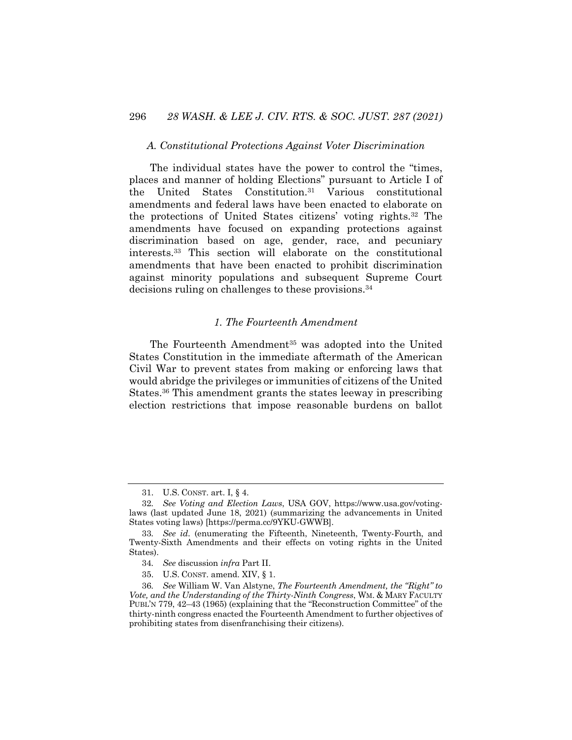### A. Constitutional Protections Against Voter Discrimination

The individual states have the power to control the "times, places and manner of holding Elections" pursuant to Article I of the United States Constitution.[31] Various constitutional amendments and federal laws have been enacted to elaborate on the protections of United States citizens' voting rights.[32] The amendments have focused on expanding protections against discrimination based on age, gender, race, and pecuniary interests.[33] This section will elaborate on the constitutional amendments that have been enacted to prohibit discrimination against minority populations and subsequent Supreme Court decisions ruling on challenges to these provisions.[34]

#### 1. The Fourteenth Amendment

The Fourteenth Amendment[35] was adopted into the United States Constitution in the immediate aftermath of the American Civil War to prevent states from making or enforcing laws that would abridge the privileges or immunities of citizens of the United States.[36] This amendment grants the states leeway in prescribing election restrictions that impose reasonable burdens on ballot

---

31. U.S. CONST. art. I, § 4.

32. *See Voting and Election Laws*, USA GOV, https://www.usa.gov/voting-laws (last updated June 18, 2021) (summarizing the advancements in United States voting laws) [https://perma.cc/9YKU-GWWB].

33. *See id.* (enumerating the Fifteenth, Nineteenth, Twenty-Fourth, and Twenty-Sixth Amendments and their effects on voting rights in the United States).

34. *See* discussion *infra* Part II.

35. U.S. CONST. amend. XIV, § 1.

36. *See* William W. Van Alstyne, *The Fourteenth Amendment, the "Right" to Vote, and the Understanding of the Thirty-Ninth Congress*, WM. & MARY FACULTY PUBL'N 779, 42–43 (1965) (explaining that the "Reconstruction Committee" of the thirty-ninth congress enacted the Fourteenth Amendment to further objectives of prohibiting states from disenfranchising their citizens).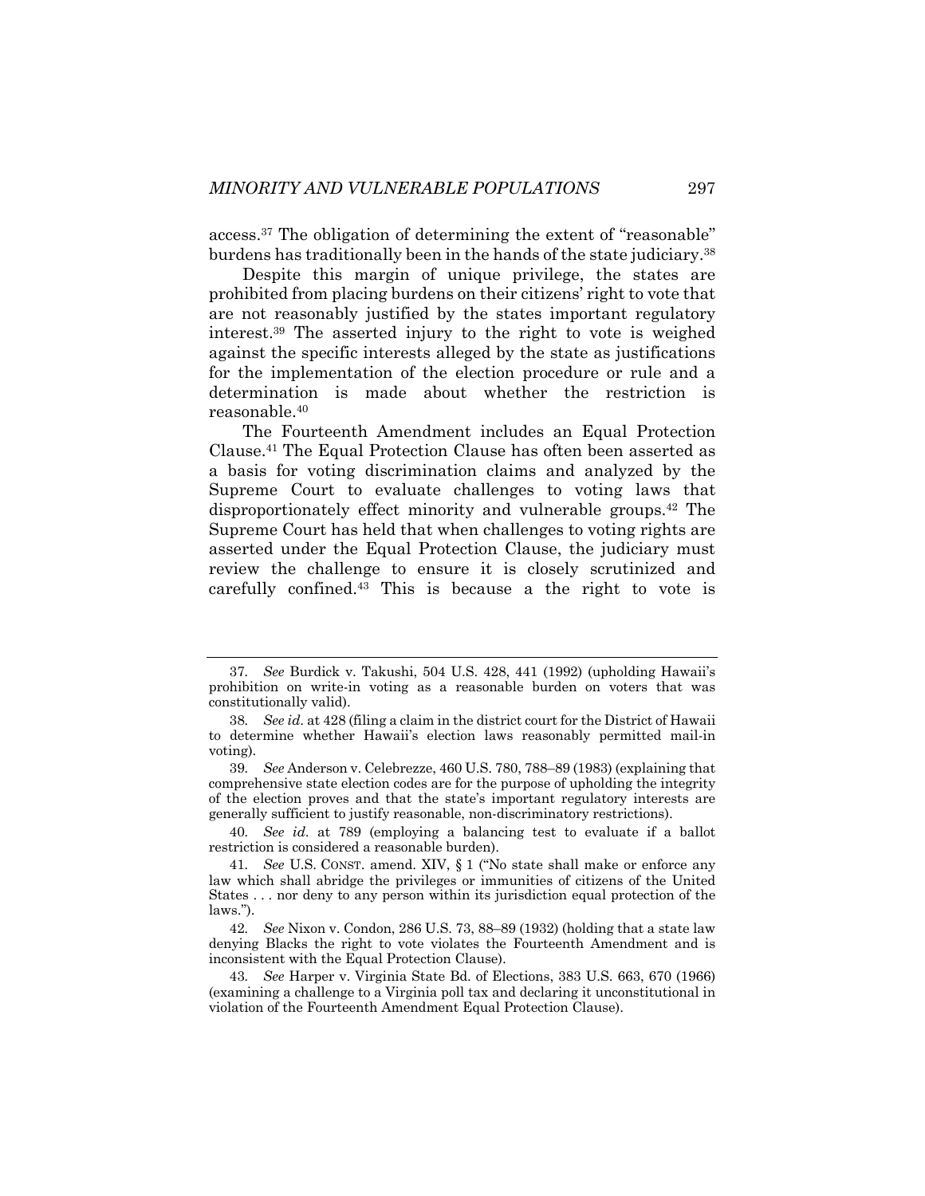access.[37] The obligation of determining the extent of "reasonable" burdens has traditionally been in the hands of the state judiciary.[38]

Despite this margin of unique privilege, the states are prohibited from placing burdens on their citizens' right to vote that are not reasonably justified by the states important regulatory interest.[39] The asserted injury to the right to vote is weighed against the specific interests alleged by the state as justifications for the implementation of the election procedure or rule and a determination is made about whether the restriction is reasonable.[40]

The Fourteenth Amendment includes an Equal Protection Clause.[41] The Equal Protection Clause has often been asserted as a basis for voting discrimination claims and analyzed by the Supreme Court to evaluate challenges to voting laws that disproportionately effect minority and vulnerable groups.[42] The Supreme Court has held that when challenges to voting rights are asserted under the Equal Protection Clause, the judiciary must review the challenge to ensure it is closely scrutinized and carefully confined.[43] This is because a the right to vote is

---

37. *See* Burdick v. Takushi, 504 U.S. 428, 441 (1992) (upholding Hawaii's prohibition on write-in voting as a reasonable burden on voters that was constitutionally valid).

38. *See id.* at 428 (filing a claim in the district court for the District of Hawaii to determine whether Hawaii's election laws reasonably permitted mail-in voting).

39. *See* Anderson v. Celebrezze, 460 U.S. 780, 788–89 (1983) (explaining that comprehensive state election codes are for the purpose of upholding the integrity of the election proves and that the state's important regulatory interests are generally sufficient to justify reasonable, non-discriminatory restrictions).

40. *See id.* at 789 (employing a balancing test to evaluate if a ballot restriction is considered a reasonable burden).

41. *See* U.S. CONST. amend. XIV, § 1 ("No state shall make or enforce any law which shall abridge the privileges or immunities of citizens of the United States . . . nor deny to any person within its jurisdiction equal protection of the laws.").

42. *See* Nixon v. Condon, 286 U.S. 73, 88–89 (1932) (holding that a state law denying Blacks the right to vote violates the Fourteenth Amendment and is inconsistent with the Equal Protection Clause).

43. *See* Harper v. Virginia State Bd. of Elections, 383 U.S. 663, 670 (1966) (examining a challenge to a Virginia poll tax and declaring it unconstitutional in violation of the Fourteenth Amendment Equal Protection Clause).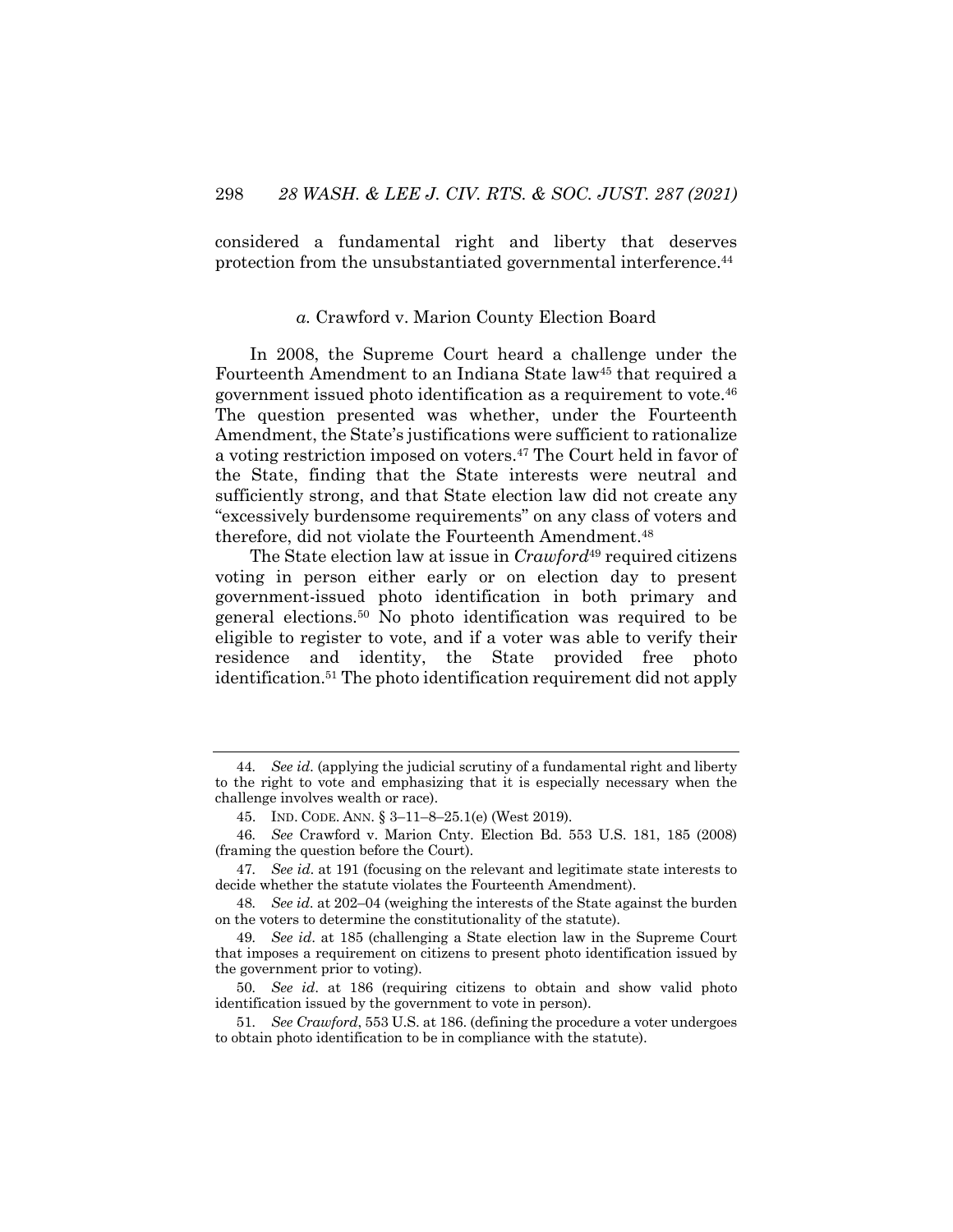considered a fundamental right and liberty that deserves protection from the unsubstantiated governmental interference.[44]

### *a.* Crawford v. Marion County Election Board

In 2008, the Supreme Court heard a challenge under the Fourteenth Amendment to an Indiana State law[45] that required a government issued photo identification as a requirement to vote.[46] The question presented was whether, under the Fourteenth Amendment, the State's justifications were sufficient to rationalize a voting restriction imposed on voters.[47] The Court held in favor of the State, finding that the State interests were neutral and sufficiently strong, and that State election law did not create any "excessively burdensome requirements" on any class of voters and therefore, did not violate the Fourteenth Amendment.[48]

The State election law at issue in *Crawford*[49] required citizens voting in person either early or on election day to present government-issued photo identification in both primary and general elections.[50] No photo identification was required to be eligible to register to vote, and if a voter was able to verify their residence and identity, the State provided free photo identification.[51] The photo identification requirement did not apply

---

44. *See id.* (applying the judicial scrutiny of a fundamental right and liberty to the right to vote and emphasizing that it is especially necessary when the challenge involves wealth or race).

45. IND. CODE. ANN. § 3–11–8–25.1(e) (West 2019).

46. *See* Crawford v. Marion Cnty. Election Bd. 553 U.S. 181, 185 (2008) (framing the question before the Court).

47. *See id.* at 191 (focusing on the relevant and legitimate state interests to decide whether the statute violates the Fourteenth Amendment).

48. *See id.* at 202–04 (weighing the interests of the State against the burden on the voters to determine the constitutionality of the statute).

49. *See id.* at 185 (challenging a State election law in the Supreme Court that imposes a requirement on citizens to present photo identification issued by the government prior to voting).

50. *See id.* at 186 (requiring citizens to obtain and show valid photo identification issued by the government to vote in person).

51. *See Crawford*, 553 U.S. at 186. (defining the procedure a voter undergoes to obtain photo identification to be in compliance with the statute).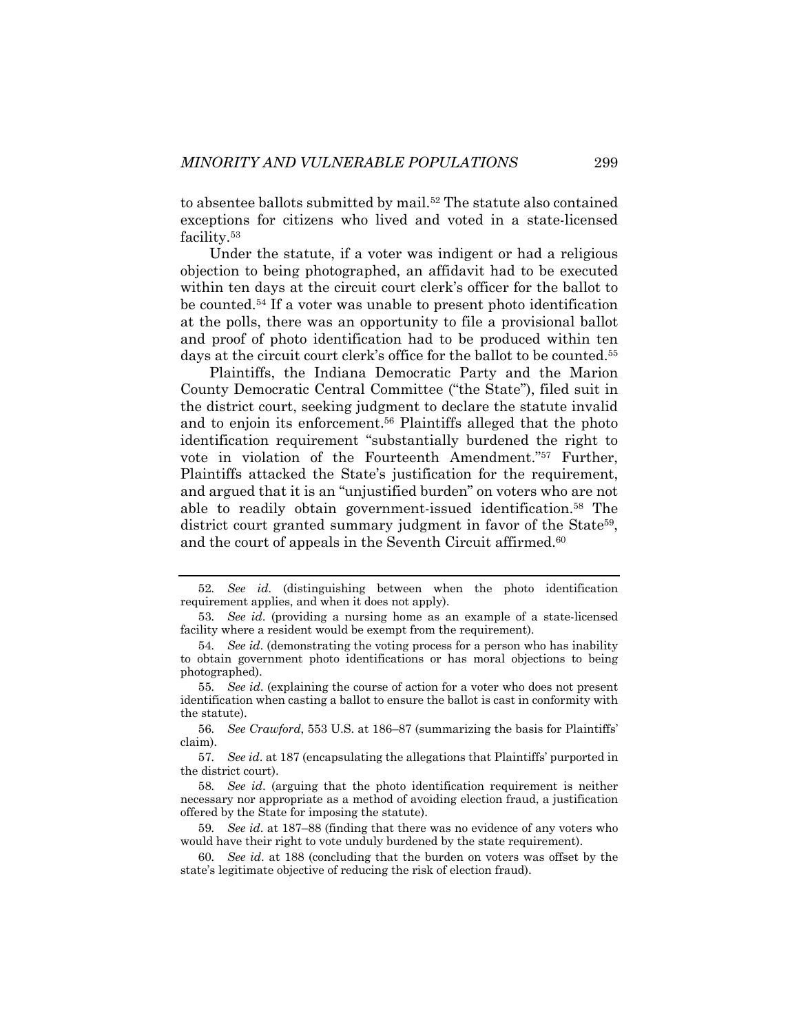to absentee ballots submitted by mail.[52] The statute also contained exceptions for citizens who lived and voted in a state-licensed facility.[53]

Under the statute, if a voter was indigent or had a religious objection to being photographed, an affidavit had to be executed within ten days at the circuit court clerk's officer for the ballot to be counted.[54] If a voter was unable to present photo identification at the polls, there was an opportunity to file a provisional ballot and proof of photo identification had to be produced within ten days at the circuit court clerk's office for the ballot to be counted.[55]

Plaintiffs, the Indiana Democratic Party and the Marion County Democratic Central Committee ("the State"), filed suit in the district court, seeking judgment to declare the statute invalid and to enjoin its enforcement.[56] Plaintiffs alleged that the photo identification requirement "substantially burdened the right to vote in violation of the Fourteenth Amendment."[57] Further, Plaintiffs attacked the State's justification for the requirement, and argued that it is an "unjustified burden" on voters who are not able to readily obtain government-issued identification.[58] The district court granted summary judgment in favor of the State[59], and the court of appeals in the Seventh Circuit affirmed.[60]

---

52. *See id*. (distinguishing between when the photo identification requirement applies, and when it does not apply).

53. *See id*. (providing a nursing home as an example of a state-licensed facility where a resident would be exempt from the requirement).

54. *See id*. (demonstrating the voting process for a person who has inability to obtain government photo identifications or has moral objections to being photographed).

55. *See id*. (explaining the course of action for a voter who does not present identification when casting a ballot to ensure the ballot is cast in conformity with the statute).

56. *See Crawford*, 553 U.S. at 186–87 (summarizing the basis for Plaintiffs' claim).

57. *See id*. at 187 (encapsulating the allegations that Plaintiffs' purported in the district court).

58. *See id*. (arguing that the photo identification requirement is neither necessary nor appropriate as a method of avoiding election fraud, a justification offered by the State for imposing the statute).

59. *See id*. at 187–88 (finding that there was no evidence of any voters who would have their right to vote unduly burdened by the state requirement).

60. *See id*. at 188 (concluding that the burden on voters was offset by the state's legitimate objective of reducing the risk of election fraud).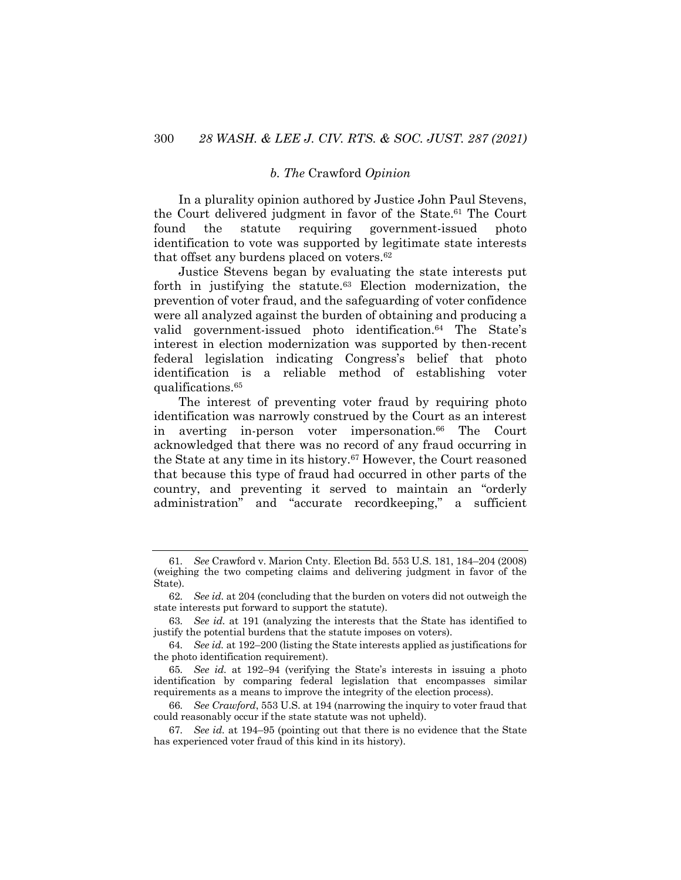#### *b. The* Crawford *Opinion*

In a plurality opinion authored by Justice John Paul Stevens, the Court delivered judgment in favor of the State.[61] The Court found the statute requiring government-issued photo identification to vote was supported by legitimate state interests that offset any burdens placed on voters.[62]

Justice Stevens began by evaluating the state interests put forth in justifying the statute.[63] Election modernization, the prevention of voter fraud, and the safeguarding of voter confidence were all analyzed against the burden of obtaining and producing a valid government-issued photo identification.[64] The State's interest in election modernization was supported by then-recent federal legislation indicating Congress's belief that photo identification is a reliable method of establishing voter qualifications.[65]

The interest of preventing voter fraud by requiring photo identification was narrowly construed by the Court as an interest in averting in-person voter impersonation.[66] The Court acknowledged that there was no record of any fraud occurring in the State at any time in its history.[67] However, the Court reasoned that because this type of fraud had occurred in other parts of the country, and preventing it served to maintain an "orderly administration" and "accurate recordkeeping," a sufficient

---

61. *See* Crawford v. Marion Cnty. Election Bd. 553 U.S. 181, 184–204 (2008) (weighing the two competing claims and delivering judgment in favor of the State).

62. *See id.* at 204 (concluding that the burden on voters did not outweigh the state interests put forward to support the statute).

63. *See id.* at 191 (analyzing the interests that the State has identified to justify the potential burdens that the statute imposes on voters).

64. *See id.* at 192–200 (listing the State interests applied as justifications for the photo identification requirement).

65. *See id.* at 192–94 (verifying the State's interests in issuing a photo identification by comparing federal legislation that encompasses similar requirements as a means to improve the integrity of the election process).

66. *See Crawford*, 553 U.S. at 194 (narrowing the inquiry to voter fraud that could reasonably occur if the state statute was not upheld).

67. *See id.* at 194–95 (pointing out that there is no evidence that the State has experienced voter fraud of this kind in its history).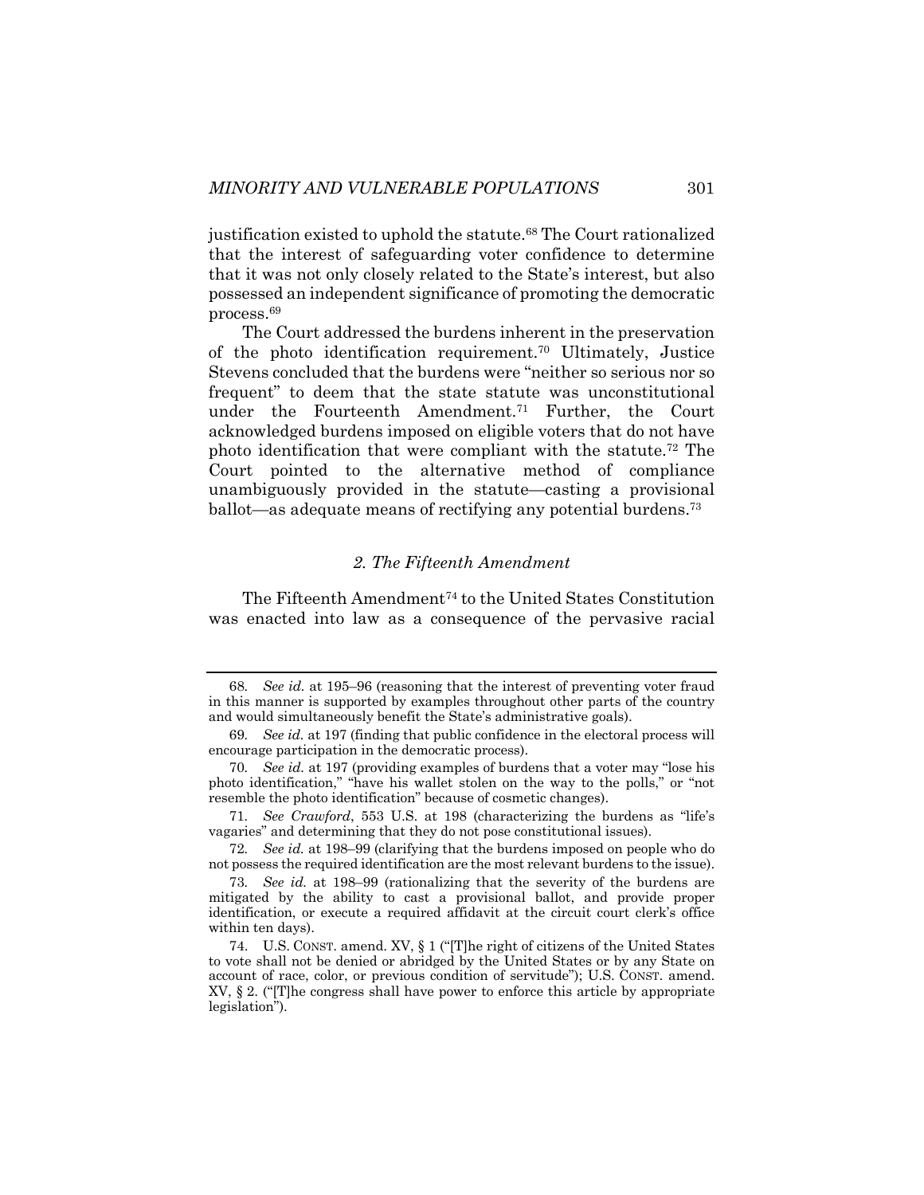justification existed to uphold the statute.[68] The Court rationalized that the interest of safeguarding voter confidence to determine that it was not only closely related to the State's interest, but also possessed an independent significance of promoting the democratic process.[69]

The Court addressed the burdens inherent in the preservation of the photo identification requirement.[70] Ultimately, Justice Stevens concluded that the burdens were "neither so serious nor so frequent" to deem that the state statute was unconstitutional under the Fourteenth Amendment.[71] Further, the Court acknowledged burdens imposed on eligible voters that do not have photo identification that were compliant with the statute.[72] The Court pointed to the alternative method of compliance unambiguously provided in the statute—casting a provisional ballot—as adequate means of rectifying any potential burdens.[73]

### *2. The Fifteenth Amendment*

The Fifteenth Amendment[74] to the United States Constitution was enacted into law as a consequence of the pervasive racial

---

68. *See id.* at 195–96 (reasoning that the interest of preventing voter fraud in this manner is supported by examples throughout other parts of the country and would simultaneously benefit the State's administrative goals).

69. *See id.* at 197 (finding that public confidence in the electoral process will encourage participation in the democratic process).

70. *See id.* at 197 (providing examples of burdens that a voter may "lose his photo identification," "have his wallet stolen on the way to the polls," or "not resemble the photo identification" because of cosmetic changes).

71. *See Crawford*, 553 U.S. at 198 (characterizing the burdens as "life's vagaries" and determining that they do not pose constitutional issues).

72. *See id.* at 198–99 (clarifying that the burdens imposed on people who do not possess the required identification are the most relevant burdens to the issue).

73. *See id.* at 198–99 (rationalizing that the severity of the burdens are mitigated by the ability to cast a provisional ballot, and provide proper identification, or execute a required affidavit at the circuit court clerk's office within ten days).

74. U.S. CONST. amend. XV, § 1 ("[T]he right of citizens of the United States to vote shall not be denied or abridged by the United States or by any State on account of race, color, or previous condition of servitude"); U.S. CONST. amend. XV, § 2. ("[T]he congress shall have power to enforce this article by appropriate legislation").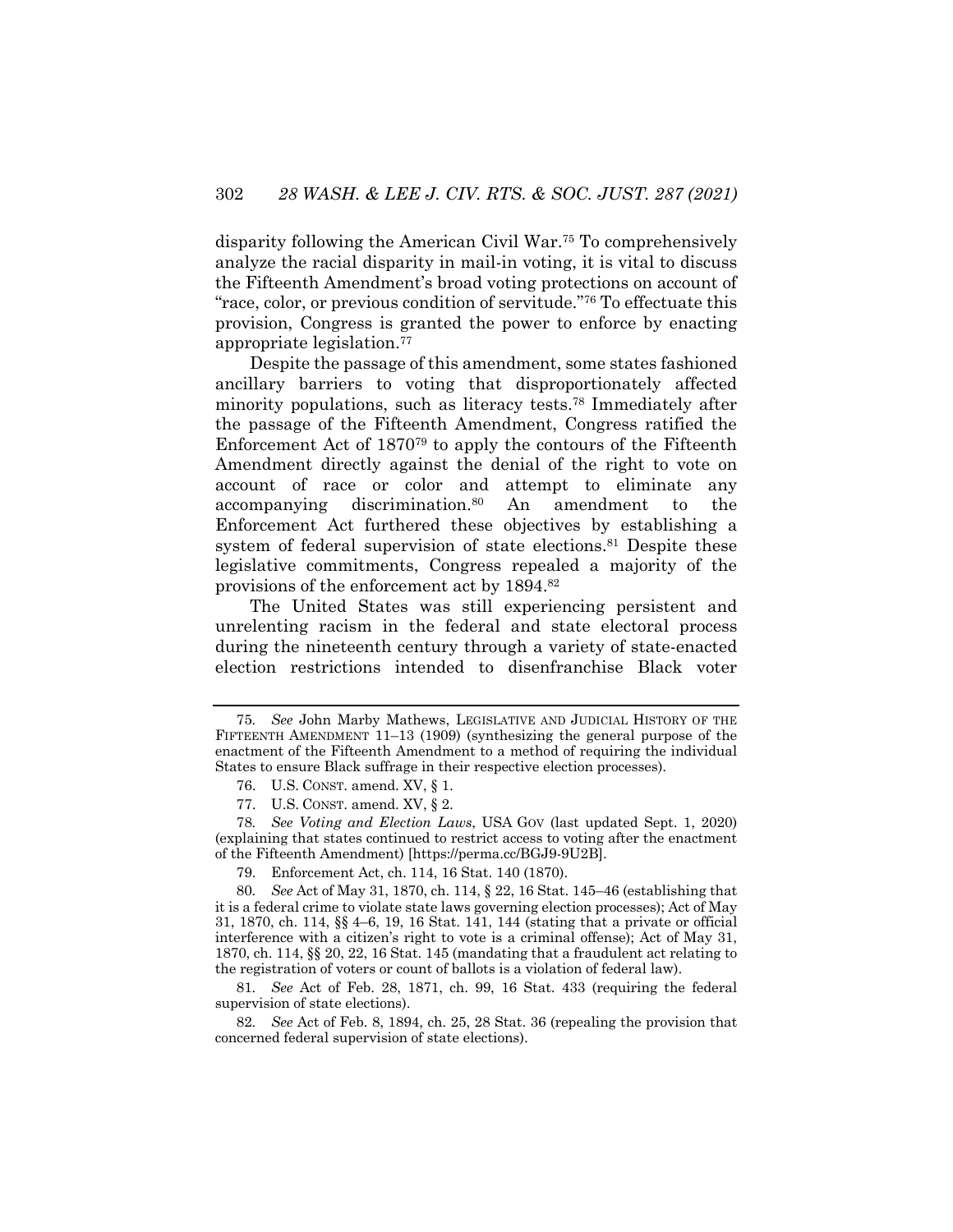disparity following the American Civil War.[75] To comprehensively analyze the racial disparity in mail-in voting, it is vital to discuss the Fifteenth Amendment's broad voting protections on account of "race, color, or previous condition of servitude."[76] To effectuate this provision, Congress is granted the power to enforce by enacting appropriate legislation.[77]

Despite the passage of this amendment, some states fashioned ancillary barriers to voting that disproportionately affected minority populations, such as literacy tests.[78] Immediately after the passage of the Fifteenth Amendment, Congress ratified the Enforcement Act of 1870[79] to apply the contours of the Fifteenth Amendment directly against the denial of the right to vote on account of race or color and attempt to eliminate any accompanying discrimination.[80] An amendment to the Enforcement Act furthered these objectives by establishing a system of federal supervision of state elections.[81] Despite these legislative commitments, Congress repealed a majority of the provisions of the enforcement act by 1894.[82]

The United States was still experiencing persistent and unrelenting racism in the federal and state electoral process during the nineteenth century through a variety of state-enacted election restrictions intended to disenfranchise Black voter

---

75. *See* John Marby Mathews, LEGISLATIVE AND JUDICIAL HISTORY OF THE FIFTEENTH AMENDMENT 11–13 (1909) (synthesizing the general purpose of the enactment of the Fifteenth Amendment to a method of requiring the individual States to ensure Black suffrage in their respective election processes).

76. U.S. CONST. amend. XV, § 1.

77. U.S. CONST. amend. XV, § 2.

78. *See Voting and Election Laws*, USA GOV (last updated Sept. 1, 2020) (explaining that states continued to restrict access to voting after the enactment of the Fifteenth Amendment) [https://perma.cc/BGJ9-9U2B].

79. Enforcement Act, ch. 114, 16 Stat. 140 (1870).

80. *See* Act of May 31, 1870, ch. 114, § 22, 16 Stat. 145–46 (establishing that it is a federal crime to violate state laws governing election processes); Act of May 31, 1870, ch. 114, §§ 4–6, 19, 16 Stat. 141, 144 (stating that a private or official interference with a citizen's right to vote is a criminal offense); Act of May 31, 1870, ch. 114, §§ 20, 22, 16 Stat. 145 (mandating that a fraudulent act relating to the registration of voters or count of ballots is a violation of federal law).

81. *See* Act of Feb. 28, 1871, ch. 99, 16 Stat. 433 (requiring the federal supervision of state elections).

82. *See* Act of Feb. 8, 1894, ch. 25, 28 Stat. 36 (repealing the provision that concerned federal supervision of state elections).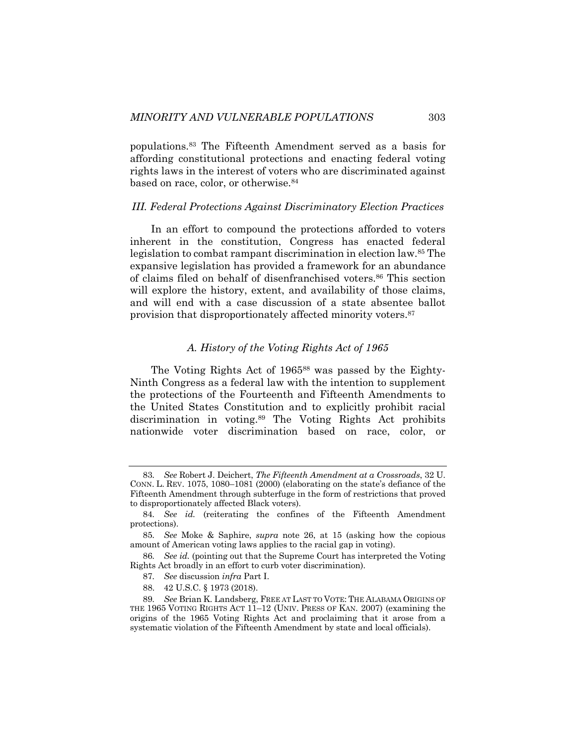populations.[83] The Fifteenth Amendment served as a basis for affording constitutional protections and enacting federal voting rights laws in the interest of voters who are discriminated against based on race, color, or otherwise.[84]

### *III. Federal Protections Against Discriminatory Election Practices*

In an effort to compound the protections afforded to voters inherent in the constitution, Congress has enacted federal legislation to combat rampant discrimination in election law.[85] The expansive legislation has provided a framework for an abundance of claims filed on behalf of disenfranchised voters.[86] This section will explore the history, extent, and availability of those claims, and will end with a case discussion of a state absentee ballot provision that disproportionately affected minority voters.[87]

#### *A. History of the Voting Rights Act of 1965*

The Voting Rights Act of 1965[88] was passed by the Eighty-Ninth Congress as a federal law with the intention to supplement the protections of the Fourteenth and Fifteenth Amendments to the United States Constitution and to explicitly prohibit racial discrimination in voting.[89] The Voting Rights Act prohibits nationwide voter discrimination based on race, color, or

---

83. *See* Robert J. Deichert, *The Fifteenth Amendment at a Crossroads*, 32 U. CONN. L. REV. 1075, 1080–1081 (2000) (elaborating on the state's defiance of the Fifteenth Amendment through subterfuge in the form of restrictions that proved to disproportionately affected Black voters).

84. *See id.* (reiterating the confines of the Fifteenth Amendment protections).

85. *See* Moke & Saphire, *supra* note 26, at 15 (asking how the copious amount of American voting laws applies to the racial gap in voting).

86. *See id.* (pointing out that the Supreme Court has interpreted the Voting Rights Act broadly in an effort to curb voter discrimination).

87. *See* discussion *infra* Part I.

88. 42 U.S.C. § 1973 (2018).

89. *See* Brian K. Landsberg, FREE AT LAST TO VOTE: THE ALABAMA ORIGINS OF THE 1965 VOTING RIGHTS ACT 11–12 (UNIV. PRESS OF KAN. 2007) (examining the origins of the 1965 Voting Rights Act and proclaiming that it arose from a systematic violation of the Fifteenth Amendment by state and local officials).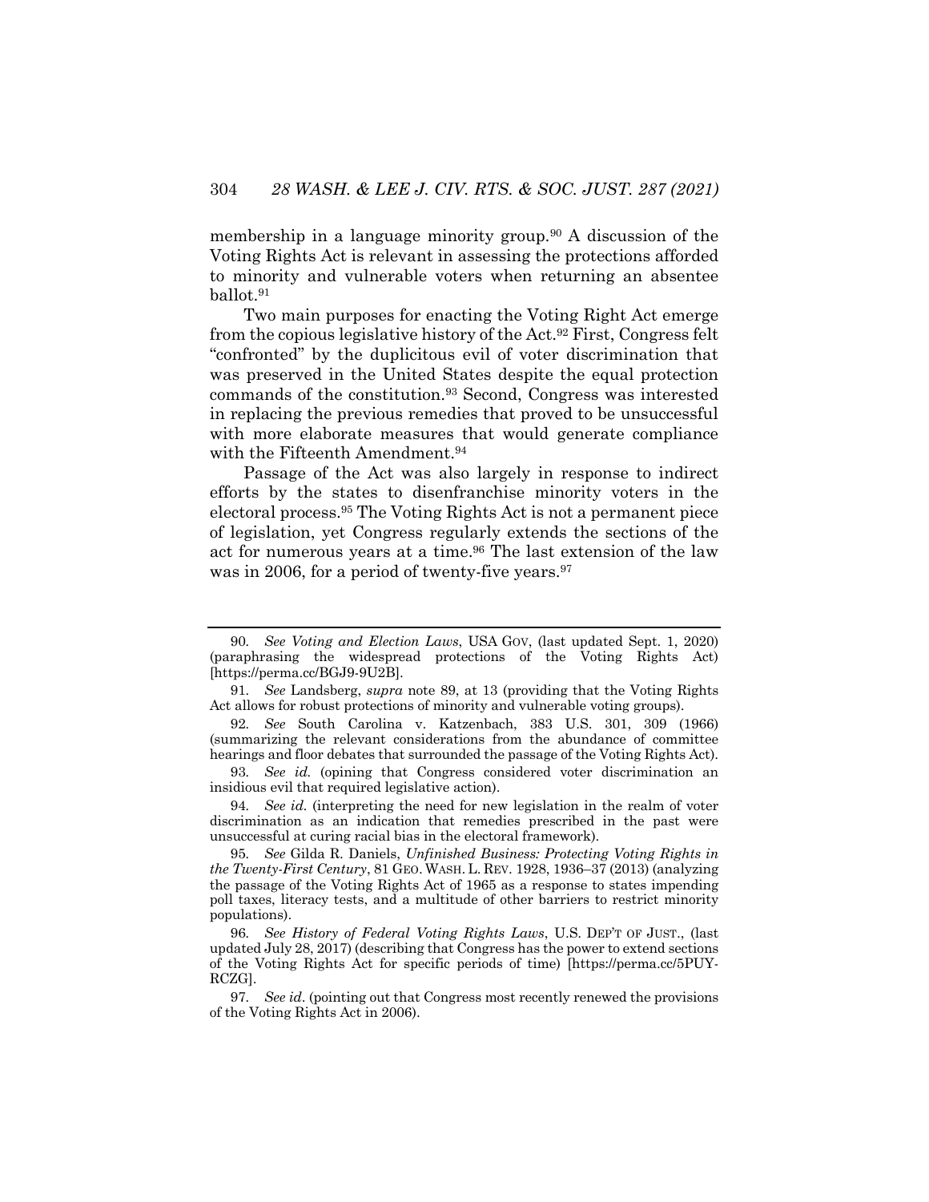membership in a language minority group.[90] A discussion of the Voting Rights Act is relevant in assessing the protections afforded to minority and vulnerable voters when returning an absentee ballot.[91]

Two main purposes for enacting the Voting Right Act emerge from the copious legislative history of the Act.[92] First, Congress felt "confronted" by the duplicitous evil of voter discrimination that was preserved in the United States despite the equal protection commands of the constitution.[93] Second, Congress was interested in replacing the previous remedies that proved to be unsuccessful with more elaborate measures that would generate compliance with the Fifteenth Amendment.[94]

Passage of the Act was also largely in response to indirect efforts by the states to disenfranchise minority voters in the electoral process.[95] The Voting Rights Act is not a permanent piece of legislation, yet Congress regularly extends the sections of the act for numerous years at a time.[96] The last extension of the law was in 2006, for a period of twenty-five years.[97]

---

90. *See Voting and Election Laws*, USA GOV, (last updated Sept. 1, 2020) (paraphrasing the widespread protections of the Voting Rights Act) [https://perma.cc/BGJ9-9U2B].

91. *See* Landsberg, *supra* note 89, at 13 (providing that the Voting Rights Act allows for robust protections of minority and vulnerable voting groups).

92. *See* South Carolina v. Katzenbach, 383 U.S. 301, 309 (1966) (summarizing the relevant considerations from the abundance of committee hearings and floor debates that surrounded the passage of the Voting Rights Act).

93. *See id.* (opining that Congress considered voter discrimination an insidious evil that required legislative action).

94. *See id.* (interpreting the need for new legislation in the realm of voter discrimination as an indication that remedies prescribed in the past were unsuccessful at curing racial bias in the electoral framework).

95. *See* Gilda R. Daniels, *Unfinished Business: Protecting Voting Rights in the Twenty-First Century*, 81 GEO. WASH. L. REV. 1928, 1936–37 (2013) (analyzing the passage of the Voting Rights Act of 1965 as a response to states impending poll taxes, literacy tests, and a multitude of other barriers to restrict minority populations).

96. *See History of Federal Voting Rights Laws*, U.S. DEP'T OF JUST., (last updated July 28, 2017) (describing that Congress has the power to extend sections of the Voting Rights Act for specific periods of time) [https://perma.cc/5PUY-RCZG].

97. *See id*. (pointing out that Congress most recently renewed the provisions of the Voting Rights Act in 2006).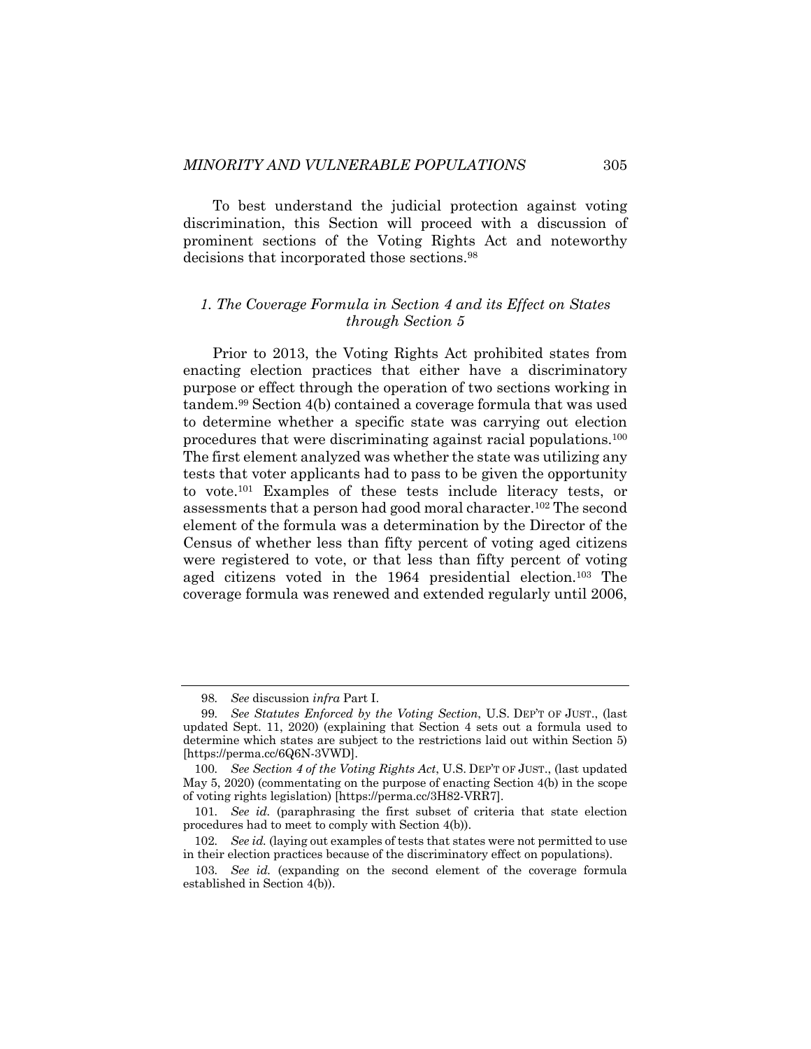To best understand the judicial protection against voting discrimination, this Section will proceed with a discussion of prominent sections of the Voting Rights Act and noteworthy decisions that incorporated those sections.[98]

### *1. The Coverage Formula in Section 4 and its Effect on States through Section 5*

Prior to 2013, the Voting Rights Act prohibited states from enacting election practices that either have a discriminatory purpose or effect through the operation of two sections working in tandem.[99] Section 4(b) contained a coverage formula that was used to determine whether a specific state was carrying out election procedures that were discriminating against racial populations.[100] The first element analyzed was whether the state was utilizing any tests that voter applicants had to pass to be given the opportunity to vote.[101] Examples of these tests include literacy tests, or assessments that a person had good moral character.[102] The second element of the formula was a determination by the Director of the Census of whether less than fifty percent of voting aged citizens were registered to vote, or that less than fifty percent of voting aged citizens voted in the 1964 presidential election.[103] The coverage formula was renewed and extended regularly until 2006,

---

98. *See* discussion *infra* Part I.

99. *See Statutes Enforced by the Voting Section*, U.S. DEP'T OF JUST., (last updated Sept. 11, 2020) (explaining that Section 4 sets out a formula used to determine which states are subject to the restrictions laid out within Section 5) [https://perma.cc/6Q6N-3VWD].

100. *See Section 4 of the Voting Rights Act*, U.S. DEP'T OF JUST., (last updated May 5, 2020) (commentating on the purpose of enacting Section 4(b) in the scope of voting rights legislation) [https://perma.cc/3H82-VRR7].

101. *See id.* (paraphrasing the first subset of criteria that state election procedures had to meet to comply with Section 4(b)).

102. *See id.* (laying out examples of tests that states were not permitted to use in their election practices because of the discriminatory effect on populations).

103. *See id.* (expanding on the second element of the coverage formula established in Section 4(b)).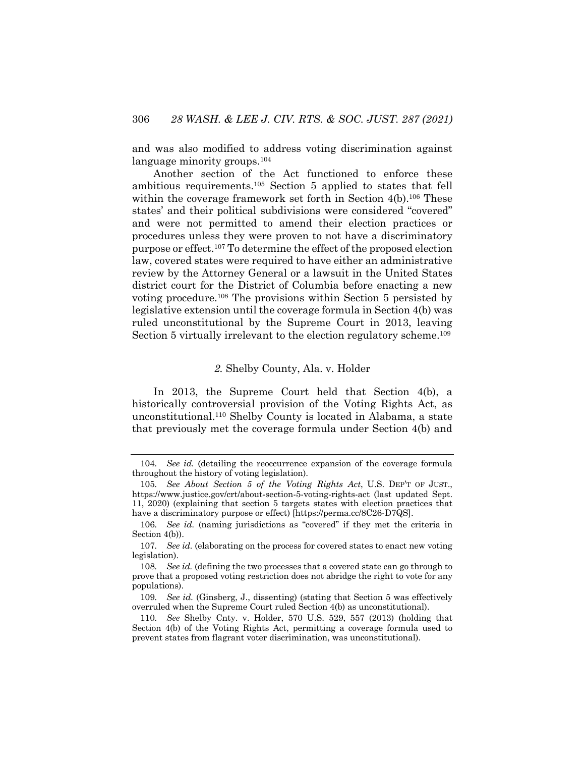and was also modified to address voting discrimination against language minority groups.[104]

Another section of the Act functioned to enforce these ambitious requirements.[105] Section 5 applied to states that fell within the coverage framework set forth in Section 4(b).[106] These states' and their political subdivisions were considered "covered" and were not permitted to amend their election practices or procedures unless they were proven to not have a discriminatory purpose or effect.[107] To determine the effect of the proposed election law, covered states were required to have either an administrative review by the Attorney General or a lawsuit in the United States district court for the District of Columbia before enacting a new voting procedure.[108] The provisions within Section 5 persisted by legislative extension until the coverage formula in Section 4(b) was ruled unconstitutional by the Supreme Court in 2013, leaving Section 5 virtually irrelevant to the election regulatory scheme.[109]

### *2.* Shelby County, Ala. v. Holder

In 2013, the Supreme Court held that Section 4(b), a historically controversial provision of the Voting Rights Act, as unconstitutional.[110] Shelby County is located in Alabama, a state that previously met the coverage formula under Section 4(b) and

---

104. *See id.* (detailing the reoccurrence expansion of the coverage formula throughout the history of voting legislation).

105. *See About Section 5 of the Voting Rights Act*, U.S. DEP'T OF JUST., https://www.justice.gov/crt/about-section-5-voting-rights-act (last updated Sept. 11, 2020) (explaining that section 5 targets states with election practices that have a discriminatory purpose or effect) [https://perma.cc/8C26-D7QS].

106. *See id.* (naming jurisdictions as "covered" if they met the criteria in Section 4(b)).

107. *See id.* (elaborating on the process for covered states to enact new voting legislation).

108. *See id.* (defining the two processes that a covered state can go through to prove that a proposed voting restriction does not abridge the right to vote for any populations).

109. *See id.* (Ginsberg, J., dissenting) (stating that Section 5 was effectively overruled when the Supreme Court ruled Section 4(b) as unconstitutional).

110. *See* Shelby Cnty. v. Holder, 570 U.S. 529, 557 (2013) (holding that Section 4(b) of the Voting Rights Act, permitting a coverage formula used to prevent states from flagrant voter discrimination, was unconstitutional).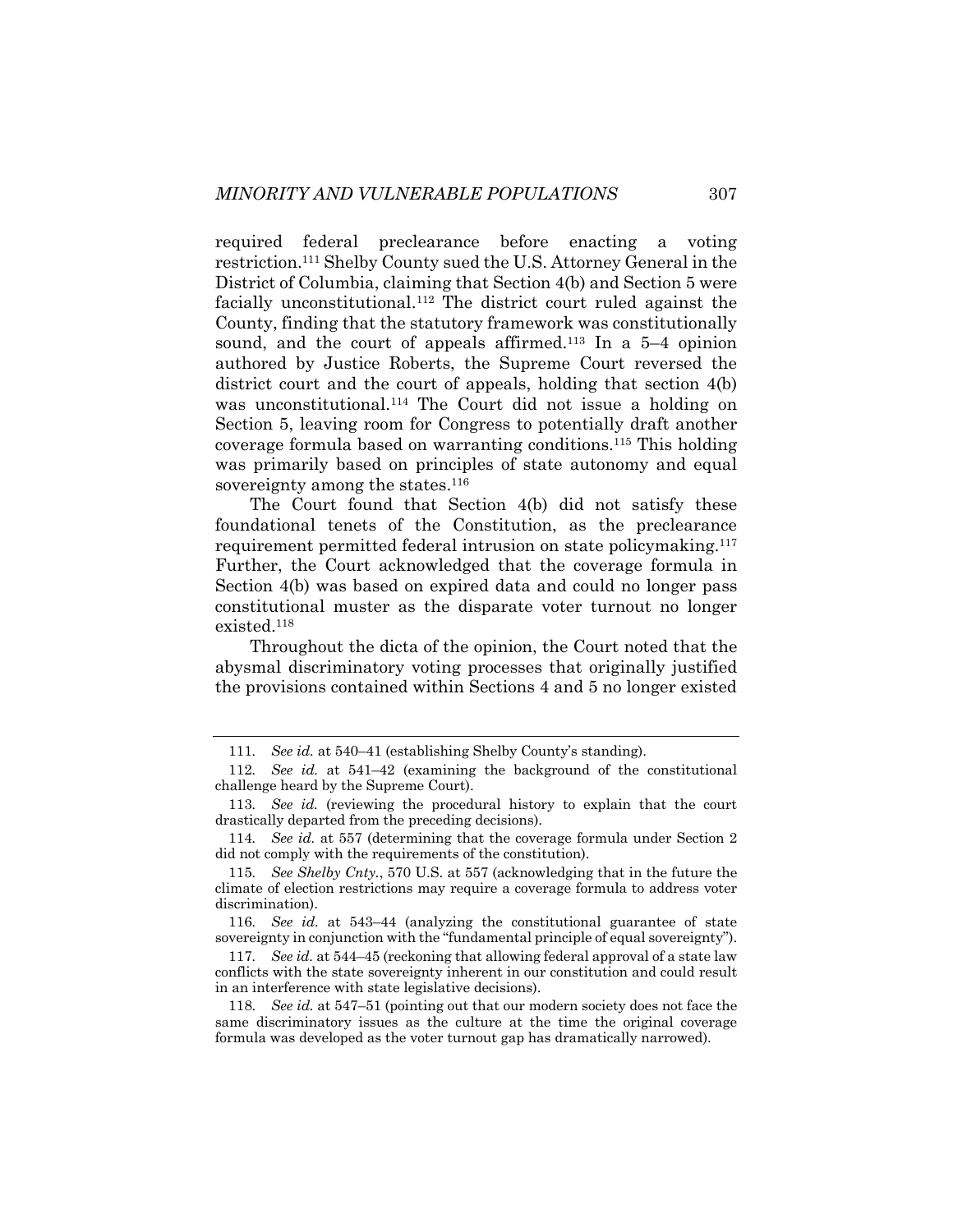required federal preclearance before enacting a voting restriction.[111] Shelby County sued the U.S. Attorney General in the District of Columbia, claiming that Section 4(b) and Section 5 were facially unconstitutional.[112] The district court ruled against the County, finding that the statutory framework was constitutionally sound, and the court of appeals affirmed.[113] In a 5–4 opinion authored by Justice Roberts, the Supreme Court reversed the district court and the court of appeals, holding that section 4(b) was unconstitutional.[114] The Court did not issue a holding on Section 5, leaving room for Congress to potentially draft another coverage formula based on warranting conditions.[115] This holding was primarily based on principles of state autonomy and equal sovereignty among the states.[116]

The Court found that Section 4(b) did not satisfy these foundational tenets of the Constitution, as the preclearance requirement permitted federal intrusion on state policymaking.[117] Further, the Court acknowledged that the coverage formula in Section 4(b) was based on expired data and could no longer pass constitutional muster as the disparate voter turnout no longer existed.[118]

Throughout the dicta of the opinion, the Court noted that the abysmal discriminatory voting processes that originally justified the provisions contained within Sections 4 and 5 no longer existed

---

111. *See id.* at 540–41 (establishing Shelby County's standing).

112. *See id.* at 541–42 (examining the background of the constitutional challenge heard by the Supreme Court).

113. *See id.* (reviewing the procedural history to explain that the court drastically departed from the preceding decisions).

114. *See id.* at 557 (determining that the coverage formula under Section 2 did not comply with the requirements of the constitution).

115. *See Shelby Cnty.*, 570 U.S. at 557 (acknowledging that in the future the climate of election restrictions may require a coverage formula to address voter discrimination).

116. *See id.* at 543–44 (analyzing the constitutional guarantee of state sovereignty in conjunction with the "fundamental principle of equal sovereignty").

117. *See id.* at 544–45 (reckoning that allowing federal approval of a state law conflicts with the state sovereignty inherent in our constitution and could result in an interference with state legislative decisions).

118. *See id.* at 547–51 (pointing out that our modern society does not face the same discriminatory issues as the culture at the time the original coverage formula was developed as the voter turnout gap has dramatically narrowed).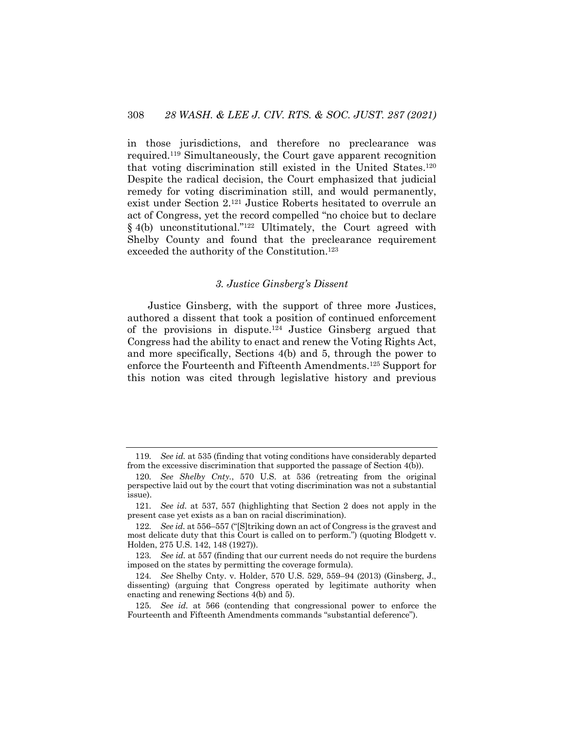in those jurisdictions, and therefore no preclearance was required.[119] Simultaneously, the Court gave apparent recognition that voting discrimination still existed in the United States.[120] Despite the radical decision, the Court emphasized that judicial remedy for voting discrimination still, and would permanently, exist under Section 2.[121] Justice Roberts hesitated to overrule an act of Congress, yet the record compelled "no choice but to declare § 4(b) unconstitutional."[122] Ultimately, the Court agreed with Shelby County and found that the preclearance requirement exceeded the authority of the Constitution.[123]

### *3. Justice Ginsberg's Dissent*

Justice Ginsberg, with the support of three more Justices, authored a dissent that took a position of continued enforcement of the provisions in dispute.[124] Justice Ginsberg argued that Congress had the ability to enact and renew the Voting Rights Act, and more specifically, Sections 4(b) and 5, through the power to enforce the Fourteenth and Fifteenth Amendments.[125] Support for this notion was cited through legislative history and previous

---

119. *See id.* at 535 (finding that voting conditions have considerably departed from the excessive discrimination that supported the passage of Section 4(b)).

120. *See Shelby Cnty.*, 570 U.S. at 536 (retreating from the original perspective laid out by the court that voting discrimination was not a substantial issue).

121. *See id.* at 537, 557 (highlighting that Section 2 does not apply in the present case yet exists as a ban on racial discrimination).

122. *See id.* at 556–557 ("[S]triking down an act of Congress is the gravest and most delicate duty that this Court is called on to perform.") (quoting Blodgett v. Holden, 275 U.S. 142, 148 (1927)).

123. *See id.* at 557 (finding that our current needs do not require the burdens imposed on the states by permitting the coverage formula).

124. *See* Shelby Cnty. v. Holder, 570 U.S. 529, 559–94 (2013) (Ginsberg, J., dissenting) (arguing that Congress operated by legitimate authority when enacting and renewing Sections 4(b) and 5).

125. *See id.* at 566 (contending that congressional power to enforce the Fourteenth and Fifteenth Amendments commands "substantial deference").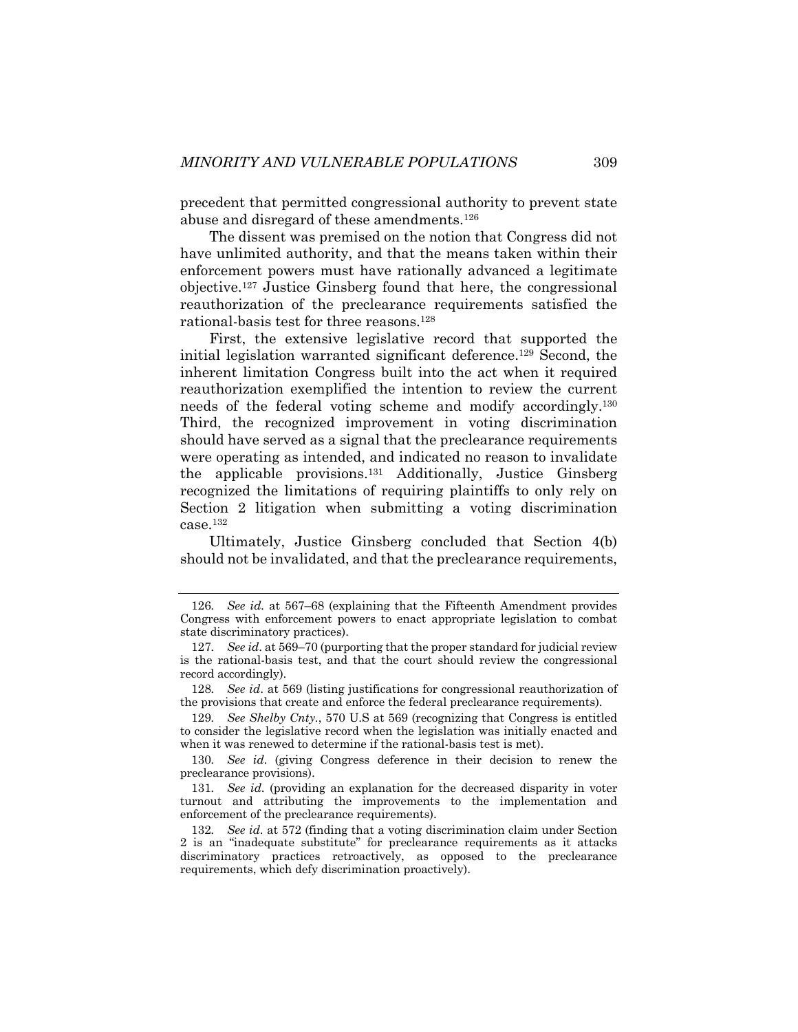precedent that permitted congressional authority to prevent state abuse and disregard of these amendments.[126]

The dissent was premised on the notion that Congress did not have unlimited authority, and that the means taken within their enforcement powers must have rationally advanced a legitimate objective.[127] Justice Ginsberg found that here, the congressional reauthorization of the preclearance requirements satisfied the rational-basis test for three reasons.[128]

First, the extensive legislative record that supported the initial legislation warranted significant deference.[129] Second, the inherent limitation Congress built into the act when it required reauthorization exemplified the intention to review the current needs of the federal voting scheme and modify accordingly.[130] Third, the recognized improvement in voting discrimination should have served as a signal that the preclearance requirements were operating as intended, and indicated no reason to invalidate the applicable provisions.[131] Additionally, Justice Ginsberg recognized the limitations of requiring plaintiffs to only rely on Section 2 litigation when submitting a voting discrimination case.[132]

Ultimately, Justice Ginsberg concluded that Section 4(b) should not be invalidated, and that the preclearance requirements,

---

126. *See id.* at 567–68 (explaining that the Fifteenth Amendment provides Congress with enforcement powers to enact appropriate legislation to combat state discriminatory practices).

127. *See id*. at 569–70 (purporting that the proper standard for judicial review is the rational-basis test, and that the court should review the congressional record accordingly).

128. *See id*. at 569 (listing justifications for congressional reauthorization of the provisions that create and enforce the federal preclearance requirements).

129. *See Shelby Cnty.*, 570 U.S at 569 (recognizing that Congress is entitled to consider the legislative record when the legislation was initially enacted and when it was renewed to determine if the rational-basis test is met).

130. *See id*. (giving Congress deference in their decision to renew the preclearance provisions).

131. *See id.* (providing an explanation for the decreased disparity in voter turnout and attributing the improvements to the implementation and enforcement of the preclearance requirements).

132. *See id.* at 572 (finding that a voting discrimination claim under Section 2 is an "inadequate substitute" for preclearance requirements as it attacks discriminatory practices retroactively, as opposed to the preclearance requirements, which defy discrimination proactively).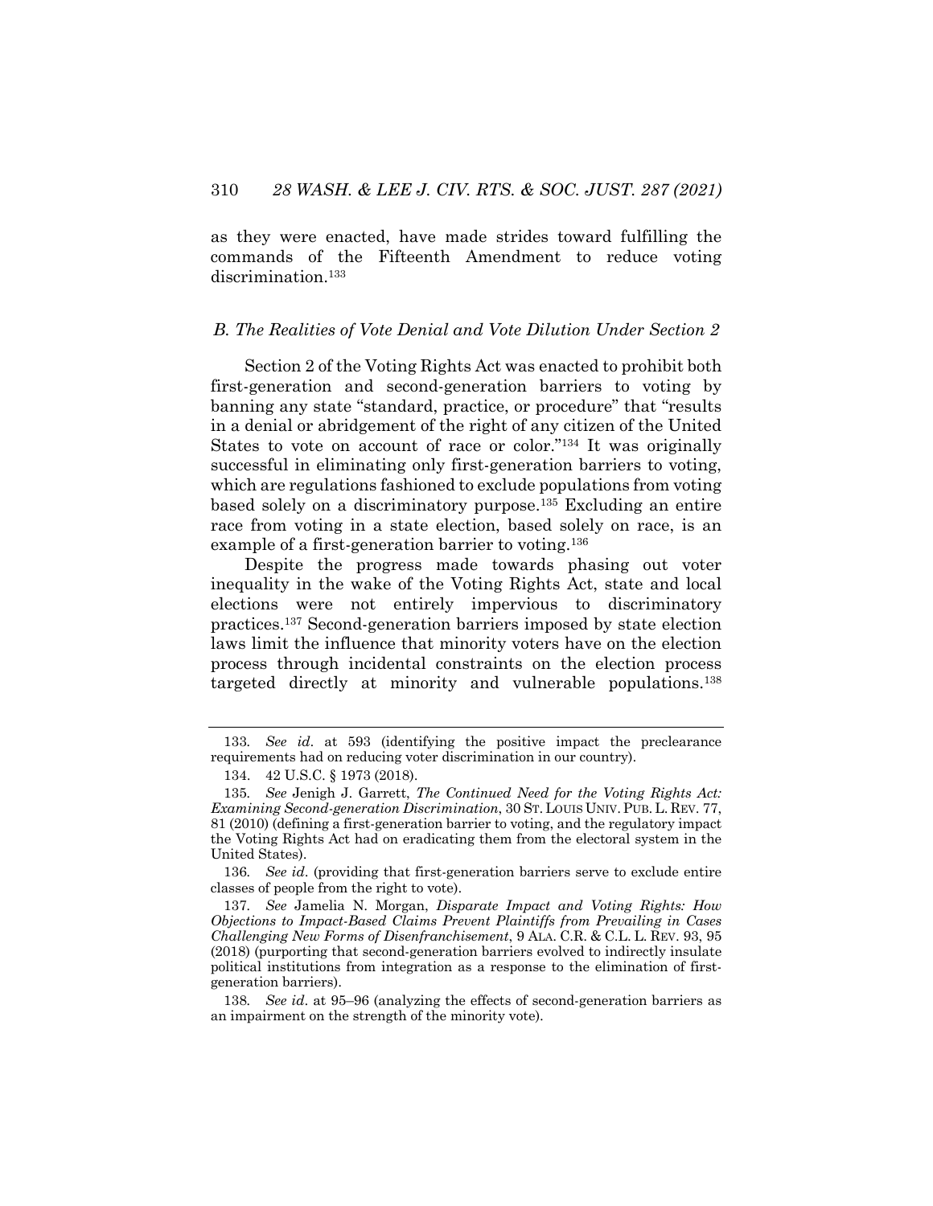as they were enacted, have made strides toward fulfilling the commands of the Fifteenth Amendment to reduce voting discrimination.[133]

### *B. The Realities of Vote Denial and Vote Dilution Under Section 2*

Section 2 of the Voting Rights Act was enacted to prohibit both first-generation and second-generation barriers to voting by banning any state "standard, practice, or procedure" that "results in a denial or abridgement of the right of any citizen of the United States to vote on account of race or color."[134] It was originally successful in eliminating only first-generation barriers to voting, which are regulations fashioned to exclude populations from voting based solely on a discriminatory purpose.[135] Excluding an entire race from voting in a state election, based solely on race, is an example of a first-generation barrier to voting.[136]

Despite the progress made towards phasing out voter inequality in the wake of the Voting Rights Act, state and local elections were not entirely impervious to discriminatory practices.[137] Second-generation barriers imposed by state election laws limit the influence that minority voters have on the election process through incidental constraints on the election process targeted directly at minority and vulnerable populations.[138]

---

133. *See id*. at 593 (identifying the positive impact the preclearance requirements had on reducing voter discrimination in our country).

134. 42 U.S.C. § 1973 (2018).

135. *See* Jenigh J. Garrett, *The Continued Need for the Voting Rights Act: Examining Second-generation Discrimination*, 30 ST. LOUIS UNIV. PUB. L. REV. 77, 81 (2010) (defining a first-generation barrier to voting, and the regulatory impact the Voting Rights Act had on eradicating them from the electoral system in the United States).

136. *See id*. (providing that first-generation barriers serve to exclude entire classes of people from the right to vote).

137. *See* Jamelia N. Morgan, *Disparate Impact and Voting Rights: How Objections to Impact-Based Claims Prevent Plaintiffs from Prevailing in Cases Challenging New Forms of Disenfranchisement*, 9 ALA. C.R. & C.L. L. REV. 93, 95 (2018) (purporting that second-generation barriers evolved to indirectly insulate political institutions from integration as a response to the elimination of first-generation barriers).

138. *See id*. at 95–96 (analyzing the effects of second-generation barriers as an impairment on the strength of the minority vote).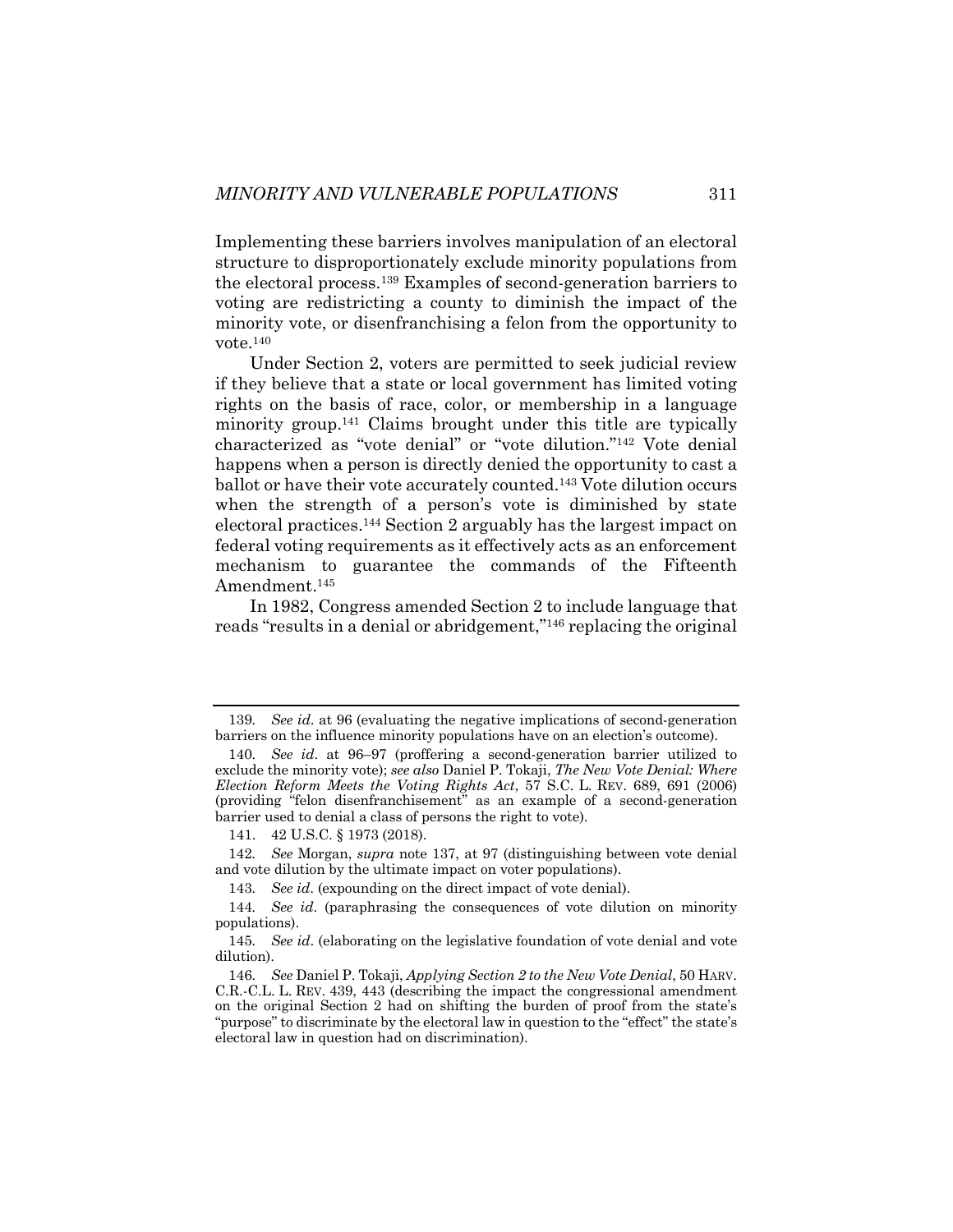Implementing these barriers involves manipulation of an electoral structure to disproportionately exclude minority populations from the electoral process.[139] Examples of second-generation barriers to voting are redistricting a county to diminish the impact of the minority vote, or disenfranchising a felon from the opportunity to vote.[140]

Under Section 2, voters are permitted to seek judicial review if they believe that a state or local government has limited voting rights on the basis of race, color, or membership in a language minority group.[141] Claims brought under this title are typically characterized as "vote denial" or "vote dilution."[142] Vote denial happens when a person is directly denied the opportunity to cast a ballot or have their vote accurately counted.[143] Vote dilution occurs when the strength of a person's vote is diminished by state electoral practices.[144] Section 2 arguably has the largest impact on federal voting requirements as it effectively acts as an enforcement mechanism to guarantee the commands of the Fifteenth Amendment.[145]

In 1982, Congress amended Section 2 to include language that reads "results in a denial or abridgement,"[146] replacing the original

---

139. *See id.* at 96 (evaluating the negative implications of second-generation barriers on the influence minority populations have on an election's outcome).

140. *See id.* at 96–97 (proffering a second-generation barrier utilized to exclude the minority vote); *see also* Daniel P. Tokaji, *The New Vote Denial: Where Election Reform Meets the Voting Rights Act*, 57 S.C. L. REV. 689, 691 (2006) (providing "felon disenfranchisement" as an example of a second-generation barrier used to denial a class of persons the right to vote).

141. 42 U.S.C. § 1973 (2018).

142. *See* Morgan, *supra* note 137, at 97 (distinguishing between vote denial and vote dilution by the ultimate impact on voter populations).

143. *See id.* (expounding on the direct impact of vote denial).

144. *See id.* (paraphrasing the consequences of vote dilution on minority populations).

145. *See id.* (elaborating on the legislative foundation of vote denial and vote dilution).

146. *See* Daniel P. Tokaji, *Applying Section 2 to the New Vote Denial*, 50 HARV. C.R.-C.L. L. REV. 439, 443 (describing the impact the congressional amendment on the original Section 2 had on shifting the burden of proof from the state's "purpose" to discriminate by the electoral law in question to the "effect" the state's electoral law in question had on discrimination).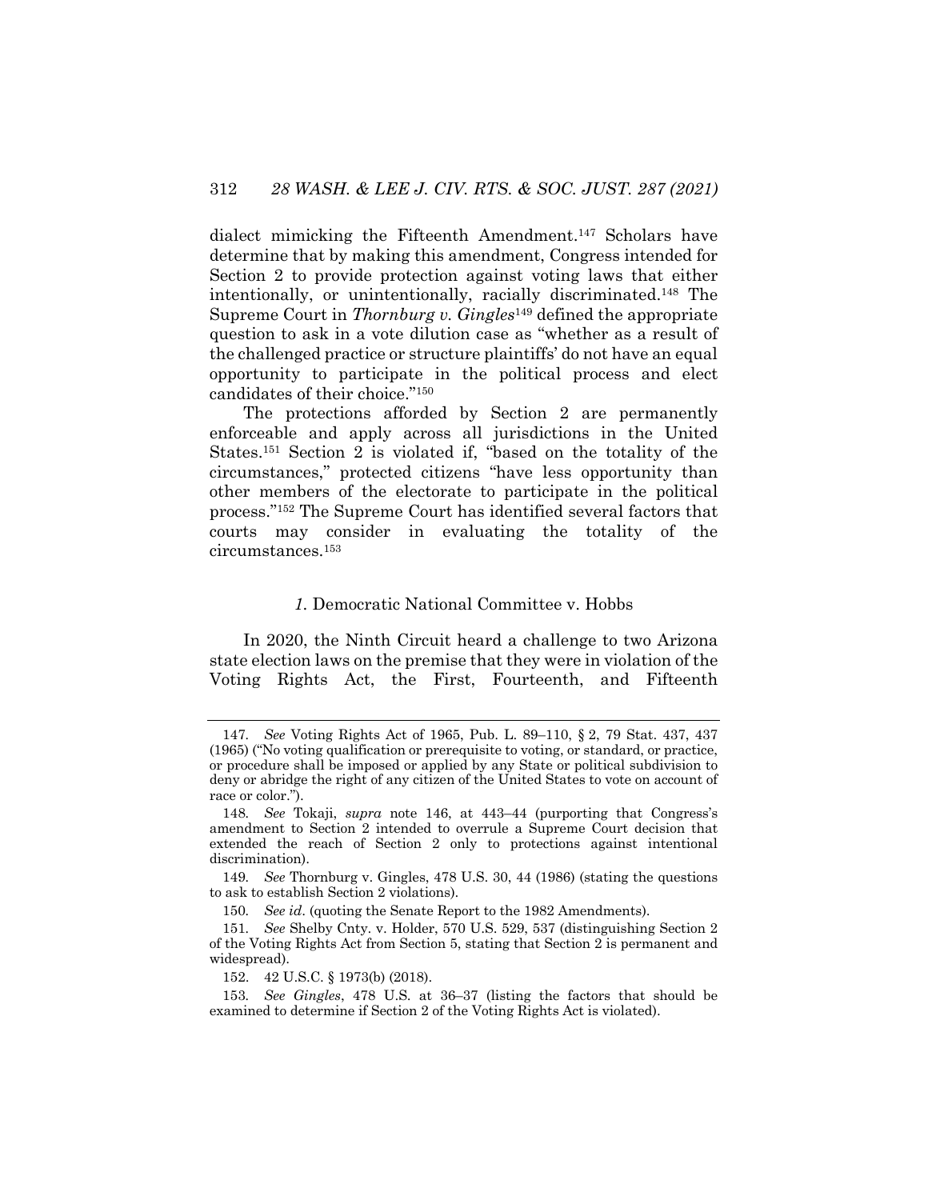dialect mimicking the Fifteenth Amendment.[147] Scholars have determine that by making this amendment, Congress intended for Section 2 to provide protection against voting laws that either intentionally, or unintentionally, racially discriminated.[148] The Supreme Court in *Thornburg v. Gingles*[149] defined the appropriate question to ask in a vote dilution case as "whether as a result of the challenged practice or structure plaintiffs' do not have an equal opportunity to participate in the political process and elect candidates of their choice."[150]

The protections afforded by Section 2 are permanently enforceable and apply across all jurisdictions in the United States.[151] Section 2 is violated if, "based on the totality of the circumstances," protected citizens "have less opportunity than other members of the electorate to participate in the political process."[152] The Supreme Court has identified several factors that courts may consider in evaluating the totality of the circumstances.[153]

### *1.* Democratic National Committee v. Hobbs

In 2020, the Ninth Circuit heard a challenge to two Arizona state election laws on the premise that they were in violation of the Voting Rights Act, the First, Fourteenth, and Fifteenth

---

147. *See* Voting Rights Act of 1965, Pub. L. 89–110, § 2, 79 Stat. 437, 437 (1965) ("No voting qualification or prerequisite to voting, or standard, or practice, or procedure shall be imposed or applied by any State or political subdivision to deny or abridge the right of any citizen of the United States to vote on account of race or color.").

148. *See* Tokaji, *supra* note 146, at 443–44 (purporting that Congress's amendment to Section 2 intended to overrule a Supreme Court decision that extended the reach of Section 2 only to protections against intentional discrimination).

149. *See* Thornburg v. Gingles, 478 U.S. 30, 44 (1986) (stating the questions to ask to establish Section 2 violations).

150. *See id*. (quoting the Senate Report to the 1982 Amendments).

151. *See* Shelby Cnty. v. Holder, 570 U.S. 529, 537 (distinguishing Section 2 of the Voting Rights Act from Section 5, stating that Section 2 is permanent and widespread).

152. 42 U.S.C. § 1973(b) (2018).

153. *See Gingles*, 478 U.S. at 36–37 (listing the factors that should be examined to determine if Section 2 of the Voting Rights Act is violated).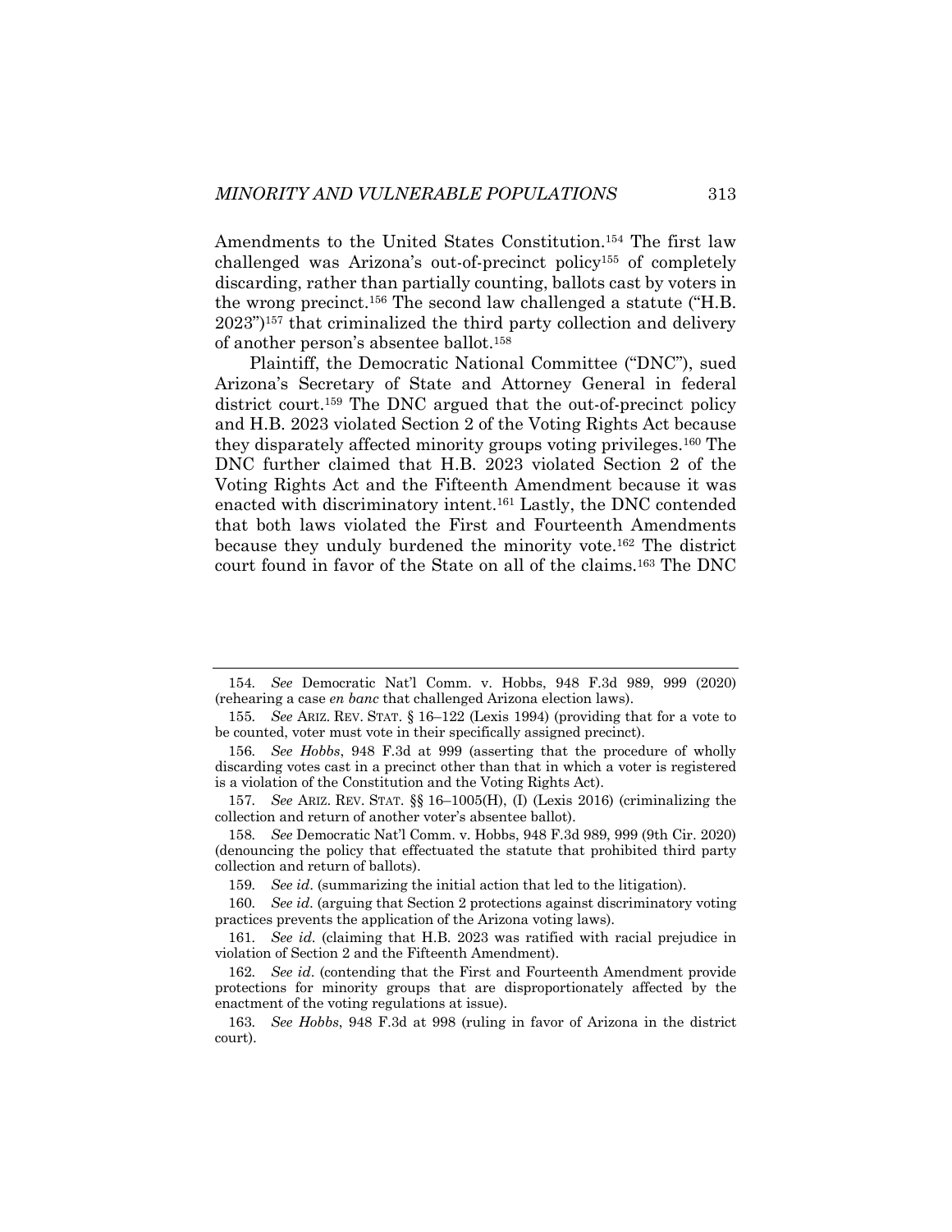Amendments to the United States Constitution.[154] The first law challenged was Arizona's out-of-precinct policy[155] of completely discarding, rather than partially counting, ballots cast by voters in the wrong precinct.[156] The second law challenged a statute ("H.B. 2023")[157] that criminalized the third party collection and delivery of another person's absentee ballot.[158]

Plaintiff, the Democratic National Committee ("DNC"), sued Arizona's Secretary of State and Attorney General in federal district court.[159] The DNC argued that the out-of-precinct policy and H.B. 2023 violated Section 2 of the Voting Rights Act because they disparately affected minority groups voting privileges.[160] The DNC further claimed that H.B. 2023 violated Section 2 of the Voting Rights Act and the Fifteenth Amendment because it was enacted with discriminatory intent.[161] Lastly, the DNC contended that both laws violated the First and Fourteenth Amendments because they unduly burdened the minority vote.[162] The district court found in favor of the State on all of the claims.[163] The DNC

---

154. *See* Democratic Nat'l Comm. v. Hobbs, 948 F.3d 989, 999 (2020) (rehearing a case *en banc* that challenged Arizona election laws).

155. *See* ARIZ. REV. STAT. § 16–122 (Lexis 1994) (providing that for a vote to be counted, voter must vote in their specifically assigned precinct).

156. *See Hobbs*, 948 F.3d at 999 (asserting that the procedure of wholly discarding votes cast in a precinct other than that in which a voter is registered is a violation of the Constitution and the Voting Rights Act).

157. *See* ARIZ. REV. STAT. §§ 16–1005(H), (I) (Lexis 2016) (criminalizing the collection and return of another voter's absentee ballot).

158. *See* Democratic Nat'l Comm. v. Hobbs, 948 F.3d 989, 999 (9th Cir. 2020) (denouncing the policy that effectuated the statute that prohibited third party collection and return of ballots).

159. *See id.* (summarizing the initial action that led to the litigation).

160. *See id.* (arguing that Section 2 protections against discriminatory voting practices prevents the application of the Arizona voting laws).

161. *See id.* (claiming that H.B. 2023 was ratified with racial prejudice in violation of Section 2 and the Fifteenth Amendment).

162. *See id.* (contending that the First and Fourteenth Amendment provide protections for minority groups that are disproportionately affected by the enactment of the voting regulations at issue).

163. *See Hobbs*, 948 F.3d at 998 (ruling in favor of Arizona in the district court).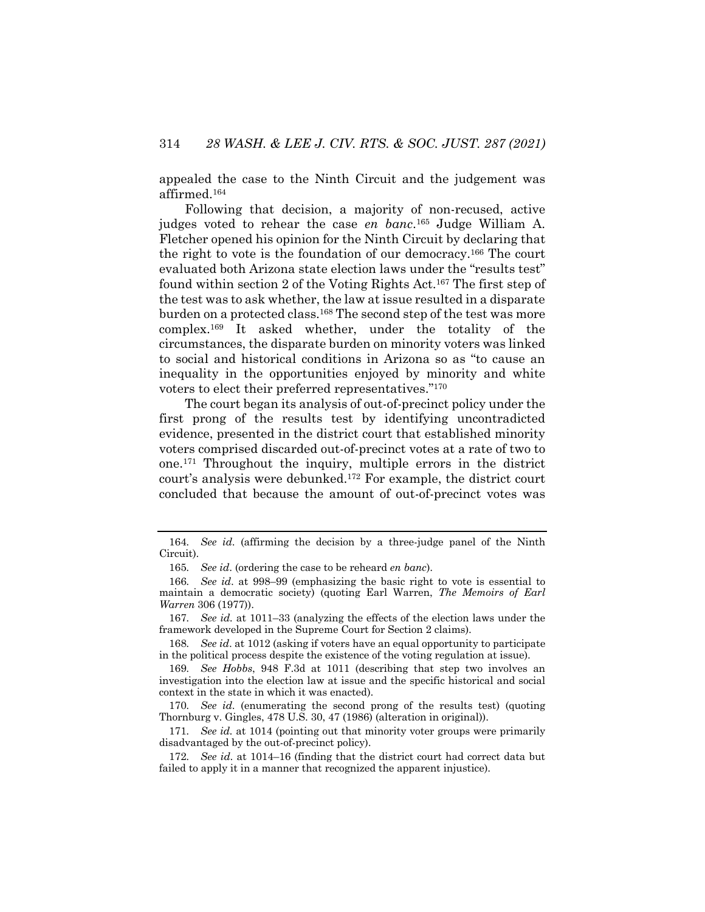appealed the case to the Ninth Circuit and the judgement was affirmed.[164]

Following that decision, a majority of non-recused, active judges voted to rehear the case *en banc*.[165] Judge William A. Fletcher opened his opinion for the Ninth Circuit by declaring that the right to vote is the foundation of our democracy.[166] The court evaluated both Arizona state election laws under the "results test" found within section 2 of the Voting Rights Act.[167] The first step of the test was to ask whether, the law at issue resulted in a disparate burden on a protected class.[168] The second step of the test was more complex.[169] It asked whether, under the totality of the circumstances, the disparate burden on minority voters was linked to social and historical conditions in Arizona so as "to cause an inequality in the opportunities enjoyed by minority and white voters to elect their preferred representatives."[170]

The court began its analysis of out-of-precinct policy under the first prong of the results test by identifying uncontradicted evidence, presented in the district court that established minority voters comprised discarded out-of-precinct votes at a rate of two to one.[171] Throughout the inquiry, multiple errors in the district court's analysis were debunked.[172] For example, the district court concluded that because the amount of out-of-precinct votes was

---

164. *See id.* (affirming the decision by a three-judge panel of the Ninth Circuit).

165. *See id.* (ordering the case to be reheard *en banc*).

166. *See id.* at 998–99 (emphasizing the basic right to vote is essential to maintain a democratic society) (quoting Earl Warren, *The Memoirs of Earl Warren* 306 (1977)).

167. *See id.* at 1011–33 (analyzing the effects of the election laws under the framework developed in the Supreme Court for Section 2 claims).

168. *See id.* at 1012 (asking if voters have an equal opportunity to participate in the political process despite the existence of the voting regulation at issue).

169. *See Hobbs*, 948 F.3d at 1011 (describing that step two involves an investigation into the election law at issue and the specific historical and social context in the state in which it was enacted).

170. *See id.* (enumerating the second prong of the results test) (quoting Thornburg v. Gingles, 478 U.S. 30, 47 (1986) (alteration in original)).

171. *See id.* at 1014 (pointing out that minority voter groups were primarily disadvantaged by the out-of-precinct policy).

172. *See id.* at 1014–16 (finding that the district court had correct data but failed to apply it in a manner that recognized the apparent injustice).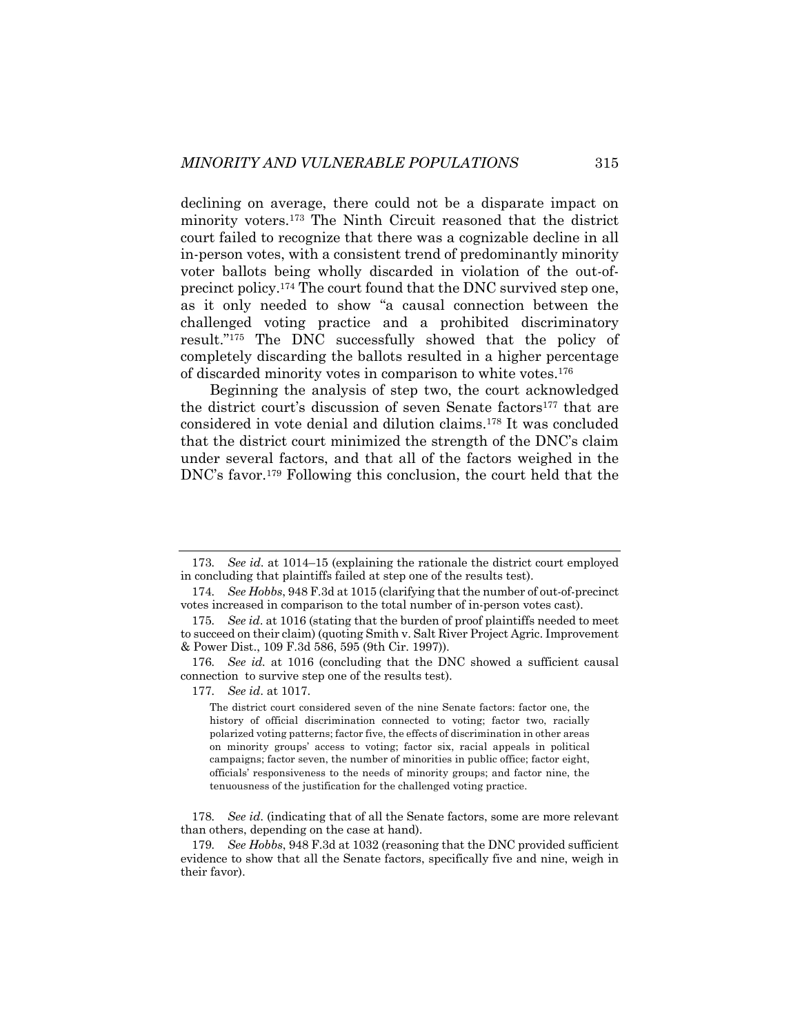declining on average, there could not be a disparate impact on minority voters.[173] The Ninth Circuit reasoned that the district court failed to recognize that there was a cognizable decline in all in-person votes, with a consistent trend of predominantly minority voter ballots being wholly discarded in violation of the out-of-precinct policy.[174] The court found that the DNC survived step one, as it only needed to show "a causal connection between the challenged voting practice and a prohibited discriminatory result."[175] The DNC successfully showed that the policy of completely discarding the ballots resulted in a higher percentage of discarded minority votes in comparison to white votes.[176]

Beginning the analysis of step two, the court acknowledged the district court's discussion of seven Senate factors[177] that are considered in vote denial and dilution claims.[178] It was concluded that the district court minimized the strength of the DNC's claim under several factors, and that all of the factors weighed in the DNC's favor.[179] Following this conclusion, the court held that the

---

173. *See id.* at 1014–15 (explaining the rationale the district court employed in concluding that plaintiffs failed at step one of the results test).

174. *See Hobbs*, 948 F.3d at 1015 (clarifying that the number of out-of-precinct votes increased in comparison to the total number of in-person votes cast).

175. *See id.* at 1016 (stating that the burden of proof plaintiffs needed to meet to succeed on their claim) (quoting Smith v. Salt River Project Agric. Improvement & Power Dist., 109 F.3d 586, 595 (9th Cir. 1997)).

176. *See id.* at 1016 (concluding that the DNC showed a sufficient causal connection to survive step one of the results test).

177. *See id.* at 1017.

> The district court considered seven of the nine Senate factors: factor one, the history of official discrimination connected to voting; factor two, racially polarized voting patterns; factor five, the effects of discrimination in other areas on minority groups' access to voting; factor six, racial appeals in political campaigns; factor seven, the number of minorities in public office; factor eight, officials' responsiveness to the needs of minority groups; and factor nine, the tenuousness of the justification for the challenged voting practice.

178. *See id.* (indicating that of all the Senate factors, some are more relevant than others, depending on the case at hand).

179. *See Hobbs*, 948 F.3d at 1032 (reasoning that the DNC provided sufficient evidence to show that all the Senate factors, specifically five and nine, weigh in their favor).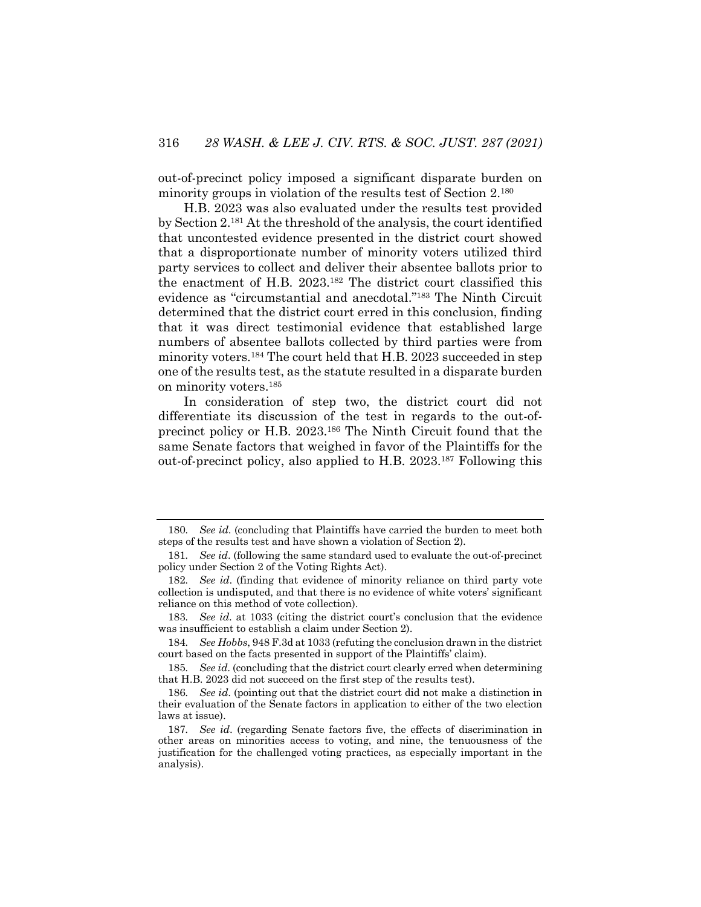out-of-precinct policy imposed a significant disparate burden on minority groups in violation of the results test of Section 2.[180]

H.B. 2023 was also evaluated under the results test provided by Section 2.[181] At the threshold of the analysis, the court identified that uncontested evidence presented in the district court showed that a disproportionate number of minority voters utilized third party services to collect and deliver their absentee ballots prior to the enactment of H.B. 2023.[182] The district court classified this evidence as "circumstantial and anecdotal."[183] The Ninth Circuit determined that the district court erred in this conclusion, finding that it was direct testimonial evidence that established large numbers of absentee ballots collected by third parties were from minority voters.[184] The court held that H.B. 2023 succeeded in step one of the results test, as the statute resulted in a disparate burden on minority voters.[185]

In consideration of step two, the district court did not differentiate its discussion of the test in regards to the out-of-precinct policy or H.B. 2023.[186] The Ninth Circuit found that the same Senate factors that weighed in favor of the Plaintiffs for the out-of-precinct policy, also applied to H.B. 2023.[187] Following this

---

180. *See id.* (concluding that Plaintiffs have carried the burden to meet both steps of the results test and have shown a violation of Section 2).

181. *See id.* (following the same standard used to evaluate the out-of-precinct policy under Section 2 of the Voting Rights Act).

182. *See id.* (finding that evidence of minority reliance on third party vote collection is undisputed, and that there is no evidence of white voters' significant reliance on this method of vote collection).

183. *See id.* at 1033 (citing the district court's conclusion that the evidence was insufficient to establish a claim under Section 2).

184. *See Hobbs*, 948 F.3d at 1033 (refuting the conclusion drawn in the district court based on the facts presented in support of the Plaintiffs' claim).

185. *See id.* (concluding that the district court clearly erred when determining that H.B. 2023 did not succeed on the first step of the results test).

186. *See id.* (pointing out that the district court did not make a distinction in their evaluation of the Senate factors in application to either of the two election laws at issue).

187. *See id.* (regarding Senate factors five, the effects of discrimination in other areas on minorities access to voting, and nine, the tenuousness of the justification for the challenged voting practices, as especially important in the analysis).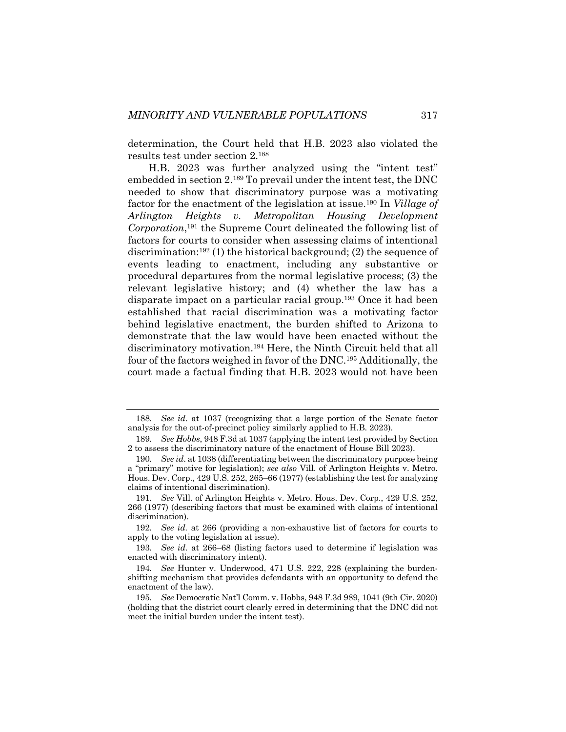determination, the Court held that H.B. 2023 also violated the results test under section 2.[188]

H.B. 2023 was further analyzed using the "intent test" embedded in section 2.[189] To prevail under the intent test, the DNC needed to show that discriminatory purpose was a motivating factor for the enactment of the legislation at issue.[190] In *Village of Arlington Heights v. Metropolitan Housing Development Corporation*,[191] the Supreme Court delineated the following list of factors for courts to consider when assessing claims of intentional discrimination:[192] (1) the historical background; (2) the sequence of events leading to enactment, including any substantive or procedural departures from the normal legislative process; (3) the relevant legislative history; and (4) whether the law has a disparate impact on a particular racial group.[193] Once it had been established that racial discrimination was a motivating factor behind legislative enactment, the burden shifted to Arizona to demonstrate that the law would have been enacted without the discriminatory motivation.[194] Here, the Ninth Circuit held that all four of the factors weighed in favor of the DNC.[195] Additionally, the court made a factual finding that H.B. 2023 would not have been

---

188. *See id*. at 1037 (recognizing that a large portion of the Senate factor analysis for the out-of-precinct policy similarly applied to H.B. 2023).

189. *See Hobbs*, 948 F.3d at 1037 (applying the intent test provided by Section 2 to assess the discriminatory nature of the enactment of House Bill 2023).

190. *See id*. at 1038 (differentiating between the discriminatory purpose being a "primary" motive for legislation); *see also* Vill. of Arlington Heights v. Metro. Hous. Dev. Corp., 429 U.S. 252, 265–66 (1977) (establishing the test for analyzing claims of intentional discrimination).

191. *See* Vill. of Arlington Heights v. Metro. Hous. Dev. Corp., 429 U.S. 252, 266 (1977) (describing factors that must be examined with claims of intentional discrimination).

192. *See id.* at 266 (providing a non-exhaustive list of factors for courts to apply to the voting legislation at issue).

193. *See id.* at 266–68 (listing factors used to determine if legislation was enacted with discriminatory intent).

194. *See* Hunter v. Underwood, 471 U.S. 222, 228 (explaining the burden-shifting mechanism that provides defendants with an opportunity to defend the enactment of the law).

195. *See* Democratic Nat'l Comm. v. Hobbs, 948 F.3d 989, 1041 (9th Cir. 2020) (holding that the district court clearly erred in determining that the DNC did not meet the initial burden under the intent test).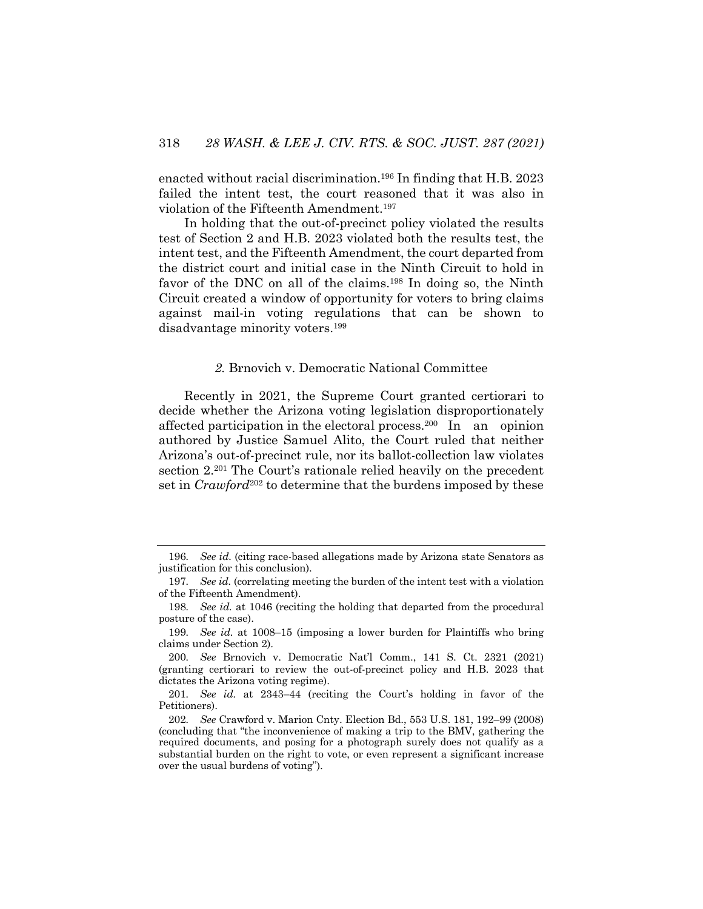enacted without racial discrimination.[196] In finding that H.B. 2023 failed the intent test, the court reasoned that it was also in violation of the Fifteenth Amendment.[197]

In holding that the out-of-precinct policy violated the results test of Section 2 and H.B. 2023 violated both the results test, the intent test, and the Fifteenth Amendment, the court departed from the district court and initial case in the Ninth Circuit to hold in favor of the DNC on all of the claims.[198] In doing so, the Ninth Circuit created a window of opportunity for voters to bring claims against mail-in voting regulations that can be shown to disadvantage minority voters.[199]

### *2.* Brnovich v. Democratic National Committee

Recently in 2021, the Supreme Court granted certiorari to decide whether the Arizona voting legislation disproportionately affected participation in the electoral process.[200] In an opinion authored by Justice Samuel Alito, the Court ruled that neither Arizona's out-of-precinct rule, nor its ballot-collection law violates section 2.[201] The Court's rationale relied heavily on the precedent set in *Crawford*[202] to determine that the burdens imposed by these

---

196. *See id.* (citing race-based allegations made by Arizona state Senators as justification for this conclusion).

197. *See id.* (correlating meeting the burden of the intent test with a violation of the Fifteenth Amendment).

198. *See id.* at 1046 (reciting the holding that departed from the procedural posture of the case).

199. *See id.* at 1008–15 (imposing a lower burden for Plaintiffs who bring claims under Section 2).

200. *See* Brnovich v. Democratic Nat'l Comm., 141 S. Ct. 2321 (2021) (granting certiorari to review the out-of-precinct policy and H.B. 2023 that dictates the Arizona voting regime).

201. *See id.* at 2343–44 (reciting the Court's holding in favor of the Petitioners).

202. *See* Crawford v. Marion Cnty. Election Bd., 553 U.S. 181, 192–99 (2008) (concluding that "the inconvenience of making a trip to the BMV, gathering the required documents, and posing for a photograph surely does not qualify as a substantial burden on the right to vote, or even represent a significant increase over the usual burdens of voting").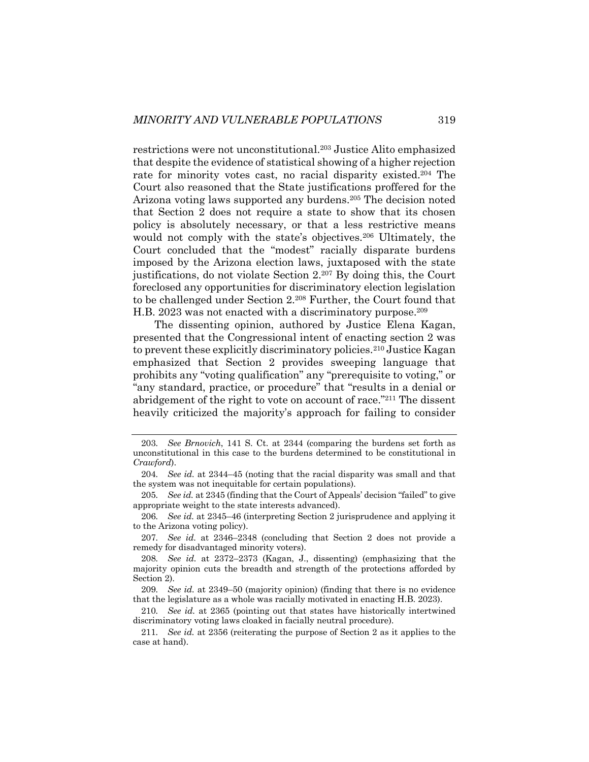restrictions were not unconstitutional.[203] Justice Alito emphasized that despite the evidence of statistical showing of a higher rejection rate for minority votes cast, no racial disparity existed.[204] The Court also reasoned that the State justifications proffered for the Arizona voting laws supported any burdens.[205] The decision noted that Section 2 does not require a state to show that its chosen policy is absolutely necessary, or that a less restrictive means would not comply with the state's objectives.[206] Ultimately, the Court concluded that the "modest" racially disparate burdens imposed by the Arizona election laws, juxtaposed with the state justifications, do not violate Section 2.[207] By doing this, the Court foreclosed any opportunities for discriminatory election legislation to be challenged under Section 2.[208] Further, the Court found that H.B. 2023 was not enacted with a discriminatory purpose.[209]

The dissenting opinion, authored by Justice Elena Kagan, presented that the Congressional intent of enacting section 2 was to prevent these explicitly discriminatory policies.[210] Justice Kagan emphasized that Section 2 provides sweeping language that prohibits any "voting qualification" any "prerequisite to voting," or "any standard, practice, or procedure" that "results in a denial or abridgement of the right to vote on account of race."[211] The dissent heavily criticized the majority's approach for failing to consider

---

203. *See Brnovich*, 141 S. Ct. at 2344 (comparing the burdens set forth as unconstitutional in this case to the burdens determined to be constitutional in *Crawford*).

204. *See id.* at 2344–45 (noting that the racial disparity was small and that the system was not inequitable for certain populations).

205. *See id.* at 2345 (finding that the Court of Appeals' decision "failed" to give appropriate weight to the state interests advanced).

206. *See id.* at 2345–46 (interpreting Section 2 jurisprudence and applying it to the Arizona voting policy).

207. *See id.* at 2346–2348 (concluding that Section 2 does not provide a remedy for disadvantaged minority voters).

208. *See id.* at 2372–2373 (Kagan, J., dissenting) (emphasizing that the majority opinion cuts the breadth and strength of the protections afforded by Section 2).

209. *See id.* at 2349–50 (majority opinion) (finding that there is no evidence that the legislature as a whole was racially motivated in enacting H.B. 2023).

210. *See id.* at 2365 (pointing out that states have historically intertwined discriminatory voting laws cloaked in facially neutral procedure).

211. *See id.* at 2356 (reiterating the purpose of Section 2 as it applies to the case at hand).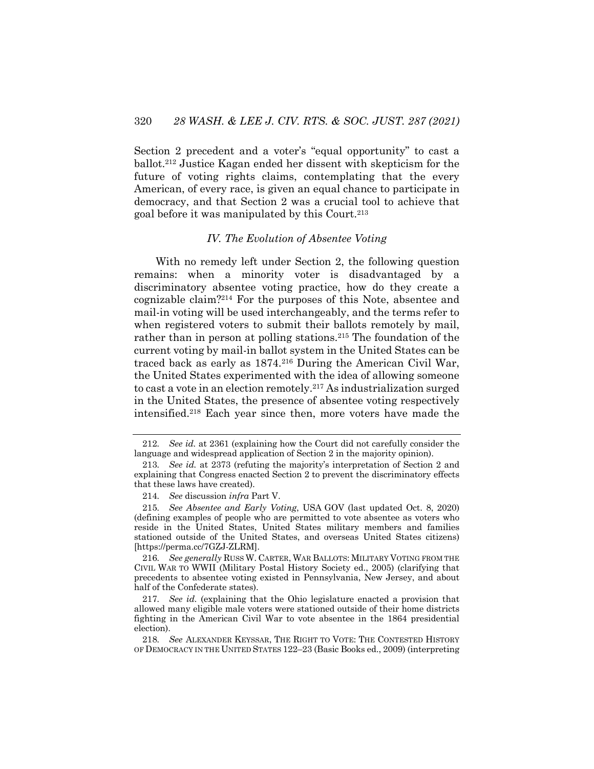Section 2 precedent and a voter's "equal opportunity" to cast a ballot.[212] Justice Kagan ended her dissent with skepticism for the future of voting rights claims, contemplating that the every American, of every race, is given an equal chance to participate in democracy, and that Section 2 was a crucial tool to achieve that goal before it was manipulated by this Court.[213]

### *IV. The Evolution of Absentee Voting*

With no remedy left under Section 2, the following question remains: when a minority voter is disadvantaged by a discriminatory absentee voting practice, how do they create a cognizable claim?[214] For the purposes of this Note, absentee and mail-in voting will be used interchangeably, and the terms refer to when registered voters to submit their ballots remotely by mail, rather than in person at polling stations.[215] The foundation of the current voting by mail-in ballot system in the United States can be traced back as early as 1874.[216] During the American Civil War, the United States experimented with the idea of allowing someone to cast a vote in an election remotely.[217] As industrialization surged in the United States, the presence of absentee voting respectively intensified.[218] Each year since then, more voters have made the

---

212. *See id.* at 2361 (explaining how the Court did not carefully consider the language and widespread application of Section 2 in the majority opinion).

213. *See id.* at 2373 (refuting the majority's interpretation of Section 2 and explaining that Congress enacted Section 2 to prevent the discriminatory effects that these laws have created).

214. *See* discussion *infra* Part V.

215. *See Absentee and Early Voting*, USA GOV (last updated Oct. 8, 2020) (defining examples of people who are permitted to vote absentee as voters who reside in the United States, United States military members and families stationed outside of the United States, and overseas United States citizens) [https://perma.cc/7GZJ-ZLRM].

216. *See generally* RUSS W. CARTER, WAR BALLOTS: MILITARY VOTING FROM THE CIVIL WAR TO WWII (Military Postal History Society ed., 2005) (clarifying that precedents to absentee voting existed in Pennsylvania, New Jersey, and about half of the Confederate states).

217. *See id.* (explaining that the Ohio legislature enacted a provision that allowed many eligible male voters were stationed outside of their home districts fighting in the American Civil War to vote absentee in the 1864 presidential election).

218. *See* ALEXANDER KEYSSAR, THE RIGHT TO VOTE: THE CONTESTED HISTORY OF DEMOCRACY IN THE UNITED STATES 122–23 (Basic Books ed., 2009) (interpreting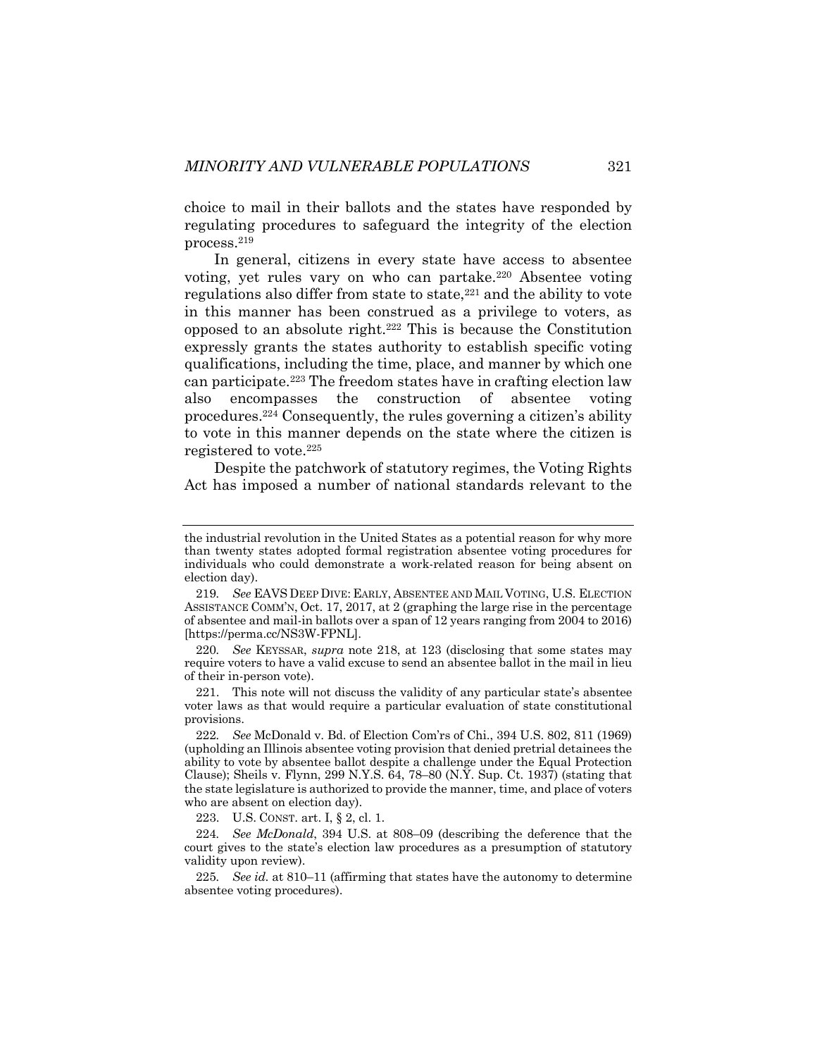choice to mail in their ballots and the states have responded by regulating procedures to safeguard the integrity of the election process.[219]

In general, citizens in every state have access to absentee voting, yet rules vary on who can partake.[220] Absentee voting regulations also differ from state to state,[221] and the ability to vote in this manner has been construed as a privilege to voters, as opposed to an absolute right.[222] This is because the Constitution expressly grants the states authority to establish specific voting qualifications, including the time, place, and manner by which one can participate.[223] The freedom states have in crafting election law also encompasses the construction of absentee voting procedures.[224] Consequently, the rules governing a citizen's ability to vote in this manner depends on the state where the citizen is registered to vote.[225]

Despite the patchwork of statutory regimes, the Voting Rights Act has imposed a number of national standards relevant to the

---

the industrial revolution in the United States as a potential reason for why more than twenty states adopted formal registration absentee voting procedures for individuals who could demonstrate a work-related reason for being absent on election day).

219. *See* EAVS DEEP DIVE: EARLY, ABSENTEE AND MAIL VOTING, U.S. ELECTION ASSISTANCE COMM'N, Oct. 17, 2017, at 2 (graphing the large rise in the percentage of absentee and mail-in ballots over a span of 12 years ranging from 2004 to 2016) [https://perma.cc/NS3W-FPNL].

220. *See* KEYSSAR, *supra* note 218, at 123 (disclosing that some states may require voters to have a valid excuse to send an absentee ballot in the mail in lieu of their in-person vote).

221. This note will not discuss the validity of any particular state's absentee voter laws as that would require a particular evaluation of state constitutional provisions.

222. *See* McDonald v. Bd. of Election Com'rs of Chi., 394 U.S. 802, 811 (1969) (upholding an Illinois absentee voting provision that denied pretrial detainees the ability to vote by absentee ballot despite a challenge under the Equal Protection Clause); Sheils v. Flynn, 299 N.Y.S. 64, 78–80 (N.Y. Sup. Ct. 1937) (stating that the state legislature is authorized to provide the manner, time, and place of voters who are absent on election day).

223. U.S. CONST. art. I, § 2, cl. 1.

224. *See McDonald*, 394 U.S. at 808–09 (describing the deference that the court gives to the state's election law procedures as a presumption of statutory validity upon review).

225. *See id.* at 810–11 (affirming that states have the autonomy to determine absentee voting procedures).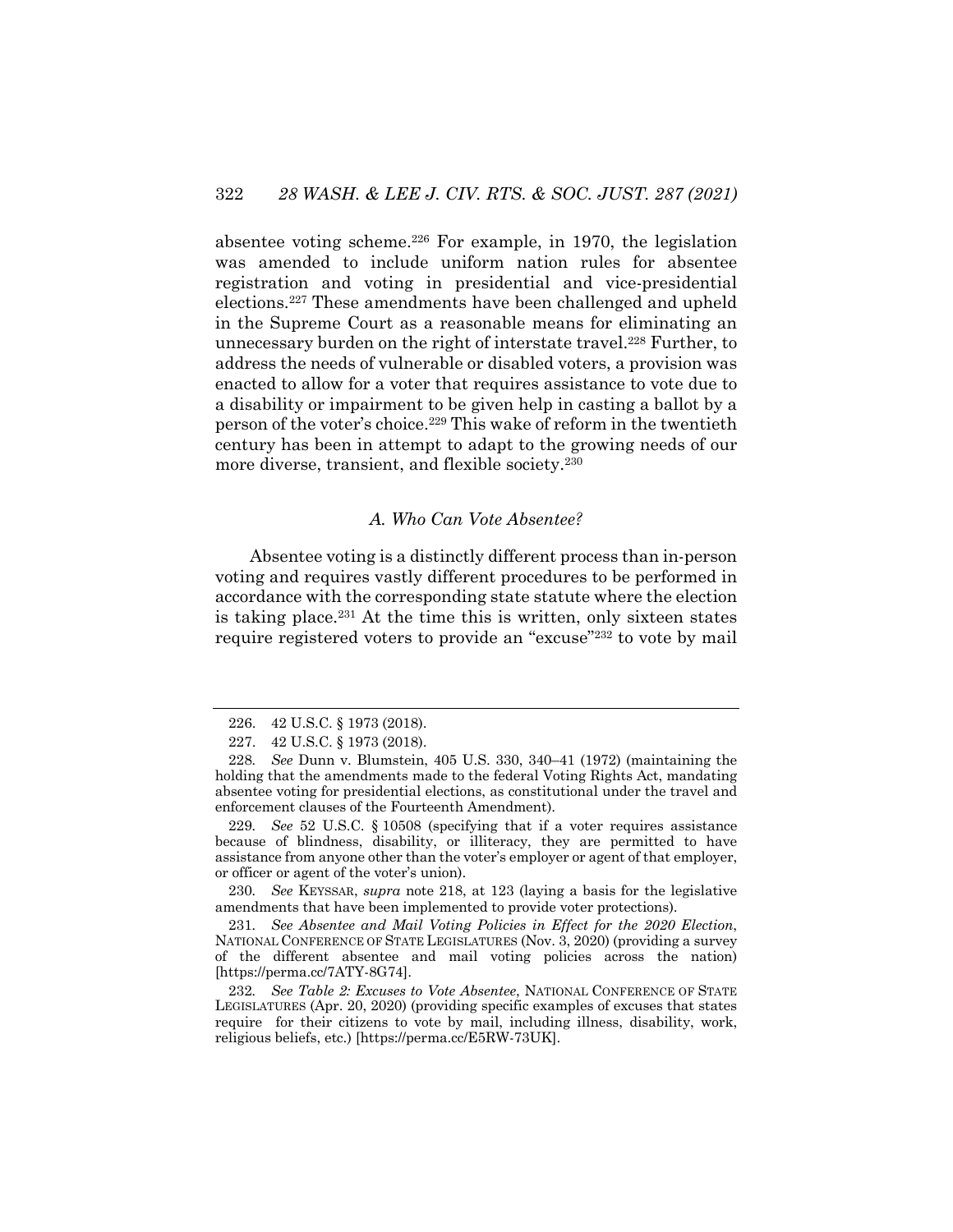absentee voting scheme.[226] For example, in 1970, the legislation was amended to include uniform nation rules for absentee registration and voting in presidential and vice-presidential elections.[227] These amendments have been challenged and upheld in the Supreme Court as a reasonable means for eliminating an unnecessary burden on the right of interstate travel.[228] Further, to address the needs of vulnerable or disabled voters, a provision was enacted to allow for a voter that requires assistance to vote due to a disability or impairment to be given help in casting a ballot by a person of the voter's choice.[229] This wake of reform in the twentieth century has been in attempt to adapt to the growing needs of our more diverse, transient, and flexible society.[230]

### *A. Who Can Vote Absentee?*

Absentee voting is a distinctly different process than in-person voting and requires vastly different procedures to be performed in accordance with the corresponding state statute where the election is taking place.[231] At the time this is written, only sixteen states require registered voters to provide an "excuse"[232] to vote by mail

---

226. 42 U.S.C. § 1973 (2018).

227. 42 U.S.C. § 1973 (2018).

228. *See* Dunn v. Blumstein, 405 U.S. 330, 340–41 (1972) (maintaining the holding that the amendments made to the federal Voting Rights Act, mandating absentee voting for presidential elections, as constitutional under the travel and enforcement clauses of the Fourteenth Amendment).

229. *See* 52 U.S.C. § 10508 (specifying that if a voter requires assistance because of blindness, disability, or illiteracy, they are permitted to have assistance from anyone other than the voter's employer or agent of that employer, or officer or agent of the voter's union).

230. *See* KEYSSAR, *supra* note 218, at 123 (laying a basis for the legislative amendments that have been implemented to provide voter protections).

231. *See Absentee and Mail Voting Policies in Effect for the 2020 Election*, NATIONAL CONFERENCE OF STATE LEGISLATURES (Nov. 3, 2020) (providing a survey of the different absentee and mail voting policies across the nation) [https://perma.cc/7ATY-8G74].

232. *See Table 2: Excuses to Vote Absentee*, NATIONAL CONFERENCE OF STATE LEGISLATURES (Apr. 20, 2020) (providing specific examples of excuses that states require for their citizens to vote by mail, including illness, disability, work, religious beliefs, etc.) [https://perma.cc/E5RW-73UK].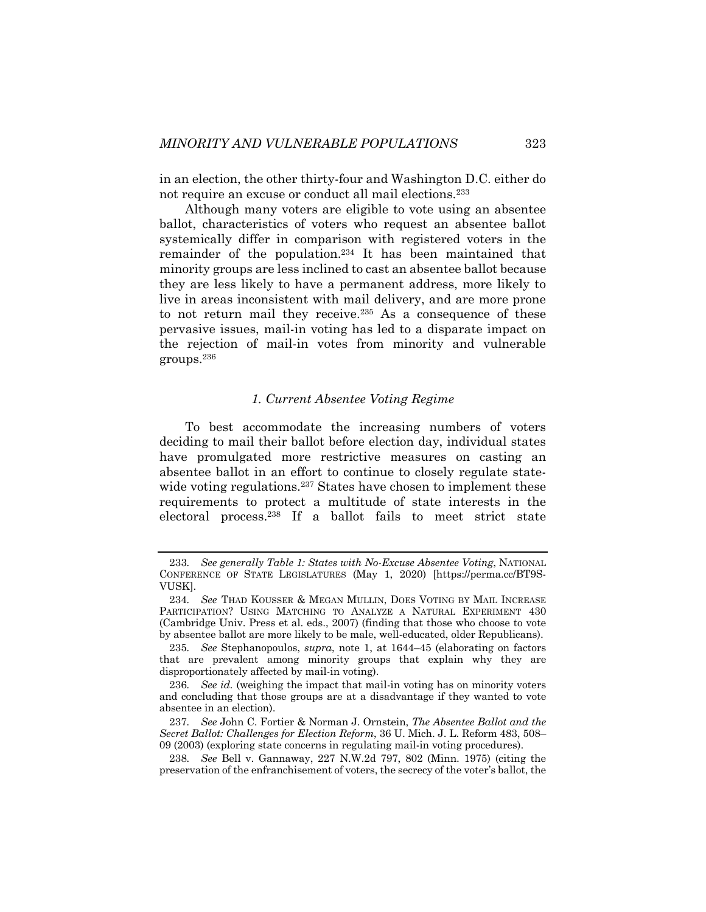in an election, the other thirty-four and Washington D.C. either do not require an excuse or conduct all mail elections.[233]

Although many voters are eligible to vote using an absentee ballot, characteristics of voters who request an absentee ballot systemically differ in comparison with registered voters in the remainder of the population.[234] It has been maintained that minority groups are less inclined to cast an absentee ballot because they are less likely to have a permanent address, more likely to live in areas inconsistent with mail delivery, and are more prone to not return mail they receive.[235] As a consequence of these pervasive issues, mail-in voting has led to a disparate impact on the rejection of mail-in votes from minority and vulnerable groups.[236]

### *1. Current Absentee Voting Regime*

To best accommodate the increasing numbers of voters deciding to mail their ballot before election day, individual states have promulgated more restrictive measures on casting an absentee ballot in an effort to continue to closely regulate state-wide voting regulations.[237] States have chosen to implement these requirements to protect a multitude of state interests in the electoral process.[238] If a ballot fails to meet strict state

---

233. *See generally Table 1: States with No-Excuse Absentee Voting*, NATIONAL CONFERENCE OF STATE LEGISLATURES (May 1, 2020) [https://perma.cc/BT9S-VUSK].

234. *See* THAD KOUSSER & MEGAN MULLIN, DOES VOTING BY MAIL INCREASE PARTICIPATION? USING MATCHING TO ANALYZE A NATURAL EXPERIMENT 430 (Cambridge Univ. Press et al. eds., 2007) (finding that those who choose to vote by absentee ballot are more likely to be male, well-educated, older Republicans).

235. *See* Stephanopoulos, *supra*, note 1, at 1644–45 (elaborating on factors that are prevalent among minority groups that explain why they are disproportionately affected by mail-in voting).

236. *See id.* (weighing the impact that mail-in voting has on minority voters and concluding that those groups are at a disadvantage if they wanted to vote absentee in an election).

237. *See* John C. Fortier & Norman J. Ornstein, *The Absentee Ballot and the Secret Ballot: Challenges for Election Reform*, 36 U. Mich. J. L. Reform 483, 508–09 (2003) (exploring state concerns in regulating mail-in voting procedures).

238. *See* Bell v. Gannaway, 227 N.W.2d 797, 802 (Minn. 1975) (citing the preservation of the enfranchisement of voters, the secrecy of the voter's ballot, the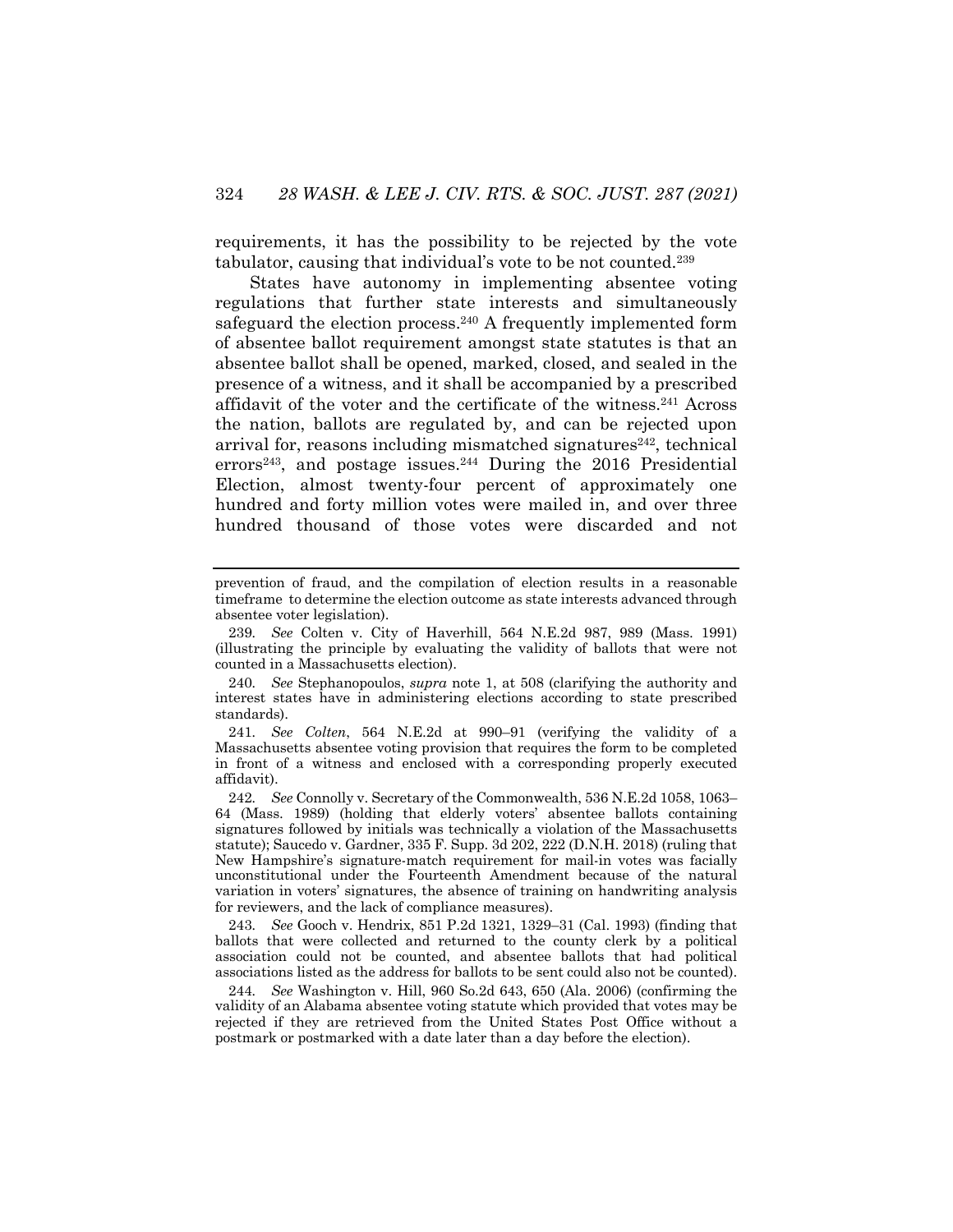requirements, it has the possibility to be rejected by the vote tabulator, causing that individual's vote to be not counted.[239]

States have autonomy in implementing absentee voting regulations that further state interests and simultaneously safeguard the election process.[240] A frequently implemented form of absentee ballot requirement amongst state statutes is that an absentee ballot shall be opened, marked, closed, and sealed in the presence of a witness, and it shall be accompanied by a prescribed affidavit of the voter and the certificate of the witness.[241] Across the nation, ballots are regulated by, and can be rejected upon arrival for, reasons including mismatched signatures[242], technical errors[243], and postage issues.[244] During the 2016 Presidential Election, almost twenty-four percent of approximately one hundred and forty million votes were mailed in, and over three hundred thousand of those votes were discarded and not

---

prevention of fraud, and the compilation of election results in a reasonable timeframe to determine the election outcome as state interests advanced through absentee voter legislation).

239. *See* Colten v. City of Haverhill, 564 N.E.2d 987, 989 (Mass. 1991) (illustrating the principle by evaluating the validity of ballots that were not counted in a Massachusetts election).

240. *See* Stephanopoulos, *supra* note 1, at 508 (clarifying the authority and interest states have in administering elections according to state prescribed standards).

241. *See Colten*, 564 N.E.2d at 990–91 (verifying the validity of a Massachusetts absentee voting provision that requires the form to be completed in front of a witness and enclosed with a corresponding properly executed affidavit).

242. *See* Connolly v. Secretary of the Commonwealth, 536 N.E.2d 1058, 1063–64 (Mass. 1989) (holding that elderly voters' absentee ballots containing signatures followed by initials was technically a violation of the Massachusetts statute); Saucedo v. Gardner, 335 F. Supp. 3d 202, 222 (D.N.H. 2018) (ruling that New Hampshire's signature-match requirement for mail-in votes was facially unconstitutional under the Fourteenth Amendment because of the natural variation in voters' signatures, the absence of training on handwriting analysis for reviewers, and the lack of compliance measures).

243. *See* Gooch v. Hendrix, 851 P.2d 1321, 1329–31 (Cal. 1993) (finding that ballots that were collected and returned to the county clerk by a political association could not be counted, and absentee ballots that had political associations listed as the address for ballots to be sent could also not be counted).

244. *See* Washington v. Hill, 960 So.2d 643, 650 (Ala. 2006) (confirming the validity of an Alabama absentee voting statute which provided that votes may be rejected if they are retrieved from the United States Post Office without a postmark or postmarked with a date later than a day before the election).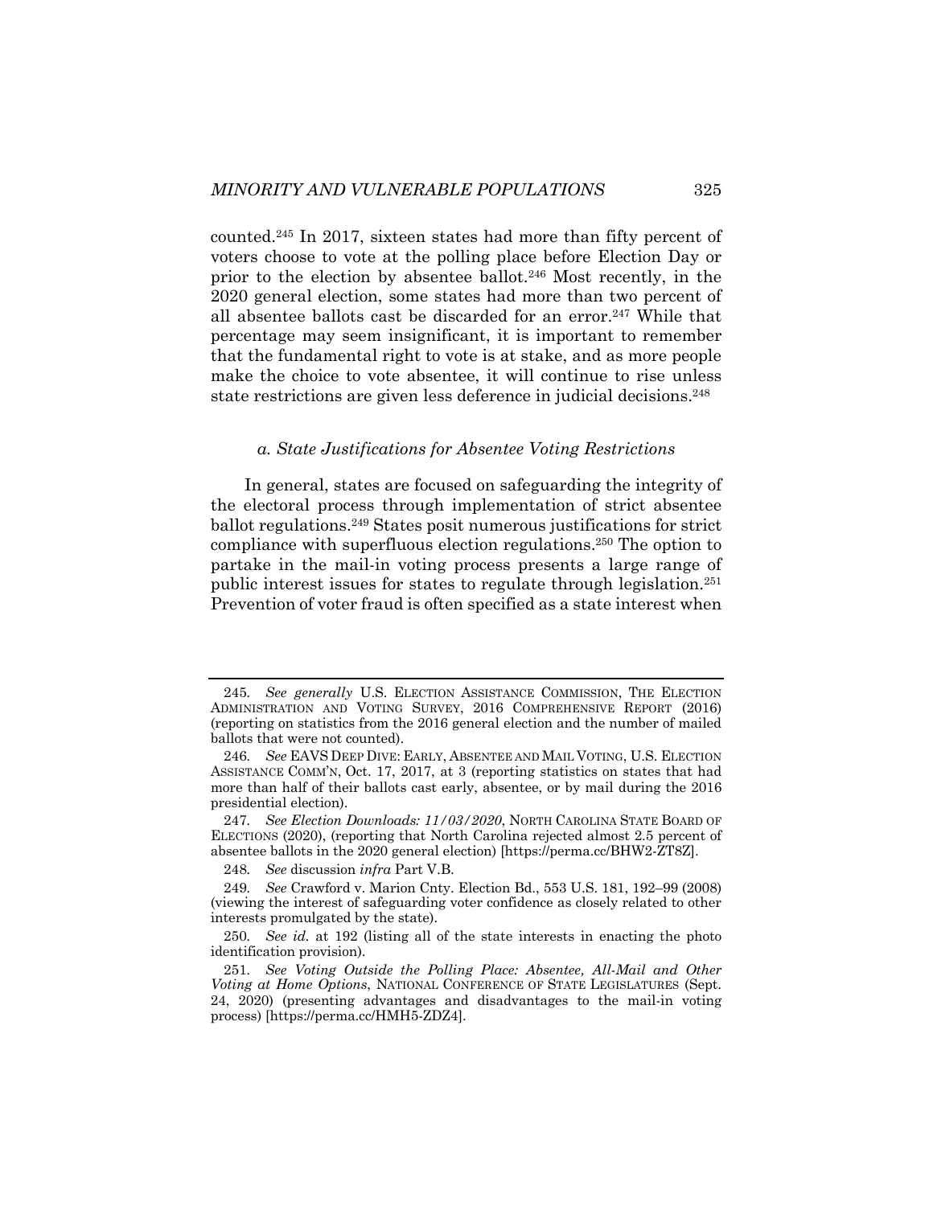counted.[245] In 2017, sixteen states had more than fifty percent of voters choose to vote at the polling place before Election Day or prior to the election by absentee ballot.[246] Most recently, in the 2020 general election, some states had more than two percent of all absentee ballots cast be discarded for an error.[247] While that percentage may seem insignificant, it is important to remember that the fundamental right to vote is at stake, and as more people make the choice to vote absentee, it will continue to rise unless state restrictions are given less deference in judicial decisions.[248]

#### *a. State Justifications for Absentee Voting Restrictions*

In general, states are focused on safeguarding the integrity of the electoral process through implementation of strict absentee ballot regulations.[249] States posit numerous justifications for strict compliance with superfluous election regulations.[250] The option to partake in the mail-in voting process presents a large range of public interest issues for states to regulate through legislation.[251] Prevention of voter fraud is often specified as a state interest when

---

245. *See generally* U.S. ELECTION ASSISTANCE COMMISSION, THE ELECTION ADMINISTRATION AND VOTING SURVEY, 2016 COMPREHENSIVE REPORT (2016) (reporting on statistics from the 2016 general election and the number of mailed ballots that were not counted).

246. *See* EAVS DEEP DIVE: EARLY, ABSENTEE AND MAIL VOTING, U.S. ELECTION ASSISTANCE COMM'N, Oct. 17, 2017, at 3 (reporting statistics on states that had more than half of their ballots cast early, absentee, or by mail during the 2016 presidential election).

247. *See Election Downloads: 11/03/2020*, NORTH CAROLINA STATE BOARD OF ELECTIONS (2020), (reporting that North Carolina rejected almost 2.5 percent of absentee ballots in the 2020 general election) [https://perma.cc/BHW2-ZT8Z].

248. *See* discussion *infra* Part V.B.

249. *See* Crawford v. Marion Cnty. Election Bd., 553 U.S. 181, 192–99 (2008) (viewing the interest of safeguarding voter confidence as closely related to other interests promulgated by the state).

250. *See id.* at 192 (listing all of the state interests in enacting the photo identification provision).

251. *See Voting Outside the Polling Place: Absentee, All-Mail and Other Voting at Home Options*, NATIONAL CONFERENCE OF STATE LEGISLATURES (Sept. 24, 2020) (presenting advantages and disadvantages to the mail-in voting process) [https://perma.cc/HMH5-ZDZ4].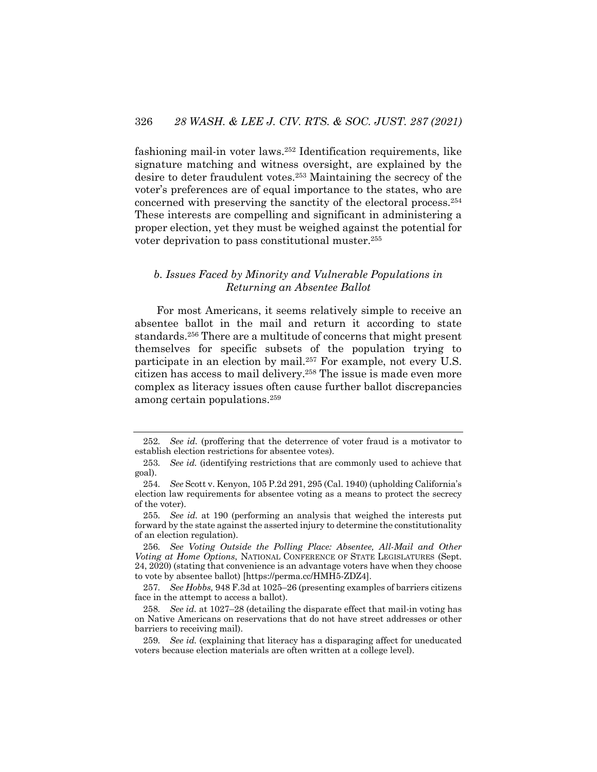fashioning mail-in voter laws.[252] Identification requirements, like signature matching and witness oversight, are explained by the desire to deter fraudulent votes.[253] Maintaining the secrecy of the voter's preferences are of equal importance to the states, who are concerned with preserving the sanctity of the electoral process.[254] These interests are compelling and significant in administering a proper election, yet they must be weighed against the potential for voter deprivation to pass constitutional muster.[255]

### *b. Issues Faced by Minority and Vulnerable Populations in Returning an Absentee Ballot*

For most Americans, it seems relatively simple to receive an absentee ballot in the mail and return it according to state standards.[256] There are a multitude of concerns that might present themselves for specific subsets of the population trying to participate in an election by mail.[257] For example, not every U.S. citizen has access to mail delivery.[258] The issue is made even more complex as literacy issues often cause further ballot discrepancies among certain populations.[259]

---

252. *See id.* (proffering that the deterrence of voter fraud is a motivator to establish election restrictions for absentee votes).

253. *See id.* (identifying restrictions that are commonly used to achieve that goal).

254. *See* Scott v. Kenyon, 105 P.2d 291, 295 (Cal. 1940) (upholding California's election law requirements for absentee voting as a means to protect the secrecy of the voter).

255. *See id.* at 190 (performing an analysis that weighed the interests put forward by the state against the asserted injury to determine the constitutionality of an election regulation).

256. *See Voting Outside the Polling Place: Absentee, All-Mail and Other Voting at Home Options*, NATIONAL CONFERENCE OF STATE LEGISLATURES (Sept. 24, 2020) (stating that convenience is an advantage voters have when they choose to vote by absentee ballot) [https://perma.cc/HMH5-ZDZ4].

257. *See Hobbs,* 948 F.3d at 1025–26 (presenting examples of barriers citizens face in the attempt to access a ballot).

258. *See id.* at 1027–28 (detailing the disparate effect that mail-in voting has on Native Americans on reservations that do not have street addresses or other barriers to receiving mail).

259. *See id.* (explaining that literacy has a disparaging affect for uneducated voters because election materials are often written at a college level).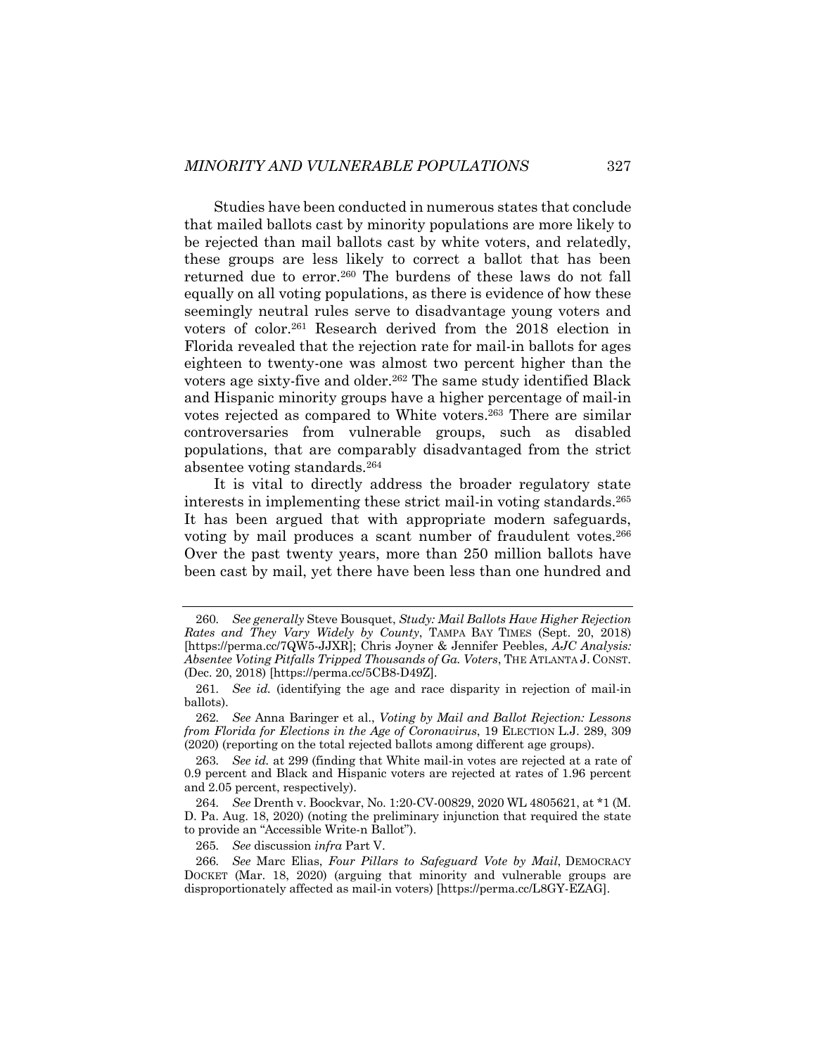Studies have been conducted in numerous states that conclude that mailed ballots cast by minority populations are more likely to be rejected than mail ballots cast by white voters, and relatedly, these groups are less likely to correct a ballot that has been returned due to error.[260] The burdens of these laws do not fall equally on all voting populations, as there is evidence of how these seemingly neutral rules serve to disadvantage young voters and voters of color.[261] Research derived from the 2018 election in Florida revealed that the rejection rate for mail-in ballots for ages eighteen to twenty-one was almost two percent higher than the voters age sixty-five and older.[262] The same study identified Black and Hispanic minority groups have a higher percentage of mail-in votes rejected as compared to White voters.[263] There are similar controversaries from vulnerable groups, such as disabled populations, that are comparably disadvantaged from the strict absentee voting standards.[264]

It is vital to directly address the broader regulatory state interests in implementing these strict mail-in voting standards.[265] It has been argued that with appropriate modern safeguards, voting by mail produces a scant number of fraudulent votes.[266] Over the past twenty years, more than 250 million ballots have been cast by mail, yet there have been less than one hundred and

---

260. *See generally* Steve Bousquet, *Study: Mail Ballots Have Higher Rejection Rates and They Vary Widely by County*, TAMPA BAY TIMES (Sept. 20, 2018) [https://perma.cc/7QW5-JJXR]; Chris Joyner & Jennifer Peebles, *AJC Analysis: Absentee Voting Pitfalls Tripped Thousands of Ga. Voters*, THE ATLANTA J. CONST. (Dec. 20, 2018) [https://perma.cc/5CB8-D49Z].

261. *See id.* (identifying the age and race disparity in rejection of mail-in ballots).

262. *See* Anna Baringer et al., *Voting by Mail and Ballot Rejection: Lessons from Florida for Elections in the Age of Coronavirus*, 19 ELECTION L.J. 289, 309 (2020) (reporting on the total rejected ballots among different age groups).

263. *See id.* at 299 (finding that White mail-in votes are rejected at a rate of 0.9 percent and Black and Hispanic voters are rejected at rates of 1.96 percent and 2.05 percent, respectively).

264. *See* Drenth v. Boockvar, No. 1:20-CV-00829, 2020 WL 4805621, at *1 (M. D. Pa. Aug. 18, 2020) (noting the preliminary injunction that required the state to provide an "Accessible Write-n Ballot").

265. *See* discussion *infra* Part V.

266. *See* Marc Elias, *Four Pillars to Safeguard Vote by Mail*, DEMOCRACY DOCKET (Mar. 18, 2020) (arguing that minority and vulnerable groups are disproportionately affected as mail-in voters) [https://perma.cc/L8GY-EZAG].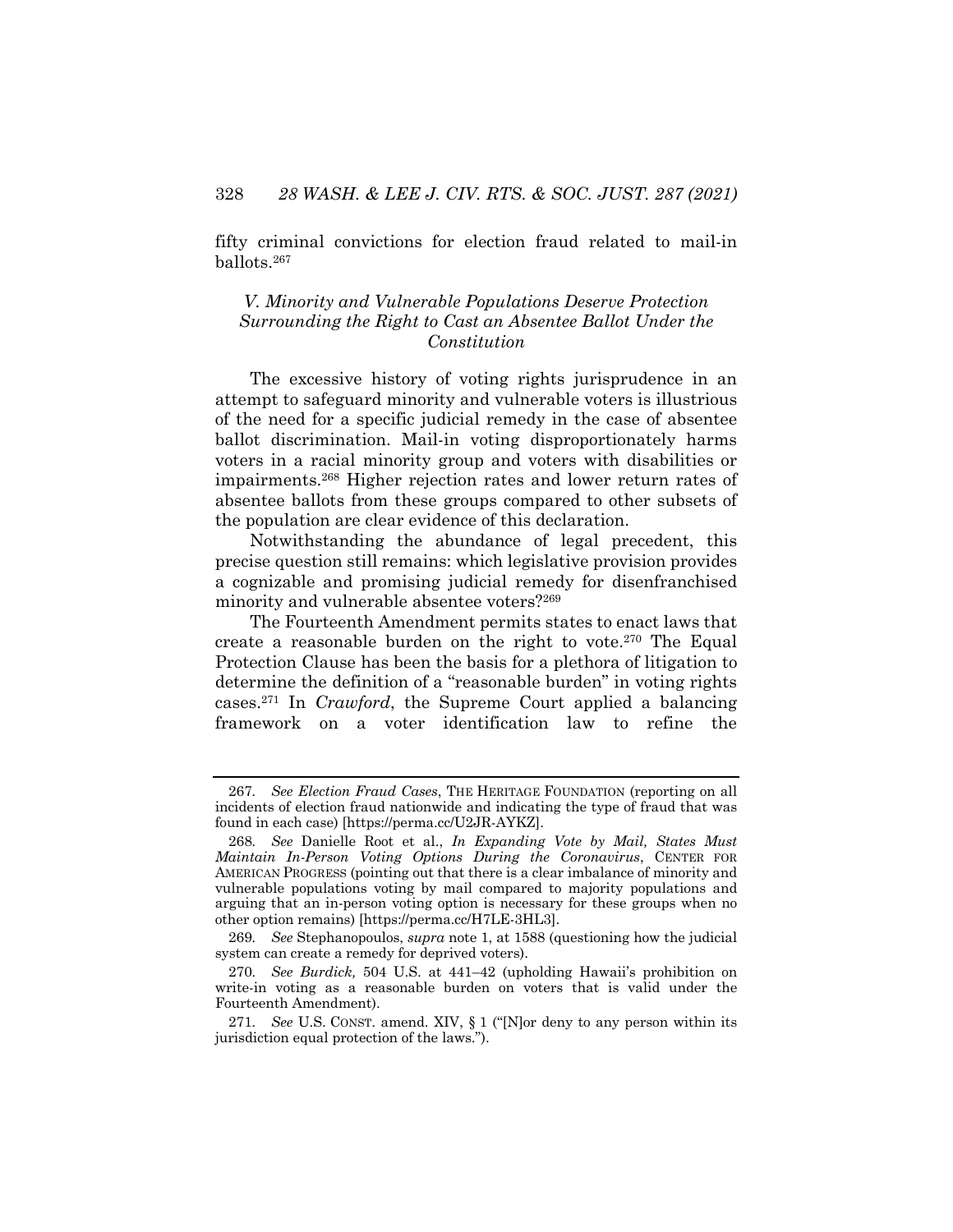fifty criminal convictions for election fraud related to mail-in ballots.[267]

### *V. Minority and Vulnerable Populations Deserve Protection Surrounding the Right to Cast an Absentee Ballot Under the Constitution*

The excessive history of voting rights jurisprudence in an attempt to safeguard minority and vulnerable voters is illustrious of the need for a specific judicial remedy in the case of absentee ballot discrimination. Mail-in voting disproportionately harms voters in a racial minority group and voters with disabilities or impairments.[268] Higher rejection rates and lower return rates of absentee ballots from these groups compared to other subsets of the population are clear evidence of this declaration.

Notwithstanding the abundance of legal precedent, this precise question still remains: which legislative provision provides a cognizable and promising judicial remedy for disenfranchised minority and vulnerable absentee voters?[269]

The Fourteenth Amendment permits states to enact laws that create a reasonable burden on the right to vote.[270] The Equal Protection Clause has been the basis for a plethora of litigation to determine the definition of a "reasonable burden" in voting rights cases.[271] In *Crawford*, the Supreme Court applied a balancing framework on a voter identification law to refine the

---

267. *See Election Fraud Cases*, THE HERITAGE FOUNDATION (reporting on all incidents of election fraud nationwide and indicating the type of fraud that was found in each case) [https://perma.cc/U2JR-AYKZ].

268. *See* Danielle Root et al., *In Expanding Vote by Mail, States Must Maintain In-Person Voting Options During the Coronavirus*, CENTER FOR AMERICAN PROGRESS (pointing out that there is a clear imbalance of minority and vulnerable populations voting by mail compared to majority populations and arguing that an in-person voting option is necessary for these groups when no other option remains) [https://perma.cc/H7LE-3HL3].

269. *See* Stephanopoulos, *supra* note 1, at 1588 (questioning how the judicial system can create a remedy for deprived voters).

270. *See Burdick,* 504 U.S. at 441–42 (upholding Hawaii's prohibition on write-in voting as a reasonable burden on voters that is valid under the Fourteenth Amendment).

271. *See* U.S. CONST. amend. XIV, § 1 ("[N]or deny to any person within its jurisdiction equal protection of the laws.").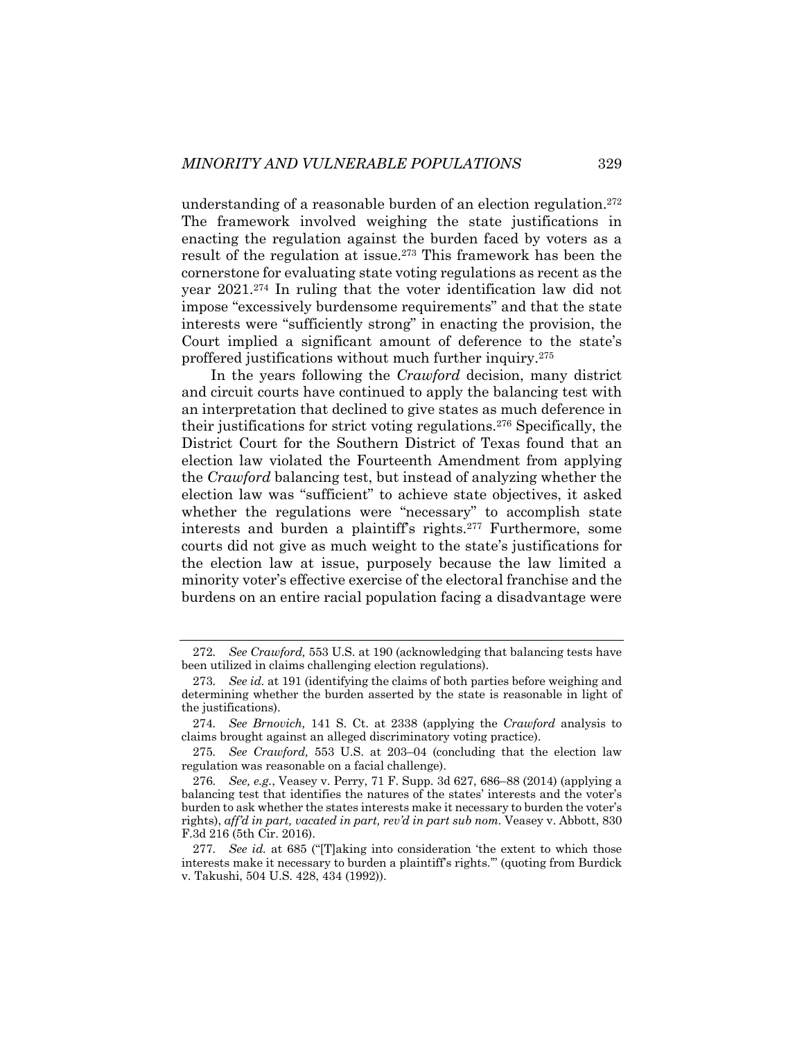understanding of a reasonable burden of an election regulation.[272] The framework involved weighing the state justifications in enacting the regulation against the burden faced by voters as a result of the regulation at issue.[273] This framework has been the cornerstone for evaluating state voting regulations as recent as the year 2021.[274] In ruling that the voter identification law did not impose "excessively burdensome requirements" and that the state interests were "sufficiently strong" in enacting the provision, the Court implied a significant amount of deference to the state's proffered justifications without much further inquiry.[275]

In the years following the *Crawford* decision, many district and circuit courts have continued to apply the balancing test with an interpretation that declined to give states as much deference in their justifications for strict voting regulations.[276] Specifically, the District Court for the Southern District of Texas found that an election law violated the Fourteenth Amendment from applying the *Crawford* balancing test, but instead of analyzing whether the election law was "sufficient" to achieve state objectives, it asked whether the regulations were "necessary" to accomplish state interests and burden a plaintiff's rights.[277] Furthermore, some courts did not give as much weight to the state's justifications for the election law at issue, purposely because the law limited a minority voter's effective exercise of the electoral franchise and the burdens on an entire racial population facing a disadvantage were

---

272. *See Crawford,* 553 U.S. at 190 (acknowledging that balancing tests have been utilized in claims challenging election regulations).

273. *See id.* at 191 (identifying the claims of both parties before weighing and determining whether the burden asserted by the state is reasonable in light of the justifications).

274. *See Brnovich,* 141 S. Ct. at 2338 (applying the *Crawford* analysis to claims brought against an alleged discriminatory voting practice).

275. *See Crawford,* 553 U.S. at 203–04 (concluding that the election law regulation was reasonable on a facial challenge).

276. *See, e.g.*, Veasey v. Perry, 71 F. Supp. 3d 627, 686–88 (2014) (applying a balancing test that identifies the natures of the states' interests and the voter's burden to ask whether the states interests make it necessary to burden the voter's rights), *aff'd in part, vacated in part, rev'd in part sub nom.* Veasey v. Abbott, 830 F.3d 216 (5th Cir. 2016).

277. *See id.* at 685 ("[T]aking into consideration 'the extent to which those interests make it necessary to burden a plaintiff's rights.'" (quoting from Burdick v. Takushi, 504 U.S. 428, 434 (1992)).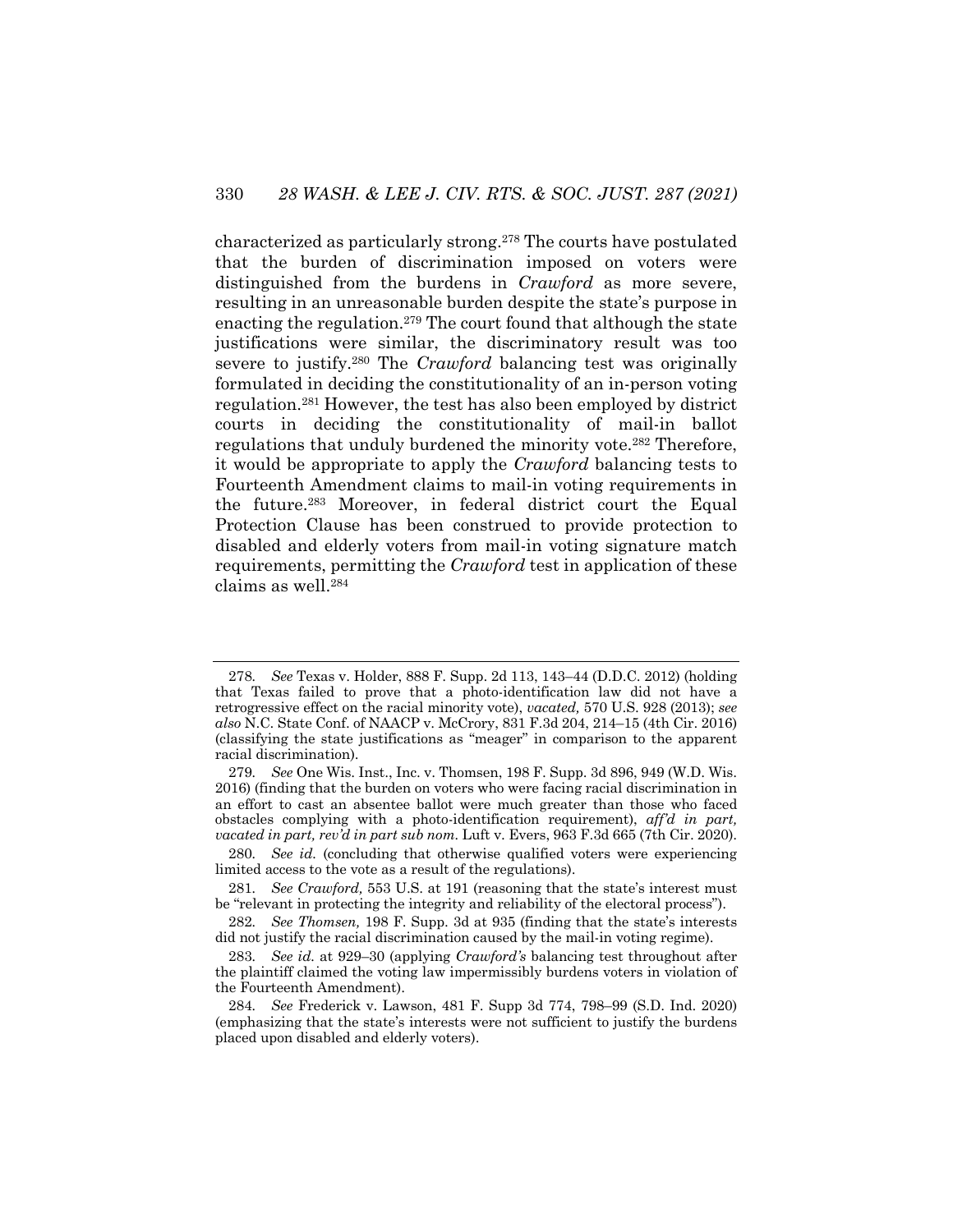characterized as particularly strong.[278] The courts have postulated that the burden of discrimination imposed on voters were distinguished from the burdens in *Crawford* as more severe, resulting in an unreasonable burden despite the state's purpose in enacting the regulation.[279] The court found that although the state justifications were similar, the discriminatory result was too severe to justify.[280] The *Crawford* balancing test was originally formulated in deciding the constitutionality of an in-person voting regulation.[281] However, the test has also been employed by district courts in deciding the constitutionality of mail-in ballot regulations that unduly burdened the minority vote.[282] Therefore, it would be appropriate to apply the *Crawford* balancing tests to Fourteenth Amendment claims to mail-in voting requirements in the future.[283] Moreover, in federal district court the Equal Protection Clause has been construed to provide protection to disabled and elderly voters from mail-in voting signature match requirements, permitting the *Crawford* test in application of these claims as well.[284]

---

278. *See* Texas v. Holder, 888 F. Supp. 2d 113, 143–44 (D.D.C. 2012) (holding that Texas failed to prove that a photo-identification law did not have a retrogressive effect on the racial minority vote), *vacated,* 570 U.S. 928 (2013); *see also* N.C. State Conf. of NAACP v. McCrory, 831 F.3d 204, 214–15 (4th Cir. 2016) (classifying the state justifications as "meager" in comparison to the apparent racial discrimination).

279. *See* One Wis. Inst., Inc. v. Thomsen, 198 F. Supp. 3d 896, 949 (W.D. Wis. 2016) (finding that the burden on voters who were facing racial discrimination in an effort to cast an absentee ballot were much greater than those who faced obstacles complying with a photo-identification requirement), *aff'd in part, vacated in part, rev'd in part sub nom.* Luft v. Evers, 963 F.3d 665 (7th Cir. 2020).

280. *See id.* (concluding that otherwise qualified voters were experiencing limited access to the vote as a result of the regulations).

281. *See Crawford,* 553 U.S. at 191 (reasoning that the state's interest must be "relevant in protecting the integrity and reliability of the electoral process").

282. *See Thomsen,* 198 F. Supp. 3d at 935 (finding that the state's interests did not justify the racial discrimination caused by the mail-in voting regime).

283. *See id.* at 929–30 (applying *Crawford's* balancing test throughout after the plaintiff claimed the voting law impermissibly burdens voters in violation of the Fourteenth Amendment).

284. *See* Frederick v. Lawson, 481 F. Supp 3d 774, 798–99 (S.D. Ind. 2020) (emphasizing that the state's interests were not sufficient to justify the burdens placed upon disabled and elderly voters).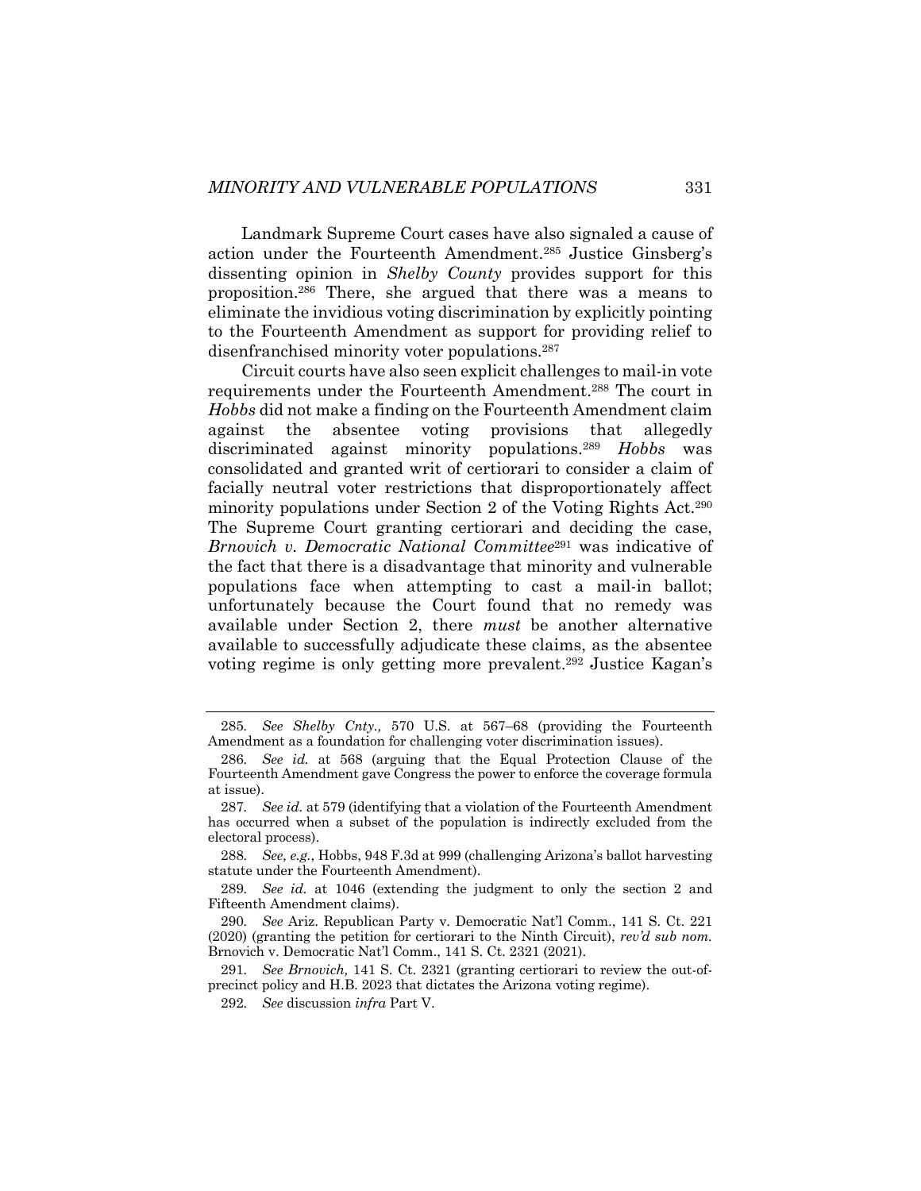Landmark Supreme Court cases have also signaled a cause of action under the Fourteenth Amendment.[285] Justice Ginsberg's dissenting opinion in *Shelby County* provides support for this proposition.[286] There, she argued that there was a means to eliminate the invidious voting discrimination by explicitly pointing to the Fourteenth Amendment as support for providing relief to disenfranchised minority voter populations.[287]

Circuit courts have also seen explicit challenges to mail-in vote requirements under the Fourteenth Amendment.[288] The court in *Hobbs* did not make a finding on the Fourteenth Amendment claim against the absentee voting provisions that allegedly discriminated against minority populations.[289] *Hobbs* was consolidated and granted writ of certiorari to consider a claim of facially neutral voter restrictions that disproportionately affect minority populations under Section 2 of the Voting Rights Act.[290] The Supreme Court granting certiorari and deciding the case, *Brnovich v. Democratic National Committee*[291] was indicative of the fact that there is a disadvantage that minority and vulnerable populations face when attempting to cast a mail-in ballot; unfortunately because the Court found that no remedy was available under Section 2, there *must* be another alternative available to successfully adjudicate these claims, as the absentee voting regime is only getting more prevalent.[292] Justice Kagan's

---

285. *See Shelby Cnty.,* 570 U.S. at 567–68 (providing the Fourteenth Amendment as a foundation for challenging voter discrimination issues).

286. *See id.* at 568 (arguing that the Equal Protection Clause of the Fourteenth Amendment gave Congress the power to enforce the coverage formula at issue).

287. *See id.* at 579 (identifying that a violation of the Fourteenth Amendment has occurred when a subset of the population is indirectly excluded from the electoral process).

288. *See, e.g.*, Hobbs, 948 F.3d at 999 (challenging Arizona's ballot harvesting statute under the Fourteenth Amendment).

289. *See id.* at 1046 (extending the judgment to only the section 2 and Fifteenth Amendment claims).

290. *See* Ariz. Republican Party v. Democratic Nat'l Comm., 141 S. Ct. 221 (2020) (granting the petition for certiorari to the Ninth Circuit), *rev'd sub nom.* Brnovich v. Democratic Nat'l Comm., 141 S. Ct. 2321 (2021).

291. *See Brnovich,* 141 S. Ct. 2321 (granting certiorari to review the out-of-precinct policy and H.B. 2023 that dictates the Arizona voting regime).

292. *See* discussion *infra* Part V.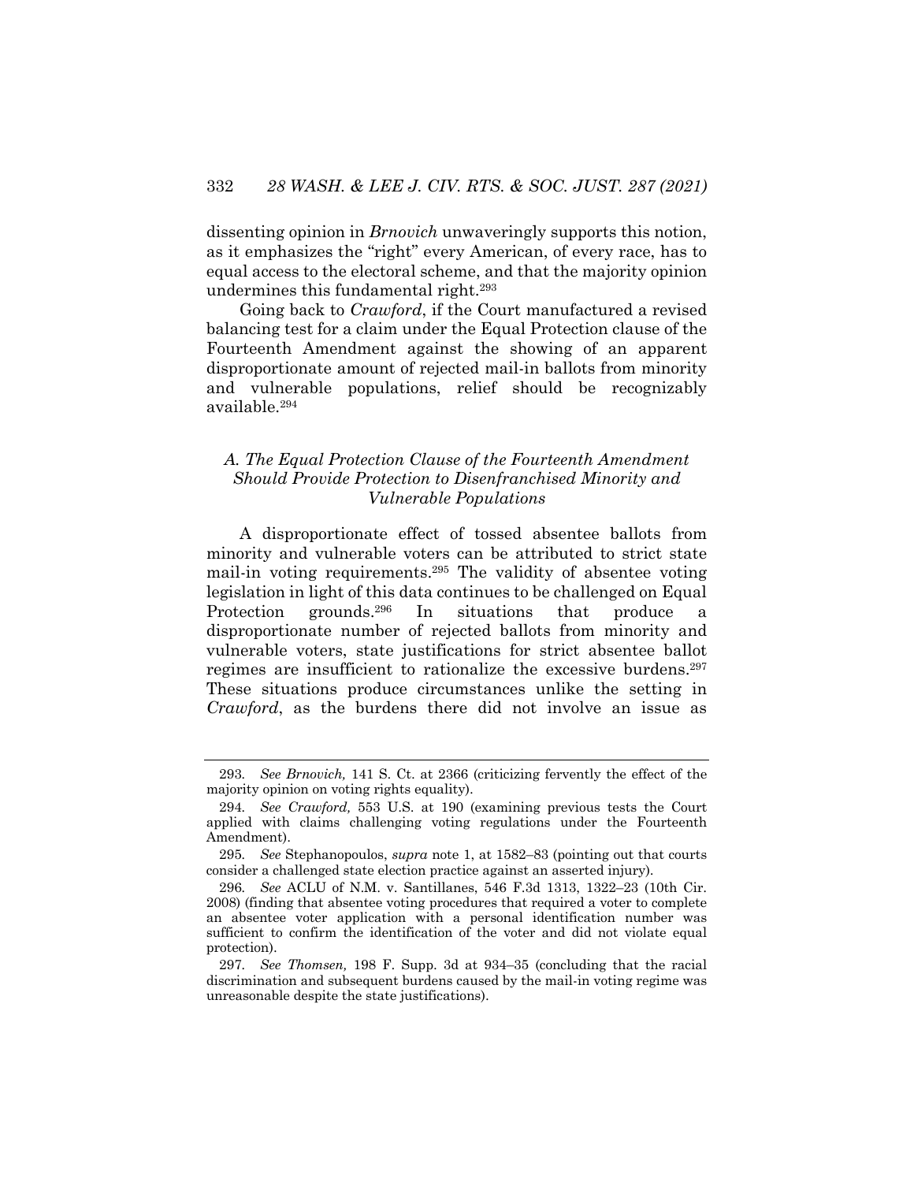dissenting opinion in *Brnovich* unwaveringly supports this notion, as it emphasizes the "right" every American, of every race, has to equal access to the electoral scheme, and that the majority opinion undermines this fundamental right.[293]

Going back to *Crawford*, if the Court manufactured a revised balancing test for a claim under the Equal Protection clause of the Fourteenth Amendment against the showing of an apparent disproportionate amount of rejected mail-in ballots from minority and vulnerable populations, relief should be recognizably available.[294]

### *A. The Equal Protection Clause of the Fourteenth Amendment Should Provide Protection to Disenfranchised Minority and Vulnerable Populations*

A disproportionate effect of tossed absentee ballots from minority and vulnerable voters can be attributed to strict state mail-in voting requirements.[295] The validity of absentee voting legislation in light of this data continues to be challenged on Equal Protection grounds.[296] In situations that produce a disproportionate number of rejected ballots from minority and vulnerable voters, state justifications for strict absentee ballot regimes are insufficient to rationalize the excessive burdens.[297] These situations produce circumstances unlike the setting in *Crawford*, as the burdens there did not involve an issue as

---

293. *See Brnovich,* 141 S. Ct. at 2366 (criticizing fervently the effect of the majority opinion on voting rights equality).

294. *See Crawford,* 553 U.S. at 190 (examining previous tests the Court applied with claims challenging voting regulations under the Fourteenth Amendment).

295. *See* Stephanopoulos, *supra* note 1, at 1582–83 (pointing out that courts consider a challenged state election practice against an asserted injury).

296. *See* ACLU of N.M. v. Santillanes, 546 F.3d 1313, 1322–23 (10th Cir. 2008) (finding that absentee voting procedures that required a voter to complete an absentee voter application with a personal identification number was sufficient to confirm the identification of the voter and did not violate equal protection).

297. *See Thomsen,* 198 F. Supp. 3d at 934–35 (concluding that the racial discrimination and subsequent burdens caused by the mail-in voting regime was unreasonable despite the state justifications).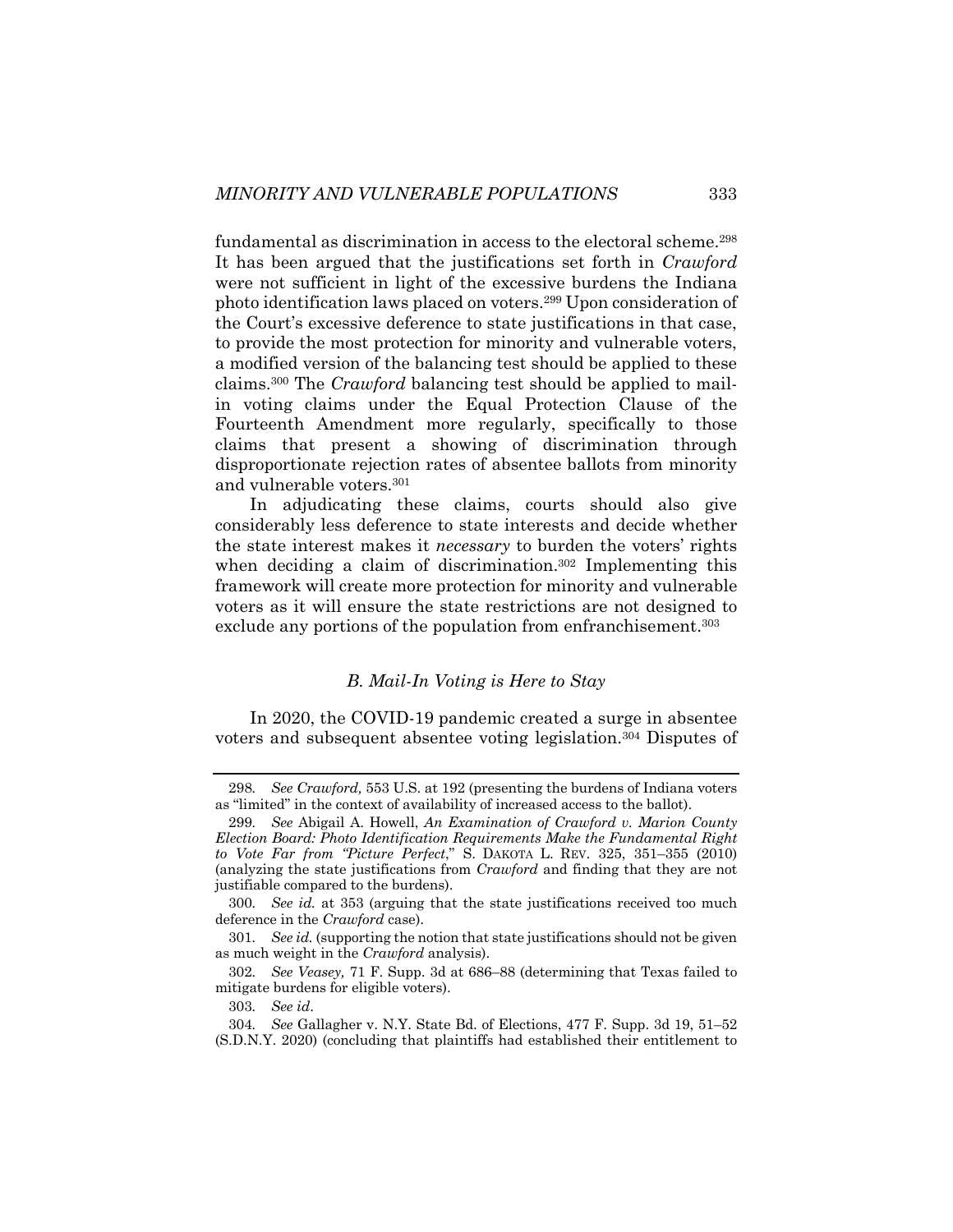fundamental as discrimination in access to the electoral scheme.[298] It has been argued that the justifications set forth in *Crawford* were not sufficient in light of the excessive burdens the Indiana photo identification laws placed on voters.[299] Upon consideration of the Court's excessive deference to state justifications in that case, to provide the most protection for minority and vulnerable voters, a modified version of the balancing test should be applied to these claims.[300] The *Crawford* balancing test should be applied to mail-in voting claims under the Equal Protection Clause of the Fourteenth Amendment more regularly, specifically to those claims that present a showing of discrimination through disproportionate rejection rates of absentee ballots from minority and vulnerable voters.[301]

In adjudicating these claims, courts should also give considerably less deference to state interests and decide whether the state interest makes it *necessary* to burden the voters' rights when deciding a claim of discrimination.[302] Implementing this framework will create more protection for minority and vulnerable voters as it will ensure the state restrictions are not designed to exclude any portions of the population from enfranchisement.[303]

### *B. Mail-In Voting is Here to Stay*

In 2020, the COVID-19 pandemic created a surge in absentee voters and subsequent absentee voting legislation.[304] Disputes of

---

298. *See Crawford,* 553 U.S. at 192 (presenting the burdens of Indiana voters as "limited" in the context of availability of increased access to the ballot).

299. *See* Abigail A. Howell, *An Examination of Crawford v. Marion County Election Board: Photo Identification Requirements Make the Fundamental Right to Vote Far from "Picture Perfect*," S. DAKOTA L. REV. 325, 351–355 (2010) (analyzing the state justifications from *Crawford* and finding that they are not justifiable compared to the burdens).

300. *See id.* at 353 (arguing that the state justifications received too much deference in the *Crawford* case).

301. *See id.* (supporting the notion that state justifications should not be given as much weight in the *Crawford* analysis).

302. *See Veasey,* 71 F. Supp. 3d at 686–88 (determining that Texas failed to mitigate burdens for eligible voters).

303. *See id*.

304. *See* Gallagher v. N.Y. State Bd. of Elections, 477 F. Supp. 3d 19, 51–52 (S.D.N.Y. 2020) (concluding that plaintiffs had established their entitlement to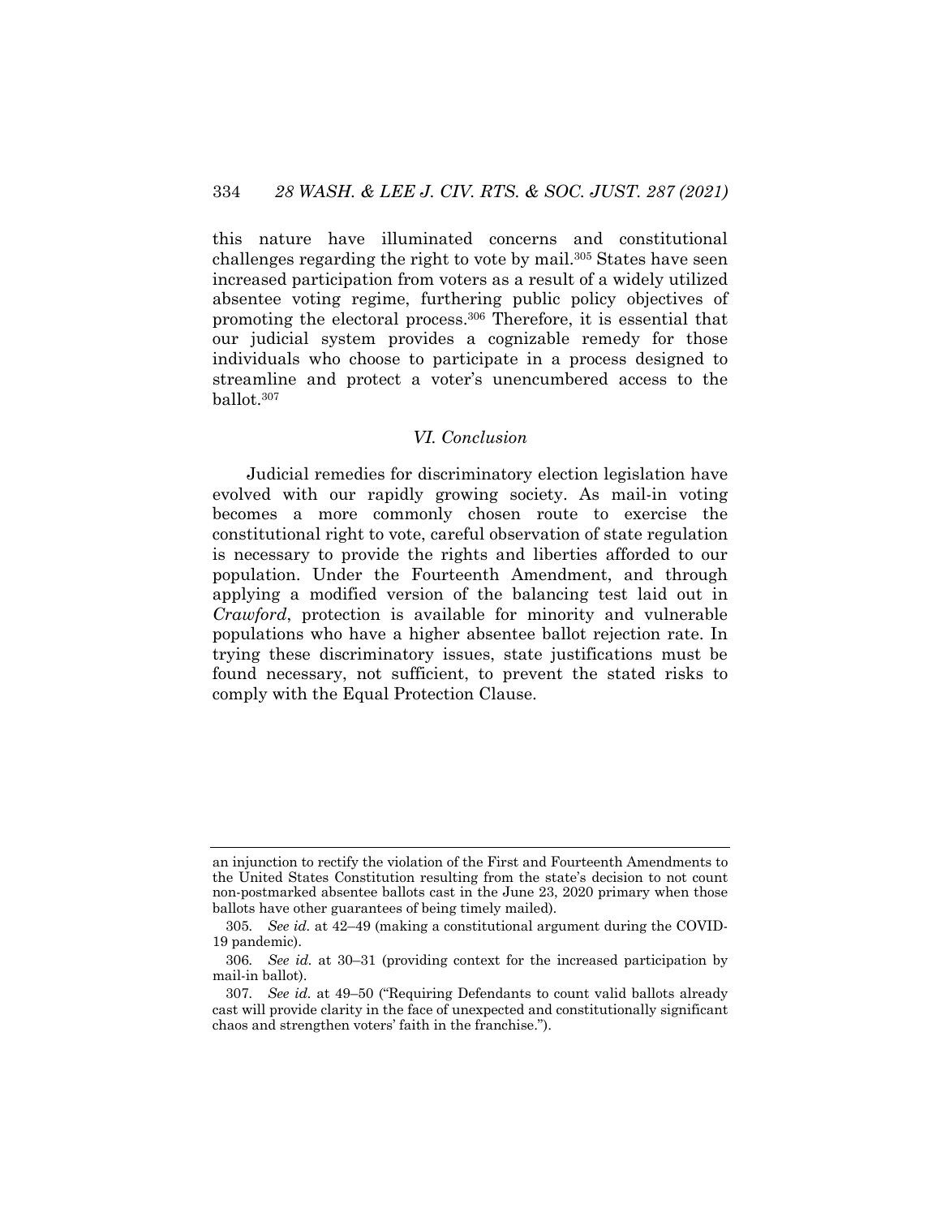this nature have illuminated concerns and constitutional challenges regarding the right to vote by mail.[305] States have seen increased participation from voters as a result of a widely utilized absentee voting regime, furthering public policy objectives of promoting the electoral process.[306] Therefore, it is essential that our judicial system provides a cognizable remedy for those individuals who choose to participate in a process designed to streamline and protect a voter's unencumbered access to the ballot.[307]

## *VI. Conclusion*

Judicial remedies for discriminatory election legislation have evolved with our rapidly growing society. As mail-in voting becomes a more commonly chosen route to exercise the constitutional right to vote, careful observation of state regulation is necessary to provide the rights and liberties afforded to our population. Under the Fourteenth Amendment, and through applying a modified version of the balancing test laid out in *Crawford*, protection is available for minority and vulnerable populations who have a higher absentee ballot rejection rate. In trying these discriminatory issues, state justifications must be found necessary, not sufficient, to prevent the stated risks to comply with the Equal Protection Clause.

---

an injunction to rectify the violation of the First and Fourteenth Amendments to the United States Constitution resulting from the state's decision to not count non-postmarked absentee ballots cast in the June 23, 2020 primary when those ballots have other guarantees of being timely mailed).

305. *See id.* at 42–49 (making a constitutional argument during the COVID-19 pandemic).

306. *See id.* at 30–31 (providing context for the increased participation by mail-in ballot).

307. *See id.* at 49–50 ("Requiring Defendants to count valid ballots already cast will provide clarity in the face of unexpected and constitutionally significant chaos and strengthen voters' faith in the franchise.").